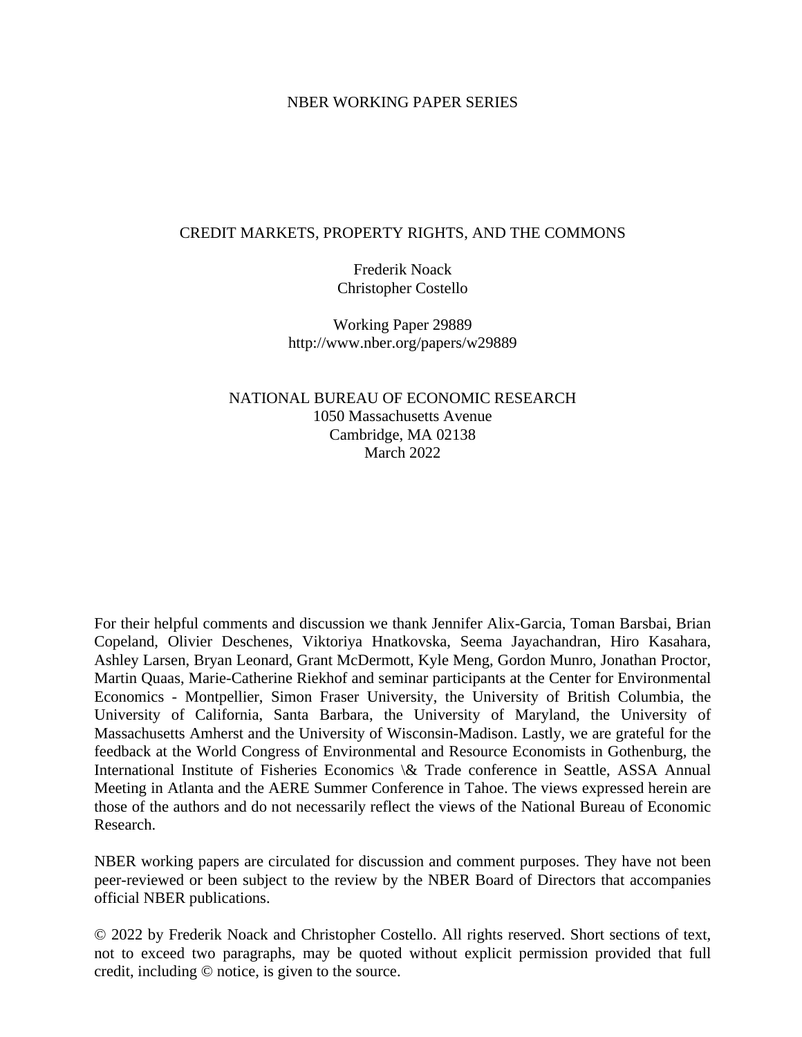NBER WORKING PAPER SERIES

# CREDIT MARKETS, PROPERTY RIGHTS, AND THE COMMONS

Frederik Noack
Christopher Costello

Working Paper 29889
http://www.nber.org/papers/w29889

NATIONAL BUREAU OF ECONOMIC RESEARCH
1050 Massachusetts Avenue
Cambridge, MA 02138
March 2022

For their helpful comments and discussion we thank Jennifer Alix-Garcia, Toman Barsbai, Brian Copeland, Olivier Deschenes, Viktoriya Hnatkovska, Seema Jayachandran, Hiro Kasahara, Ashley Larsen, Bryan Leonard, Grant McDermott, Kyle Meng, Gordon Munro, Jonathan Proctor, Martin Quaas, Marie-Catherine Riekhof and seminar participants at the Center for Environmental Economics - Montpellier, Simon Fraser University, the University of British Columbia, the University of California, Santa Barbara, the University of Maryland, the University of Massachusetts Amherst and the University of Wisconsin-Madison. Lastly, we are grateful for the feedback at the World Congress of Environmental and Resource Economists in Gothenburg, the International Institute of Fisheries Economics \& Trade conference in Seattle, ASSA Annual Meeting in Atlanta and the AERE Summer Conference in Tahoe. The views expressed herein are those of the authors and do not necessarily reflect the views of the National Bureau of Economic Research.

NBER working papers are circulated for discussion and comment purposes. They have not been peer-reviewed or been subject to the review by the NBER Board of Directors that accompanies official NBER publications.

© 2022 by Frederik Noack and Christopher Costello. All rights reserved. Short sections of text, not to exceed two paragraphs, may be quoted without explicit permission provided that full credit, including © notice, is given to the source.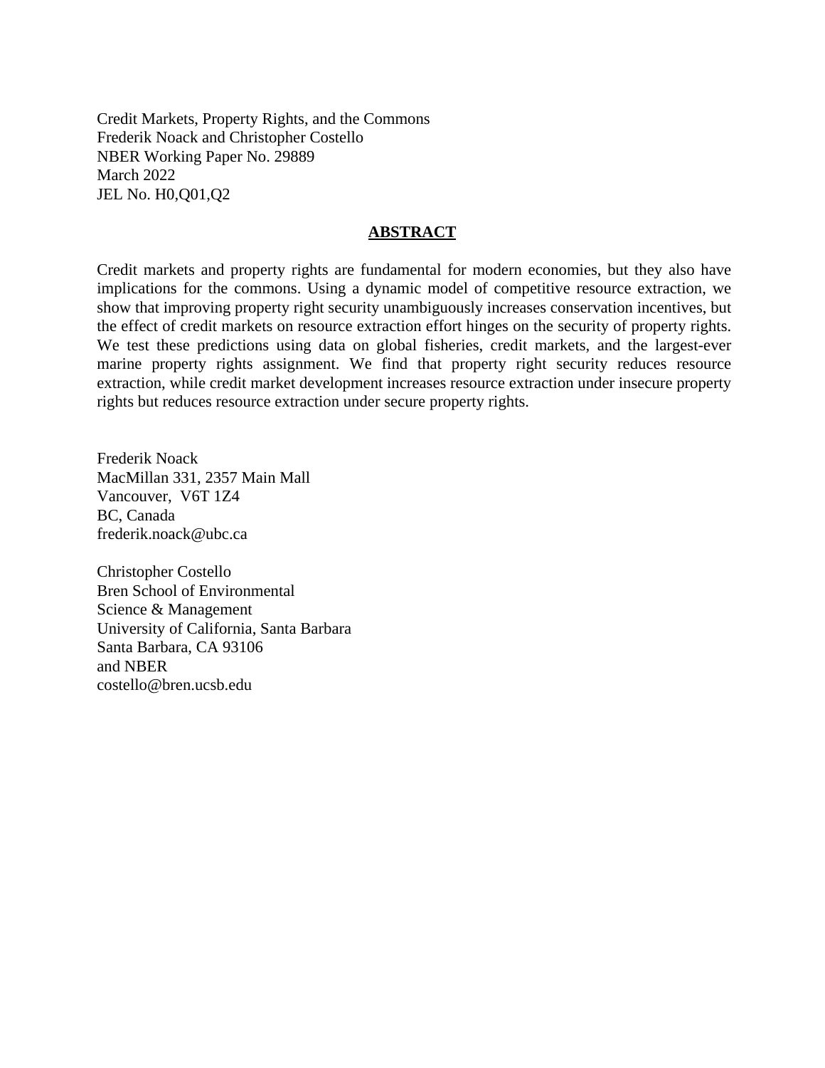Credit Markets, Property Rights, and the Commons
Frederik Noack and Christopher Costello
NBER Working Paper No. 29889
March 2022
JEL No. H0,Q01,Q2

## ABSTRACT

Credit markets and property rights are fundamental for modern economies, but they also have implications for the commons. Using a dynamic model of competitive resource extraction, we show that improving property right security unambiguously increases conservation incentives, but the effect of credit markets on resource extraction effort hinges on the security of property rights. We test these predictions using data on global fisheries, credit markets, and the largest-ever marine property rights assignment. We find that property right security reduces resource extraction, while credit market development increases resource extraction under insecure property rights but reduces resource extraction under secure property rights.

Frederik Noack
MacMillan 331, 2357 Main Mall
Vancouver, V6T 1Z4
BC, Canada
frederik.noack@ubc.ca

Christopher Costello
Bren School of Environmental
Science & Management
University of California, Santa Barbara
Santa Barbara, CA 93106
and NBER
costello@bren.ucsb.edu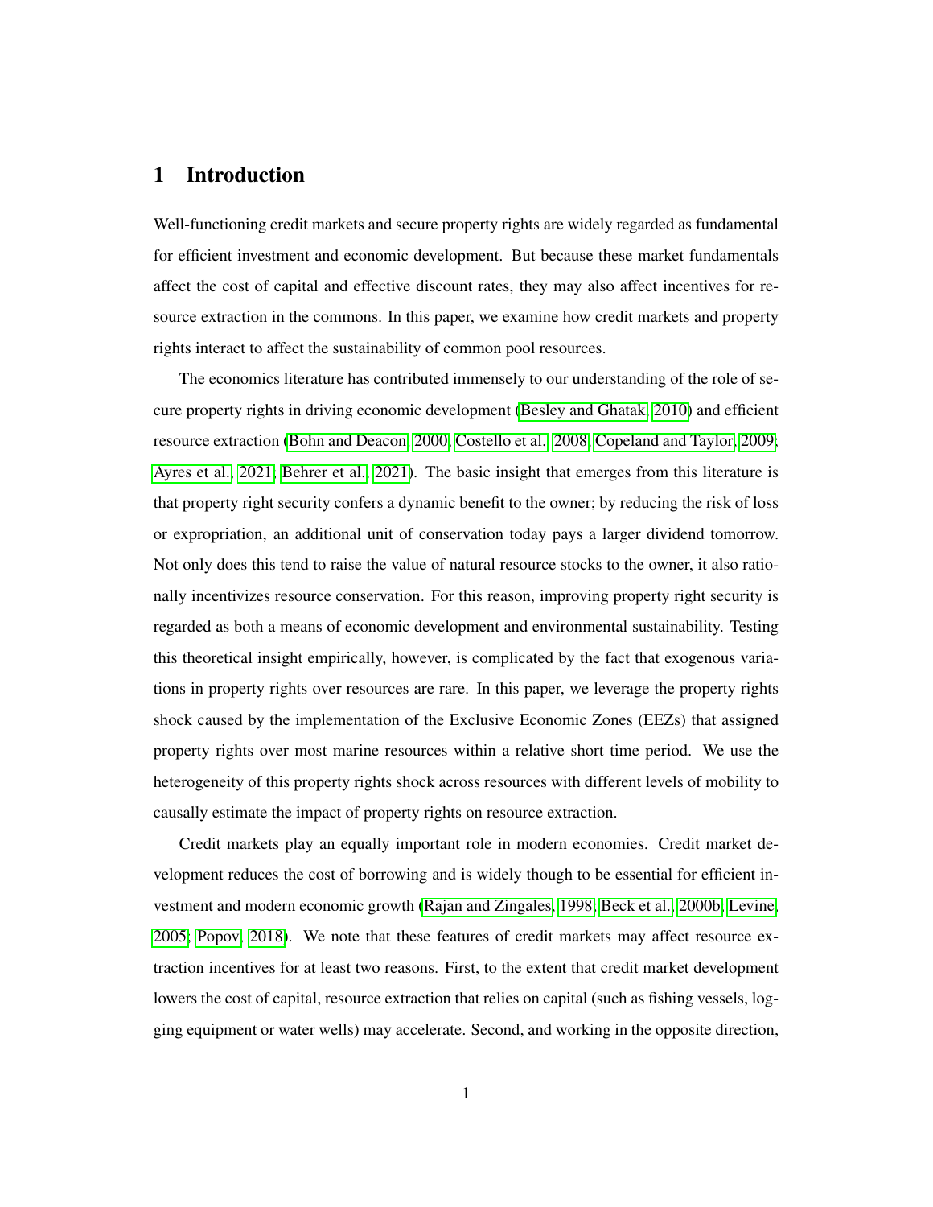# 1 Introduction

Well-functioning credit markets and secure property rights are widely regarded as fundamental for efficient investment and economic development. But because these market fundamentals affect the cost of capital and effective discount rates, they may also affect incentives for resource extraction in the commons. In this paper, we examine how credit markets and property rights interact to affect the sustainability of common pool resources.

The economics literature has contributed immensely to our understanding of the role of secure property rights in driving economic development (Besley and Ghatak, 2010) and efficient resource extraction (Bohn and Deacon, 2000; Costello et al., 2008; Copeland and Taylor, 2009; Ayres et al., 2021; Behrer et al., 2021). The basic insight that emerges from this literature is that property right security confers a dynamic benefit to the owner; by reducing the risk of loss or expropriation, an additional unit of conservation today pays a larger dividend tomorrow. Not only does this tend to raise the value of natural resource stocks to the owner, it also rationally incentivizes resource conservation. For this reason, improving property right security is regarded as both a means of economic development and environmental sustainability. Testing this theoretical insight empirically, however, is complicated by the fact that exogenous variations in property rights over resources are rare. In this paper, we leverage the property rights shock caused by the implementation of the Exclusive Economic Zones (EEZs) that assigned property rights over most marine resources within a relative short time period. We use the heterogeneity of this property rights shock across resources with different levels of mobility to causally estimate the impact of property rights on resource extraction.

Credit markets play an equally important role in modern economies. Credit market development reduces the cost of borrowing and is widely though to be essential for efficient investment and modern economic growth (Rajan and Zingales, 1998; Beck et al., 2000b; Levine, 2005; Popov, 2018). We note that these features of credit markets may affect resource extraction incentives for at least two reasons. First, to the extent that credit market development lowers the cost of capital, resource extraction that relies on capital (such as fishing vessels, logging equipment or water wells) may accelerate. Second, and working in the opposite direction,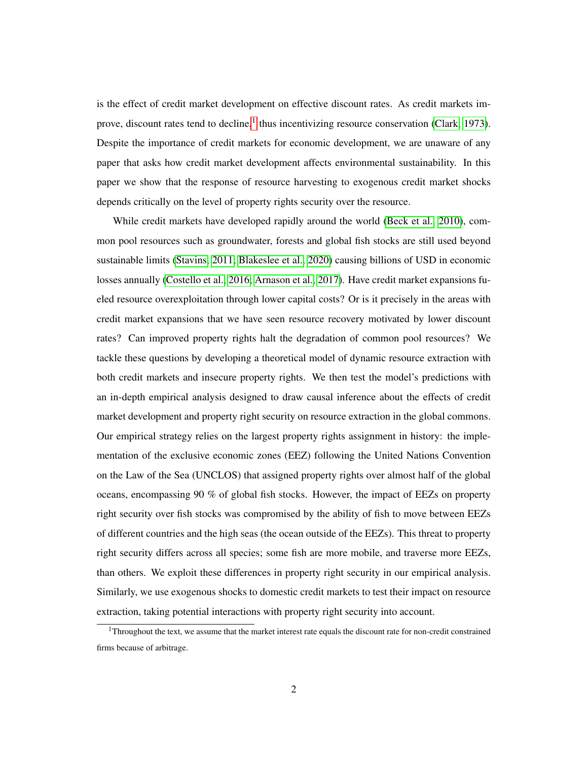is the effect of credit market development on effective discount rates. As credit markets improve, discount rates tend to decline,[1] thus incentivizing resource conservation (Clark, 1973). Despite the importance of credit markets for economic development, we are unaware of any paper that asks how credit market development affects environmental sustainability. In this paper we show that the response of resource harvesting to exogenous credit market shocks depends critically on the level of property rights security over the resource.

While credit markets have developed rapidly around the world (Beck et al., 2010), common pool resources such as groundwater, forests and global fish stocks are still used beyond sustainable limits (Stavins, 2011; Blakeslee et al., 2020) causing billions of USD in economic losses annually (Costello et al., 2016; Arnason et al., 2017). Have credit market expansions fueled resource overexploitation through lower capital costs? Or is it precisely in the areas with credit market expansions that we have seen resource recovery motivated by lower discount rates? Can improved property rights halt the degradation of common pool resources? We tackle these questions by developing a theoretical model of dynamic resource extraction with both credit markets and insecure property rights. We then test the model's predictions with an in-depth empirical analysis designed to draw causal inference about the effects of credit market development and property right security on resource extraction in the global commons. Our empirical strategy relies on the largest property rights assignment in history: the implementation of the exclusive economic zones (EEZ) following the United Nations Convention on the Law of the Sea (UNCLOS) that assigned property rights over almost half of the global oceans, encompassing 90 % of global fish stocks. However, the impact of EEZs on property right security over fish stocks was compromised by the ability of fish to move between EEZs of different countries and the high seas (the ocean outside of the EEZs). This threat to property right security differs across all species; some fish are more mobile, and traverse more EEZs, than others. We exploit these differences in property right security in our empirical analysis. Similarly, we use exogenous shocks to domestic credit markets to test their impact on resource extraction, taking potential interactions with property right security into account.

[1] Throughout the text, we assume that the market interest rate equals the discount rate for non-credit constrained firms because of arbitrage.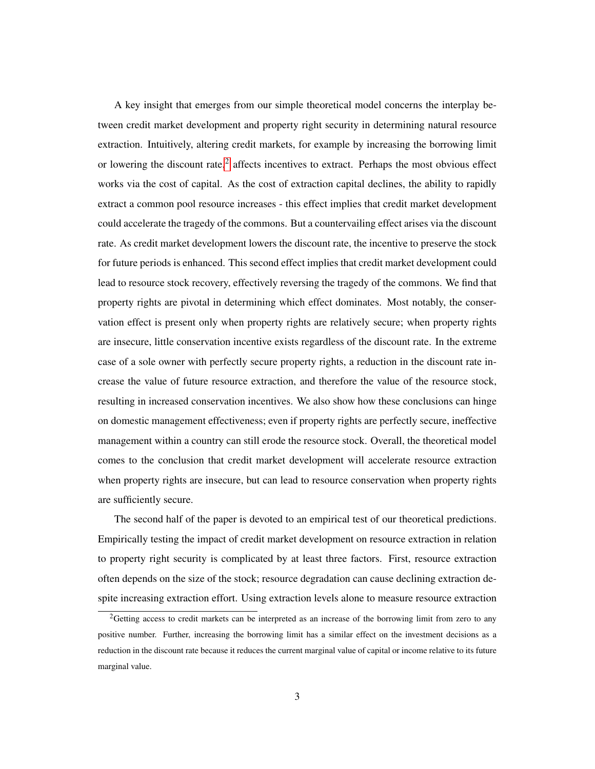A key insight that emerges from our simple theoretical model concerns the interplay between credit market development and property right security in determining natural resource extraction. Intuitively, altering credit markets, for example by increasing the borrowing limit or lowering the discount rate,[2] affects incentives to extract. Perhaps the most obvious effect works via the cost of capital. As the cost of extraction capital declines, the ability to rapidly extract a common pool resource increases - this effect implies that credit market development could accelerate the tragedy of the commons. But a countervailing effect arises via the discount rate. As credit market development lowers the discount rate, the incentive to preserve the stock for future periods is enhanced. This second effect implies that credit market development could lead to resource stock recovery, effectively reversing the tragedy of the commons. We find that property rights are pivotal in determining which effect dominates. Most notably, the conservation effect is present only when property rights are relatively secure; when property rights are insecure, little conservation incentive exists regardless of the discount rate. In the extreme case of a sole owner with perfectly secure property rights, a reduction in the discount rate increase the value of future resource extraction, and therefore the value of the resource stock, resulting in increased conservation incentives. We also show how these conclusions can hinge on domestic management effectiveness; even if property rights are perfectly secure, ineffective management within a country can still erode the resource stock. Overall, the theoretical model comes to the conclusion that credit market development will accelerate resource extraction when property rights are insecure, but can lead to resource conservation when property rights are sufficiently secure.

The second half of the paper is devoted to an empirical test of our theoretical predictions. Empirically testing the impact of credit market development on resource extraction in relation to property right security is complicated by at least three factors. First, resource extraction often depends on the size of the stock; resource degradation can cause declining extraction despite increasing extraction effort. Using extraction levels alone to measure resource extraction

[2] Getting access to credit markets can be interpreted as an increase of the borrowing limit from zero to any positive number. Further, increasing the borrowing limit has a similar effect on the investment decisions as a reduction in the discount rate because it reduces the current marginal value of capital or income relative to its future marginal value.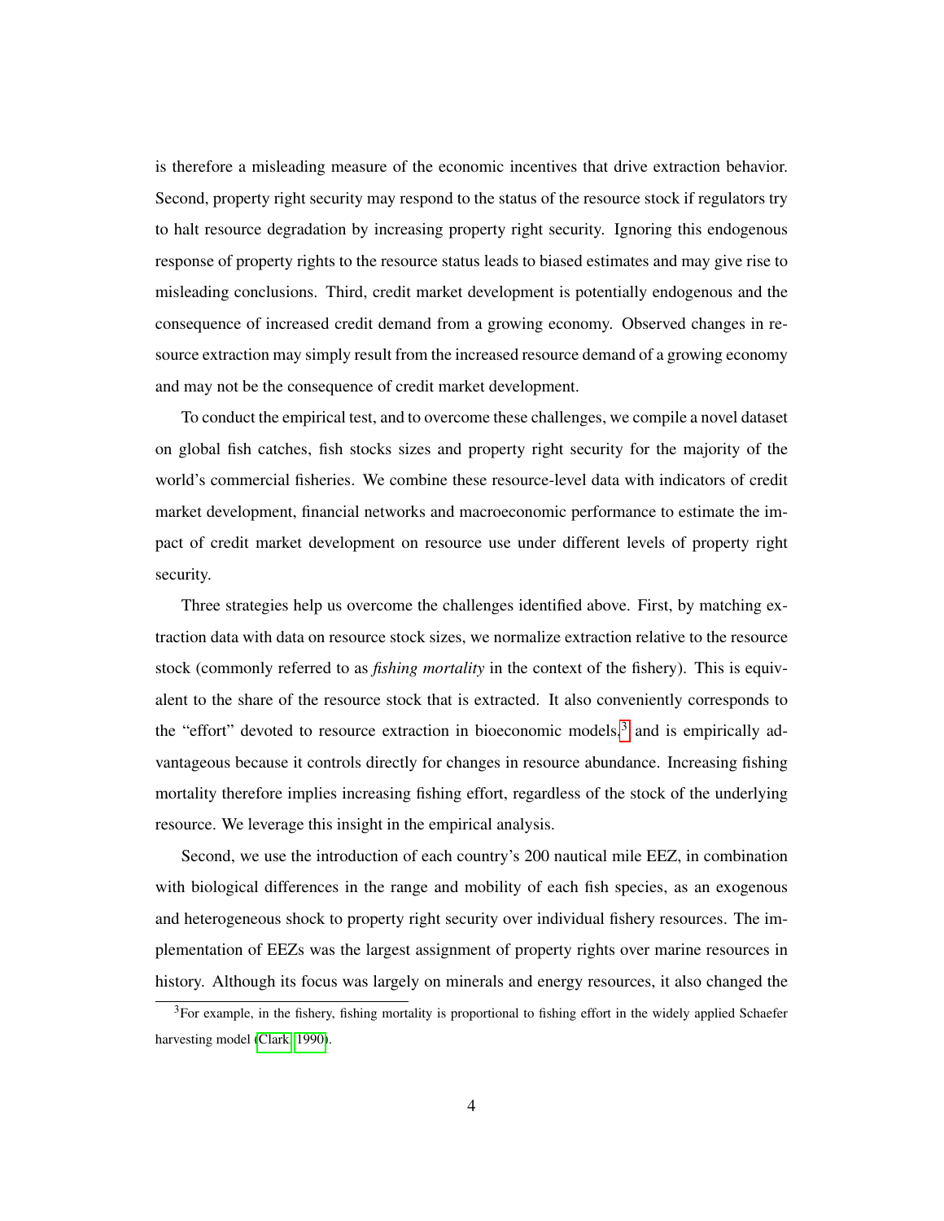is therefore a misleading measure of the economic incentives that drive extraction behavior. Second, property right security may respond to the status of the resource stock if regulators try to halt resource degradation by increasing property right security. Ignoring this endogenous response of property rights to the resource status leads to biased estimates and may give rise to misleading conclusions. Third, credit market development is potentially endogenous and the consequence of increased credit demand from a growing economy. Observed changes in resource extraction may simply result from the increased resource demand of a growing economy and may not be the consequence of credit market development.

To conduct the empirical test, and to overcome these challenges, we compile a novel dataset on global fish catches, fish stocks sizes and property right security for the majority of the world's commercial fisheries. We combine these resource-level data with indicators of credit market development, financial networks and macroeconomic performance to estimate the impact of credit market development on resource use under different levels of property right security.

Three strategies help us overcome the challenges identified above. First, by matching extraction data with data on resource stock sizes, we normalize extraction relative to the resource stock (commonly referred to as *fishing mortality* in the context of the fishery). This is equivalent to the share of the resource stock that is extracted. It also conveniently corresponds to the "effort" devoted to resource extraction in bioeconomic models,[3] and is empirically advantageous because it controls directly for changes in resource abundance. Increasing fishing mortality therefore implies increasing fishing effort, regardless of the stock of the underlying resource. We leverage this insight in the empirical analysis.

Second, we use the introduction of each country's 200 nautical mile EEZ, in combination with biological differences in the range and mobility of each fish species, as an exogenous and heterogeneous shock to property right security over individual fishery resources. The implementation of EEZs was the largest assignment of property rights over marine resources in history. Although its focus was largely on minerals and energy resources, it also changed the

[3] For example, in the fishery, fishing mortality is proportional to fishing effort in the widely applied Schaefer harvesting model (Clark, 1990).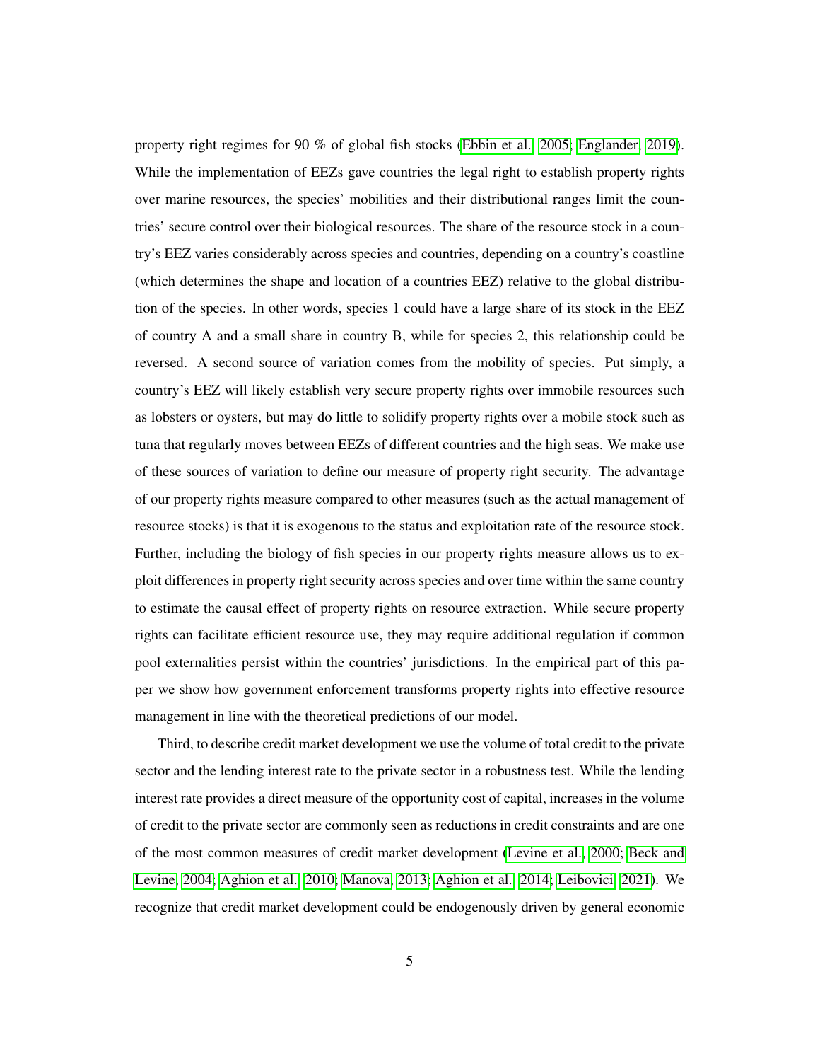property right regimes for 90 % of global fish stocks (Ebbin et al., 2005; Englander, 2019). While the implementation of EEZs gave countries the legal right to establish property rights over marine resources, the species' mobilities and their distributional ranges limit the countries' secure control over their biological resources. The share of the resource stock in a country's EEZ varies considerably across species and countries, depending on a country's coastline (which determines the shape and location of a countries EEZ) relative to the global distribution of the species. In other words, species 1 could have a large share of its stock in the EEZ of country A and a small share in country B, while for species 2, this relationship could be reversed. A second source of variation comes from the mobility of species. Put simply, a country's EEZ will likely establish very secure property rights over immobile resources such as lobsters or oysters, but may do little to solidify property rights over a mobile stock such as tuna that regularly moves between EEZs of different countries and the high seas. We make use of these sources of variation to define our measure of property right security. The advantage of our property rights measure compared to other measures (such as the actual management of resource stocks) is that it is exogenous to the status and exploitation rate of the resource stock. Further, including the biology of fish species in our property rights measure allows us to exploit differences in property right security across species and over time within the same country to estimate the causal effect of property rights on resource extraction. While secure property rights can facilitate efficient resource use, they may require additional regulation if common pool externalities persist within the countries' jurisdictions. In the empirical part of this paper we show how government enforcement transforms property rights into effective resource management in line with the theoretical predictions of our model.

Third, to describe credit market development we use the volume of total credit to the private sector and the lending interest rate to the private sector in a robustness test. While the lending interest rate provides a direct measure of the opportunity cost of capital, increases in the volume of credit to the private sector are commonly seen as reductions in credit constraints and are one of the most common measures of credit market development (Levine et al., 2000; Beck and Levine, 2004; Aghion et al., 2010; Manova, 2013; Aghion et al., 2014; Leibovici, 2021). We recognize that credit market development could be endogenously driven by general economic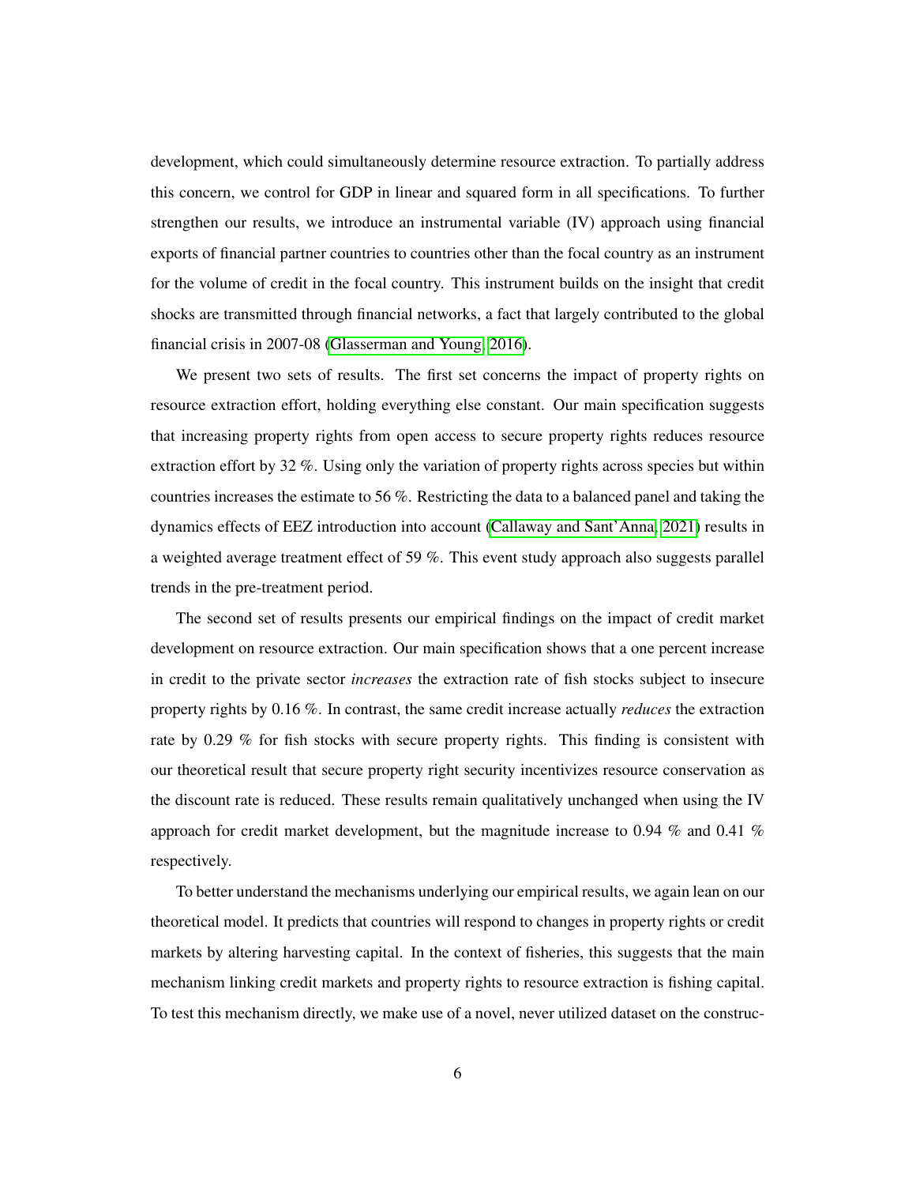development, which could simultaneously determine resource extraction. To partially address this concern, we control for GDP in linear and squared form in all specifications. To further strengthen our results, we introduce an instrumental variable (IV) approach using financial exports of financial partner countries to countries other than the focal country as an instrument for the volume of credit in the focal country. This instrument builds on the insight that credit shocks are transmitted through financial networks, a fact that largely contributed to the global financial crisis in 2007-08 (Glasserman and Young, 2016).

We present two sets of results. The first set concerns the impact of property rights on resource extraction effort, holding everything else constant. Our main specification suggests that increasing property rights from open access to secure property rights reduces resource extraction effort by 32 %. Using only the variation of property rights across species but within countries increases the estimate to 56 %. Restricting the data to a balanced panel and taking the dynamics effects of EEZ introduction into account (Callaway and Sant'Anna, 2021) results in a weighted average treatment effect of 59 %. This event study approach also suggests parallel trends in the pre-treatment period.

The second set of results presents our empirical findings on the impact of credit market development on resource extraction. Our main specification shows that a one percent increase in credit to the private sector *increases* the extraction rate of fish stocks subject to insecure property rights by 0.16 %. In contrast, the same credit increase actually *reduces* the extraction rate by 0.29 % for fish stocks with secure property rights. This finding is consistent with our theoretical result that secure property right security incentivizes resource conservation as the discount rate is reduced. These results remain qualitatively unchanged when using the IV approach for credit market development, but the magnitude increase to 0.94 % and 0.41 % respectively.

To better understand the mechanisms underlying our empirical results, we again lean on our theoretical model. It predicts that countries will respond to changes in property rights or credit markets by altering harvesting capital. In the context of fisheries, this suggests that the main mechanism linking credit markets and property rights to resource extraction is fishing capital. To test this mechanism directly, we make use of a novel, never utilized dataset on the construc-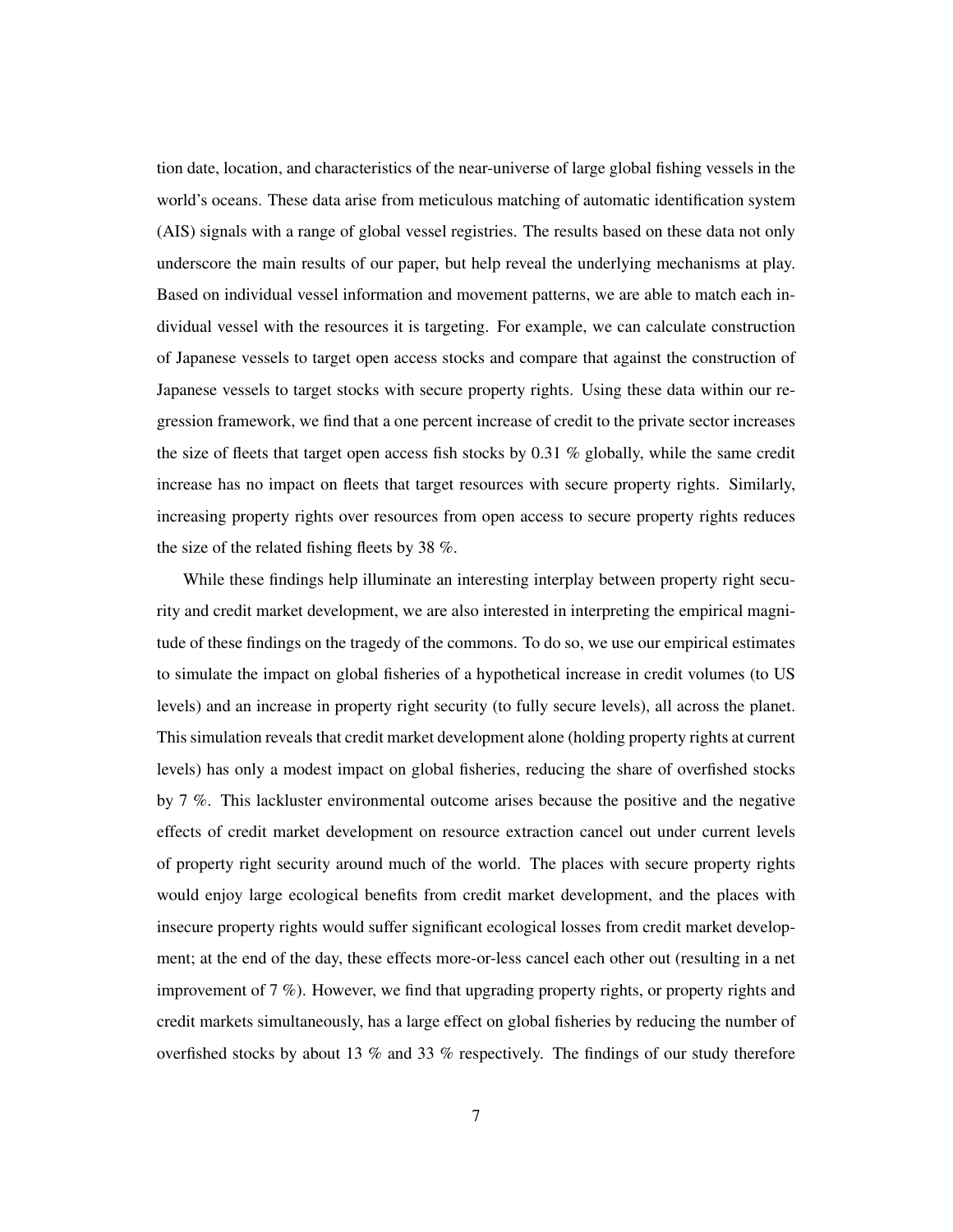tion date, location, and characteristics of the near-universe of large global fishing vessels in the world's oceans. These data arise from meticulous matching of automatic identification system (AIS) signals with a range of global vessel registries. The results based on these data not only underscore the main results of our paper, but help reveal the underlying mechanisms at play. Based on individual vessel information and movement patterns, we are able to match each individual vessel with the resources it is targeting. For example, we can calculate construction of Japanese vessels to target open access stocks and compare that against the construction of Japanese vessels to target stocks with secure property rights. Using these data within our regression framework, we find that a one percent increase of credit to the private sector increases the size of fleets that target open access fish stocks by 0.31 % globally, while the same credit increase has no impact on fleets that target resources with secure property rights. Similarly, increasing property rights over resources from open access to secure property rights reduces the size of the related fishing fleets by 38 %.

While these findings help illuminate an interesting interplay between property right security and credit market development, we are also interested in interpreting the empirical magnitude of these findings on the tragedy of the commons. To do so, we use our empirical estimates to simulate the impact on global fisheries of a hypothetical increase in credit volumes (to US levels) and an increase in property right security (to fully secure levels), all across the planet. This simulation reveals that credit market development alone (holding property rights at current levels) has only a modest impact on global fisheries, reducing the share of overfished stocks by 7 %. This lackluster environmental outcome arises because the positive and the negative effects of credit market development on resource extraction cancel out under current levels of property right security around much of the world. The places with secure property rights would enjoy large ecological benefits from credit market development, and the places with insecure property rights would suffer significant ecological losses from credit market development; at the end of the day, these effects more-or-less cancel each other out (resulting in a net improvement of 7 %). However, we find that upgrading property rights, or property rights and credit markets simultaneously, has a large effect on global fisheries by reducing the number of overfished stocks by about 13 % and 33 % respectively. The findings of our study therefore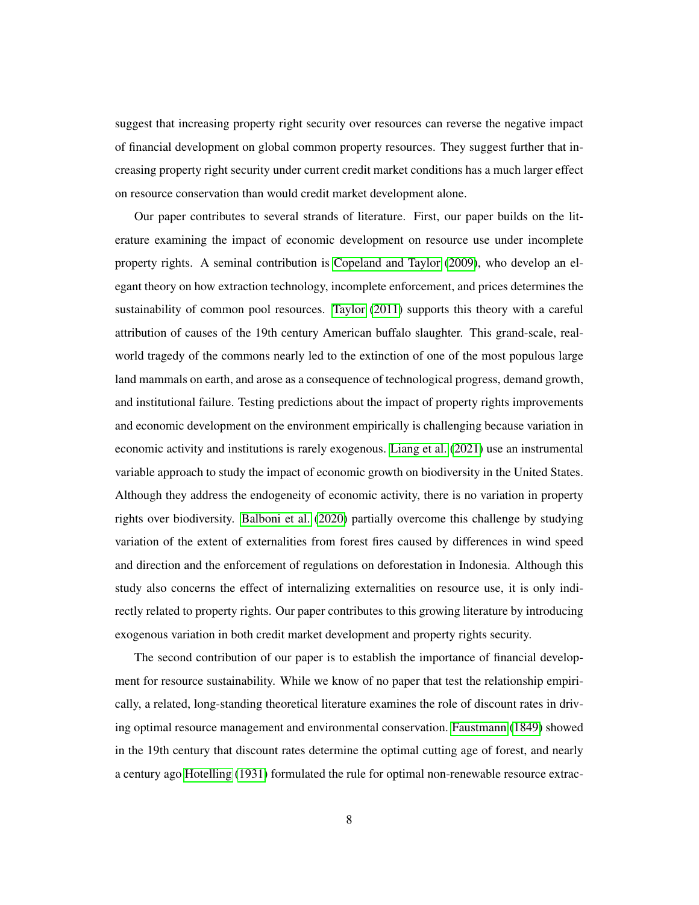suggest that increasing property right security over resources can reverse the negative impact of financial development on global common property resources. They suggest further that increasing property right security under current credit market conditions has a much larger effect on resource conservation than would credit market development alone.

Our paper contributes to several strands of literature. First, our paper builds on the literature examining the impact of economic development on resource use under incomplete property rights. A seminal contribution is Copeland and Taylor (2009), who develop an elegant theory on how extraction technology, incomplete enforcement, and prices determines the sustainability of common pool resources. Taylor (2011) supports this theory with a careful attribution of causes of the 19th century American buffalo slaughter. This grand-scale, real-world tragedy of the commons nearly led to the extinction of one of the most populous large land mammals on earth, and arose as a consequence of technological progress, demand growth, and institutional failure. Testing predictions about the impact of property rights improvements and economic development on the environment empirically is challenging because variation in economic activity and institutions is rarely exogenous. Liang et al. (2021) use an instrumental variable approach to study the impact of economic growth on biodiversity in the United States. Although they address the endogeneity of economic activity, there is no variation in property rights over biodiversity. Balboni et al. (2020) partially overcome this challenge by studying variation of the extent of externalities from forest fires caused by differences in wind speed and direction and the enforcement of regulations on deforestation in Indonesia. Although this study also concerns the effect of internalizing externalities on resource use, it is only indirectly related to property rights. Our paper contributes to this growing literature by introducing exogenous variation in both credit market development and property rights security.

The second contribution of our paper is to establish the importance of financial development for resource sustainability. While we know of no paper that test the relationship empirically, a related, long-standing theoretical literature examines the role of discount rates in driving optimal resource management and environmental conservation. Faustmann (1849) showed in the 19th century that discount rates determine the optimal cutting age of forest, and nearly a century ago Hotelling (1931) formulated the rule for optimal non-renewable resource extrac-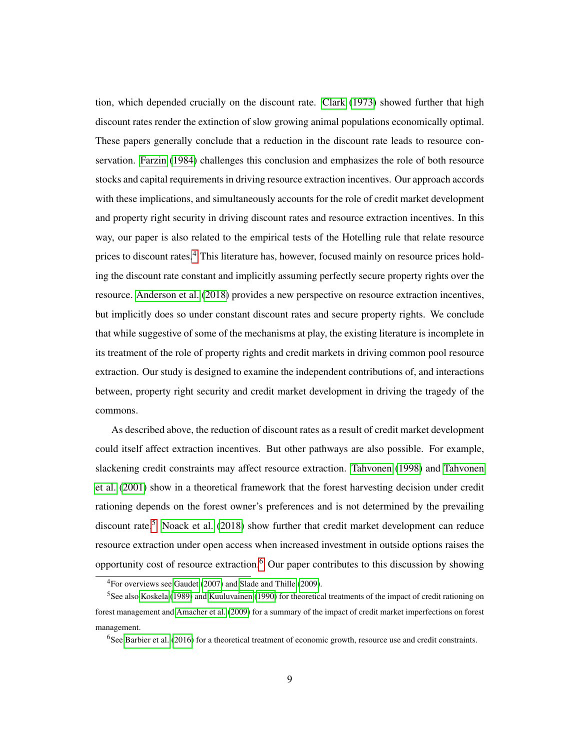tion, which depended crucially on the discount rate. Clark (1973) showed further that high discount rates render the extinction of slow growing animal populations economically optimal. These papers generally conclude that a reduction in the discount rate leads to resource conservation. Farzin (1984) challenges this conclusion and emphasizes the role of both resource stocks and capital requirements in driving resource extraction incentives. Our approach accords with these implications, and simultaneously accounts for the role of credit market development and property right security in driving discount rates and resource extraction incentives. In this way, our paper is also related to the empirical tests of the Hotelling rule that relate resource prices to discount rates.[4] This literature has, however, focused mainly on resource prices holding the discount rate constant and implicitly assuming perfectly secure property rights over the resource. Anderson et al. (2018) provides a new perspective on resource extraction incentives, but implicitly does so under constant discount rates and secure property rights. We conclude that while suggestive of some of the mechanisms at play, the existing literature is incomplete in its treatment of the role of property rights and credit markets in driving common pool resource extraction. Our study is designed to examine the independent contributions of, and interactions between, property right security and credit market development in driving the tragedy of the commons.

As described above, the reduction of discount rates as a result of credit market development could itself affect extraction incentives. But other pathways are also possible. For example, slackening credit constraints may affect resource extraction. Tahvonen (1998) and Tahvonen et al. (2001) show in a theoretical framework that the forest harvesting decision under credit rationing depends on the forest owner's preferences and is not determined by the prevailing discount rate.[5] Noack et al. (2018) show further that credit market development can reduce resource extraction under open access when increased investment in outside options raises the opportunity cost of resource extraction.[6] Our paper contributes to this discussion by showing

[4] For overviews see Gaudet (2007) and Slade and Thille (2009).

[5] See also Koskela (1989) and Kuuluvainen (1990) for theoretical treatments of the impact of credit rationing on forest management and Amacher et al. (2009) for a summary of the impact of credit market imperfections on forest management.

[6] See Barbier et al. (2016) for a theoretical treatment of economic growth, resource use and credit constraints.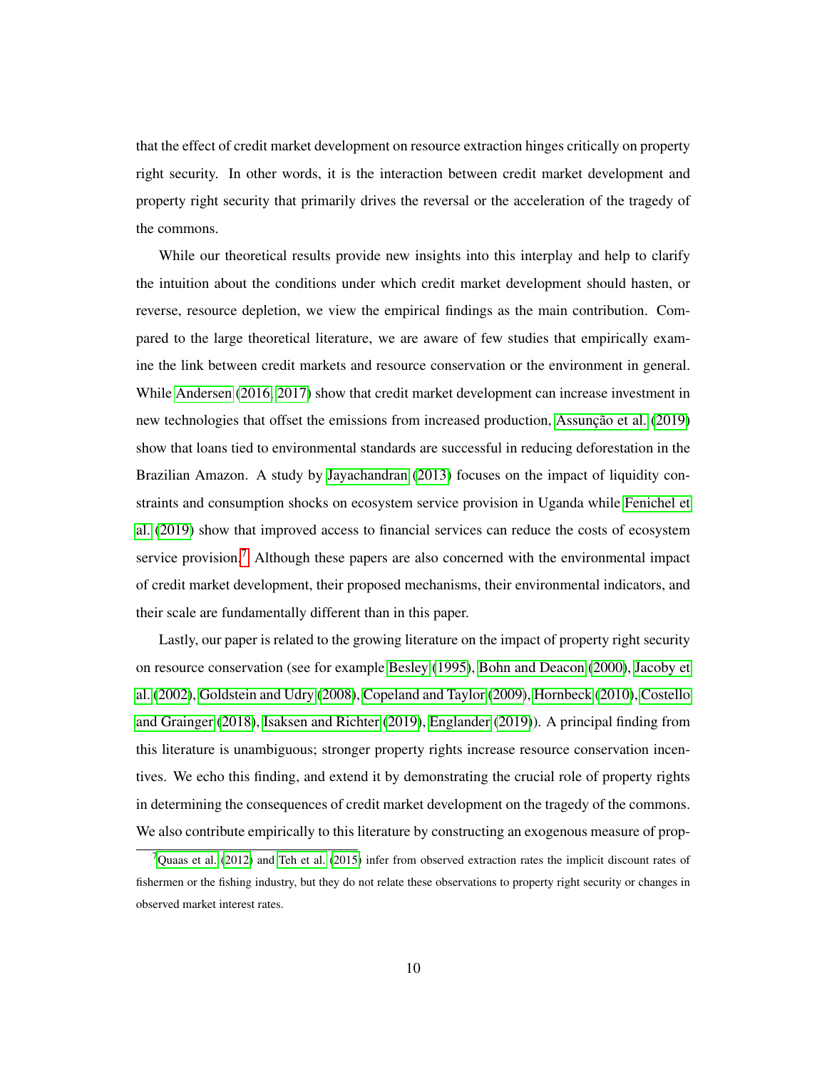that the effect of credit market development on resource extraction hinges critically on property right security. In other words, it is the interaction between credit market development and property right security that primarily drives the reversal or the acceleration of the tragedy of the commons.

While our theoretical results provide new insights into this interplay and help to clarify the intuition about the conditions under which credit market development should hasten, or reverse, resource depletion, we view the empirical findings as the main contribution. Compared to the large theoretical literature, we are aware of few studies that empirically examine the link between credit markets and resource conservation or the environment in general. While Andersen (2016, 2017) show that credit market development can increase investment in new technologies that offset the emissions from increased production, Assunção et al. (2019) show that loans tied to environmental standards are successful in reducing deforestation in the Brazilian Amazon. A study by Jayachandran (2013) focuses on the impact of liquidity constraints and consumption shocks on ecosystem service provision in Uganda while Fenichel et al. (2019) show that improved access to financial services can reduce the costs of ecosystem service provision.[7] Although these papers are also concerned with the environmental impact of credit market development, their proposed mechanisms, their environmental indicators, and their scale are fundamentally different than in this paper.

Lastly, our paper is related to the growing literature on the impact of property right security on resource conservation (see for example Besley (1995), Bohn and Deacon (2000), Jacoby et al. (2002), Goldstein and Udry (2008), Copeland and Taylor (2009), Hornbeck (2010), Costello and Grainger (2018), Isaksen and Richter (2019), Englander (2019)). A principal finding from this literature is unambiguous; stronger property rights increase resource conservation incentives. We echo this finding, and extend it by demonstrating the crucial role of property rights in determining the consequences of credit market development on the tragedy of the commons. We also contribute empirically to this literature by constructing an exogenous measure of prop-

[7] Quaas et al. (2012) and Teh et al. (2015) infer from observed extraction rates the implicit discount rates of fishermen or the fishing industry, but they do not relate these observations to property right security or changes in observed market interest rates.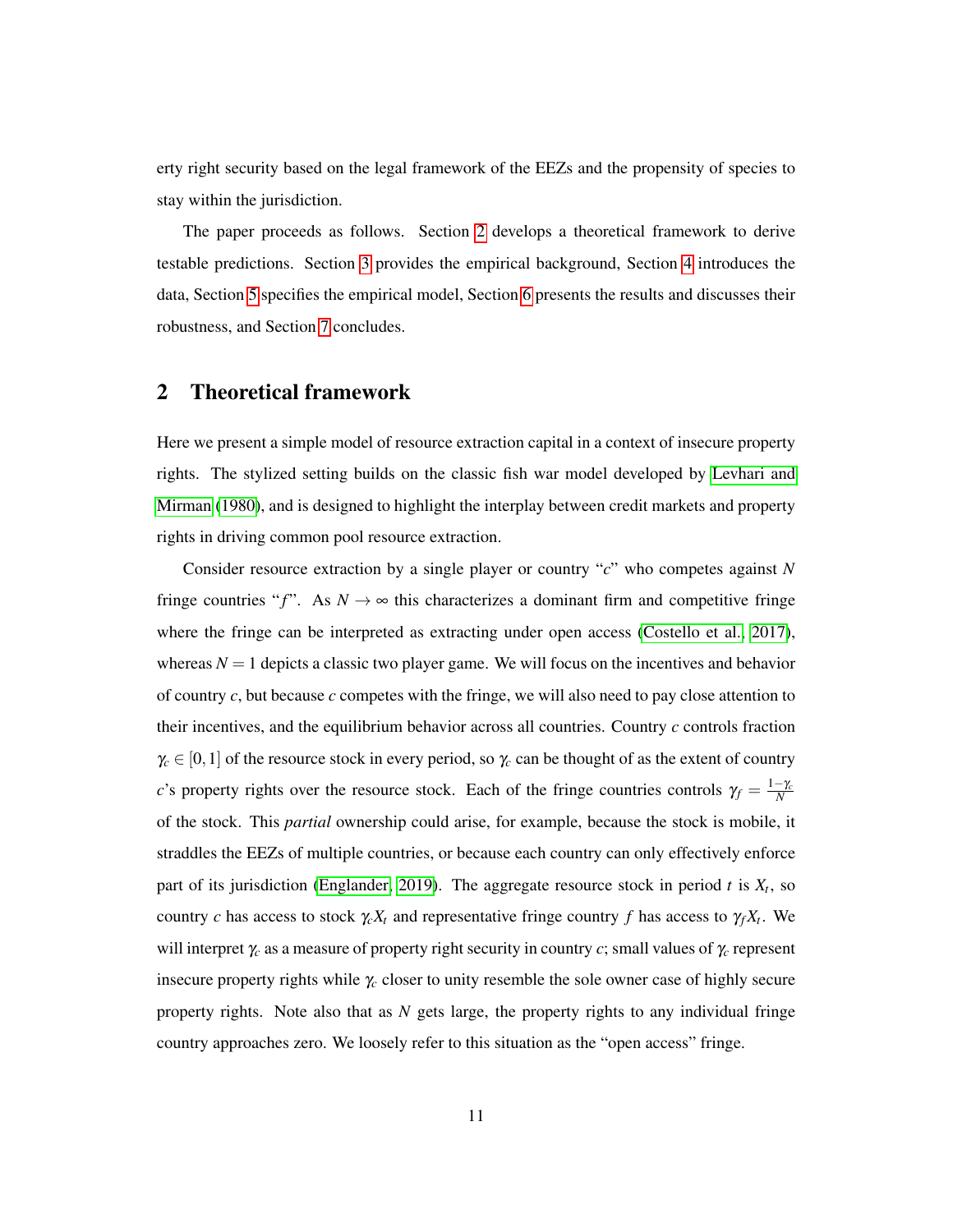erty right security based on the legal framework of the EEZs and the propensity of species to stay within the jurisdiction.

The paper proceeds as follows. Section 2 develops a theoretical framework to derive testable predictions. Section 3 provides the empirical background, Section 4 introduces the data, Section 5 specifies the empirical model, Section 6 presents the results and discusses their robustness, and Section 7 concludes.

## 2 Theoretical framework

Here we present a simple model of resource extraction capital in a context of insecure property rights. The stylized setting builds on the classic fish war model developed by Levhari and Mirman (1980), and is designed to highlight the interplay between credit markets and property rights in driving common pool resource extraction.

Consider resource extraction by a single player or country "$c$" who competes against $N$ fringe countries "$f$". As $N \to \infty$ this characterizes a dominant firm and competitive fringe where the fringe can be interpreted as extracting under open access (Costello et al., 2017), whereas $N = 1$ depicts a classic two player game. We will focus on the incentives and behavior of country $c$, but because $c$ competes with the fringe, we will also need to pay close attention to their incentives, and the equilibrium behavior across all countries. Country $c$ controls fraction $\gamma_c \in [0,1]$ of the resource stock in every period, so $\gamma_c$ can be thought of as the extent of country $c$'s property rights over the resource stock. Each of the fringe countries controls $\gamma_f = \frac{1-\gamma_c}{N}$ of the stock. This *partial* ownership could arise, for example, because the stock is mobile, it straddles the EEZs of multiple countries, or because each country can only effectively enforce part of its jurisdiction (Englander, 2019). The aggregate resource stock in period $t$ is $X_t$, so country $c$ has access to stock $\gamma_c X_t$ and representative fringe country $f$ has access to $\gamma_f X_t$. We will interpret $\gamma_c$ as a measure of property right security in country $c$; small values of $\gamma_c$ represent insecure property rights while $\gamma_c$ closer to unity resemble the sole owner case of highly secure property rights. Note also that as $N$ gets large, the property rights to any individual fringe country approaches zero. We loosely refer to this situation as the "open access" fringe.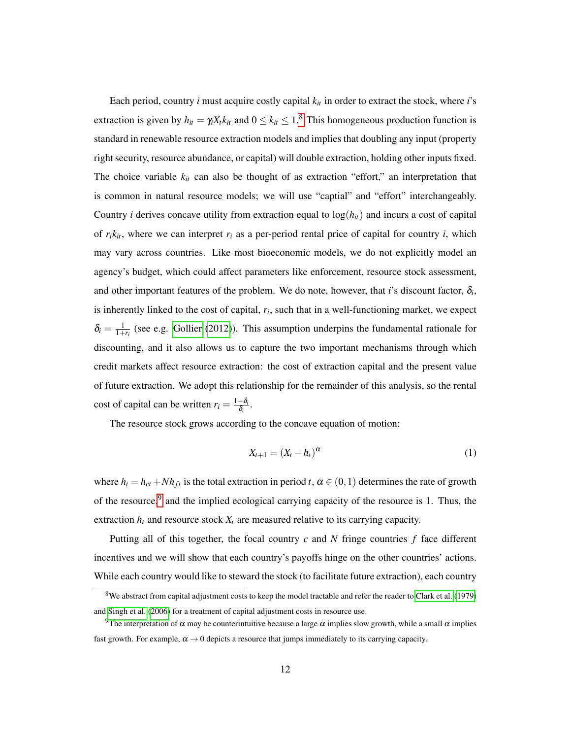Each period, country $i$ must acquire costly capital $k_{it}$ in order to extract the stock, where $i$'s extraction is given by $h_{it} = \gamma_i X_t k_{it}$ and $0 \leq k_{it} \leq 1$.[8] This homogeneous production function is standard in renewable resource extraction models and implies that doubling any input (property right security, resource abundance, or capital) will double extraction, holding other inputs fixed. The choice variable $k_{it}$ can also be thought of as extraction "effort," an interpretation that is common in natural resource models; we will use "captial" and "effort" interchangeably. Country $i$ derives concave utility from extraction equal to $\log(h_{it})$ and incurs a cost of capital of $r_i k_{it}$, where we can interpret $r_i$ as a per-period rental price of capital for country $i$, which may vary across countries. Like most bioeconomic models, we do not explicitly model an agency's budget, which could affect parameters like enforcement, resource stock assessment, and other important features of the problem. We do note, however, that $i$'s discount factor, $\delta_i$, is inherently linked to the cost of capital, $r_i$, such that in a well-functioning market, we expect $\delta_i = \frac{1}{1+r_i}$ (see e.g. Gollier (2012)). This assumption underpins the fundamental rationale for discounting, and it also allows us to capture the two important mechanisms through which credit markets affect resource extraction: the cost of extraction capital and the present value of future extraction. We adopt this relationship for the remainder of this analysis, so the rental cost of capital can be written $r_i = \frac{1-\delta_i}{\delta_i}$.

The resource stock grows according to the concave equation of motion:

$$X_{t+1} = (X_t - h_t)^{\alpha} \tag{1}$$

where $h_t = h_{ct} + N h_{ft}$ is the total extraction in period $t$, $\alpha \in (0,1)$ determines the rate of growth of the resource,[9] and the implied ecological carrying capacity of the resource is 1. Thus, the extraction $h_t$ and resource stock $X_t$ are measured relative to its carrying capacity.

Putting all of this together, the focal country $c$ and $N$ fringe countries $f$ face different incentives and we will show that each country's payoffs hinge on the other countries' actions. While each country would like to steward the stock (to facilitate future extraction), each country

[8] We abstract from capital adjustment costs to keep the model tractable and refer the reader to Clark et al. (1979) and Singh et al. (2006) for a treatment of capital adjustment costs in resource use.

[9] The interpretation of $\alpha$ may be counterintuitive because a large $\alpha$ implies slow growth, while a small $\alpha$ implies fast growth. For example, $\alpha \to 0$ depicts a resource that jumps immediately to its carrying capacity.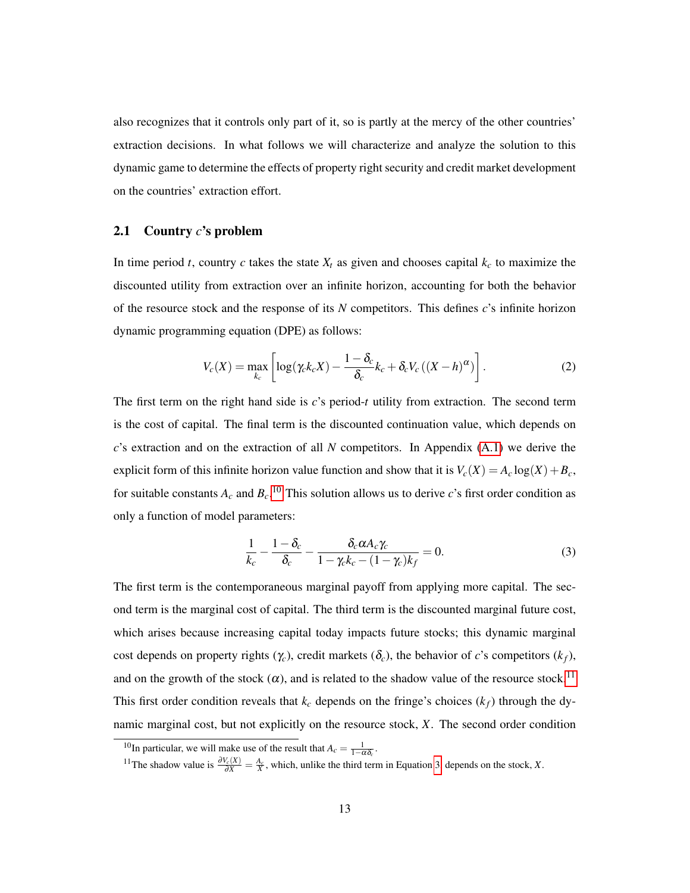also recognizes that it controls only part of it, so is partly at the mercy of the other countries' extraction decisions. In what follows we will characterize and analyze the solution to this dynamic game to determine the effects of property right security and credit market development on the countries' extraction effort.

### 2.1 Country $c$'s problem

In time period $t$, country $c$ takes the state $X_t$ as given and chooses capital $k_c$ to maximize the discounted utility from extraction over an infinite horizon, accounting for both the behavior of the resource stock and the response of its $N$ competitors. This defines $c$'s infinite horizon dynamic programming equation (DPE) as follows:

$$V_c(X) = \max_{k_c} \left[ \log(\gamma_c k_c X) - \frac{1-\delta_c}{\delta_c} k_c + \delta_c V_c\left((X-h)^{\alpha}\right) \right]. \tag{2}$$

The first term on the right hand side is $c$'s period-$t$ utility from extraction. The second term is the cost of capital. The final term is the discounted continuation value, which depends on $c$'s extraction and on the extraction of all $N$ competitors. In Appendix (A.1) we derive the explicit form of this infinite horizon value function and show that it is $V_c(X) = A_c \log(X) + B_c$, for suitable constants $A_c$ and $B_c$.[10] This solution allows us to derive $c$'s first order condition as only a function of model parameters:

$$\frac{1}{k_c} - \frac{1-\delta_c}{\delta_c} - \frac{\delta_c \alpha A_c \gamma_c}{1-\gamma_c k_c - (1-\gamma_c) k_f} = 0. \tag{3}$$

The first term is the contemporaneous marginal payoff from applying more capital. The second term is the marginal cost of capital. The third term is the discounted marginal future cost, which arises because increasing capital today impacts future stocks; this dynamic marginal cost depends on property rights ($\gamma_c$), credit markets ($\delta_c$), the behavior of $c$'s competitors ($k_f$), and on the growth of the stock ($\alpha$), and is related to the shadow value of the resource stock.[11] This first order condition reveals that $k_c$ depends on the fringe's choices ($k_f$) through the dynamic marginal cost, but not explicitly on the resource stock, $X$. The second order condition

[10] In particular, we will make use of the result that $A_c = \frac{1}{1-\alpha\delta_c}$.

[11] The shadow value is $\frac{\partial V_c(X)}{\partial X} = \frac{A_c}{X}$, which, unlike the third term in Equation 3, depends on the stock, $X$.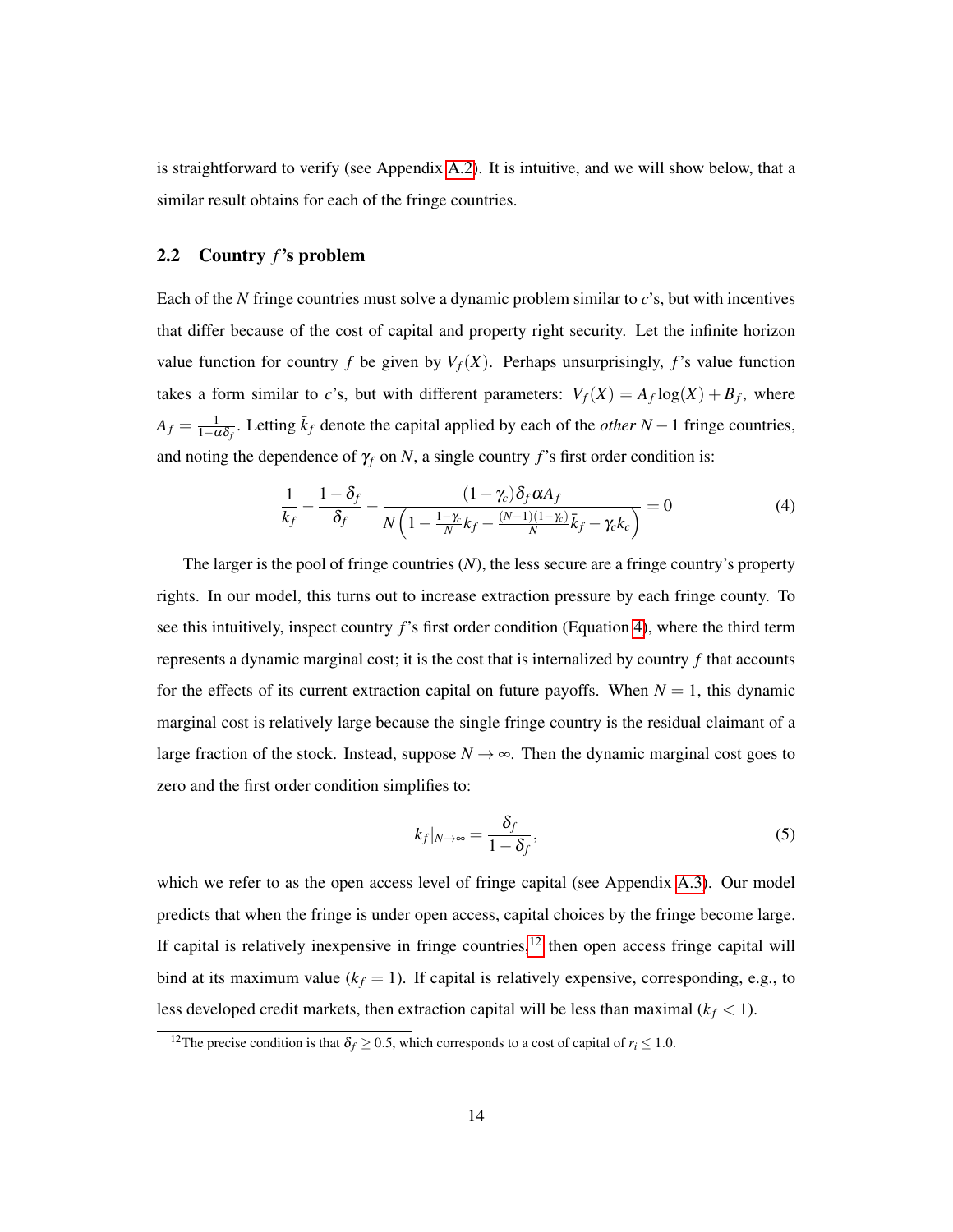is straightforward to verify (see Appendix A.2). It is intuitive, and we will show below, that a similar result obtains for each of the fringe countries.

## 2.2 Country $f$'s problem

Each of the $N$ fringe countries must solve a dynamic problem similar to $c$'s, but with incentives that differ because of the cost of capital and property right security. Let the infinite horizon value function for country $f$ be given by $V_f(X)$. Perhaps unsurprisingly, $f$'s value function takes a form similar to $c$'s, but with different parameters: $V_f(X) = A_f \log(X) + B_f$, where $A_f = \frac{1}{1-\alpha\delta_f}$. Letting $\bar{k}_f$ denote the capital applied by each of the *other* $N-1$ fringe countries, and noting the dependence of $\gamma_f$ on $N$, a single country $f$'s first order condition is:

$$\frac{1}{k_f} - \frac{1-\delta_f}{\delta_f} - \frac{(1-\gamma_c)\delta_f \alpha A_f}{N\left(1 - \frac{1-\gamma_c}{N}k_f - \frac{(N-1)(1-\gamma_c)}{N}\bar{k}_f - \gamma_c k_c\right)} = 0 \tag{4}$$

The larger is the pool of fringe countries ($N$), the less secure are a fringe country's property rights. In our model, this turns out to increase extraction pressure by each fringe county. To see this intuitively, inspect country $f$'s first order condition (Equation 4), where the third term represents a dynamic marginal cost; it is the cost that is internalized by country $f$ that accounts for the effects of its current extraction capital on future payoffs. When $N = 1$, this dynamic marginal cost is relatively large because the single fringe country is the residual claimant of a large fraction of the stock. Instead, suppose $N \to \infty$. Then the dynamic marginal cost goes to zero and the first order condition simplifies to:

$$k_f|_{N\to\infty} = \frac{\delta_f}{1-\delta_f}, \tag{5}$$

which we refer to as the open access level of fringe capital (see Appendix A.3). Our model predicts that when the fringe is under open access, capital choices by the fringe become large. If capital is relatively inexpensive in fringe countries,[12] then open access fringe capital will bind at its maximum value ($k_f = 1$). If capital is relatively expensive, corresponding, e.g., to less developed credit markets, then extraction capital will be less than maximal ($k_f < 1$).

[12] The precise condition is that $\delta_f \geq 0.5$, which corresponds to a cost of capital of $r_i \leq 1.0$.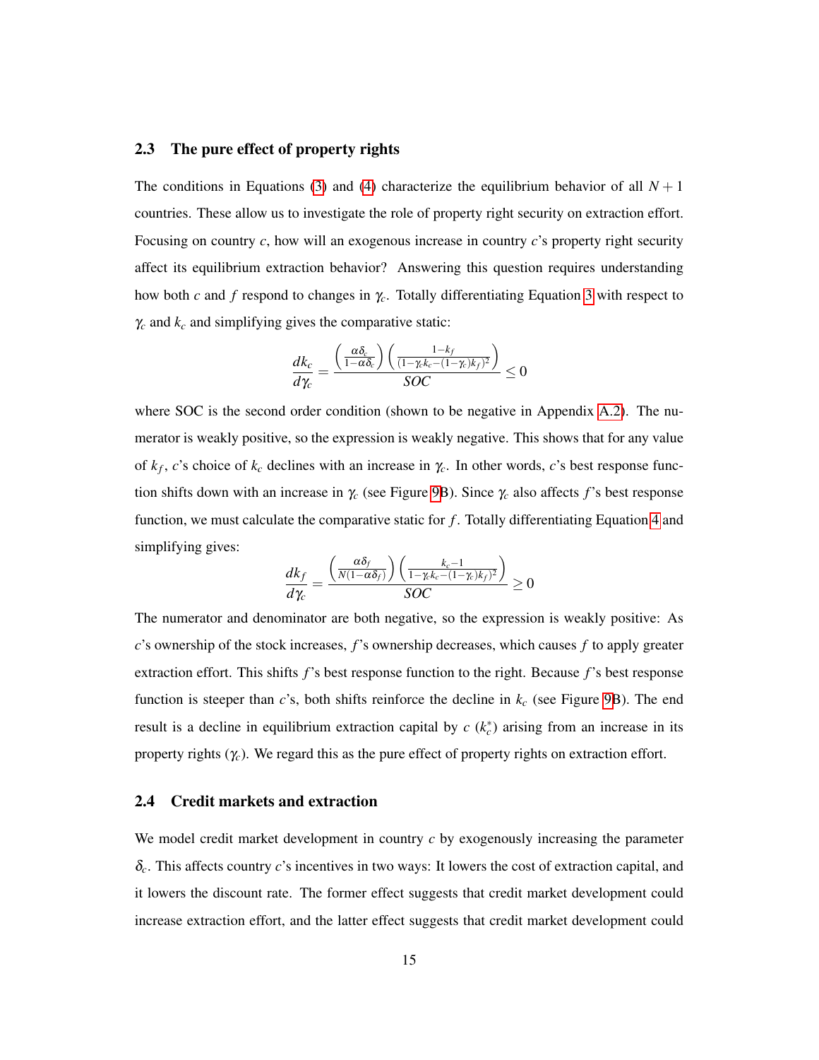### 2.3 The pure effect of property rights

The conditions in Equations (3) and (4) characterize the equilibrium behavior of all $N+1$ countries. These allow us to investigate the role of property right security on extraction effort. Focusing on country $c$, how will an exogenous increase in country $c$'s property right security affect its equilibrium extraction behavior? Answering this question requires understanding how both $c$ and $f$ respond to changes in $\gamma_c$. Totally differentiating Equation 3 with respect to $\gamma_c$ and $k_c$ and simplifying gives the comparative static:

$$\frac{dk_c}{d\gamma_c} = \frac{\left(\frac{\alpha\delta_c}{1-\alpha\delta_c}\right)\left(\frac{1-k_f}{(1-\gamma_c k_c-(1-\gamma_c)k_f)^2}\right)}{SOC} \leq 0$$

where SOC is the second order condition (shown to be negative in Appendix A.2). The numerator is weakly positive, so the expression is weakly negative. This shows that for any value of $k_f$, $c$'s choice of $k_c$ declines with an increase in $\gamma_c$. In other words, $c$'s best response function shifts down with an increase in $\gamma_c$ (see Figure 9B). Since $\gamma_c$ also affects $f$'s best response function, we must calculate the comparative static for $f$. Totally differentiating Equation 4 and simplifying gives:

$$\frac{dk_f}{d\gamma_c} = \frac{\left(\frac{\alpha\delta_f}{N(1-\alpha\delta_f)}\right)\left(\frac{k_c-1}{1-\gamma_c k_c-(1-\gamma_c)k_f)^2}\right)}{SOC} \geq 0$$

The numerator and denominator are both negative, so the expression is weakly positive: As $c$'s ownership of the stock increases, $f$'s ownership decreases, which causes $f$ to apply greater extraction effort. This shifts $f$'s best response function to the right. Because $f$'s best response function is steeper than $c$'s, both shifts reinforce the decline in $k_c$ (see Figure 9B). The end result is a decline in equilibrium extraction capital by $c$ ($k_c^*$) arising from an increase in its property rights ($\gamma_c$). We regard this as the pure effect of property rights on extraction effort.

### 2.4 Credit markets and extraction

We model credit market development in country $c$ by exogenously increasing the parameter $\delta_c$. This affects country $c$'s incentives in two ways: It lowers the cost of extraction capital, and it lowers the discount rate. The former effect suggests that credit market development could increase extraction effort, and the latter effect suggests that credit market development could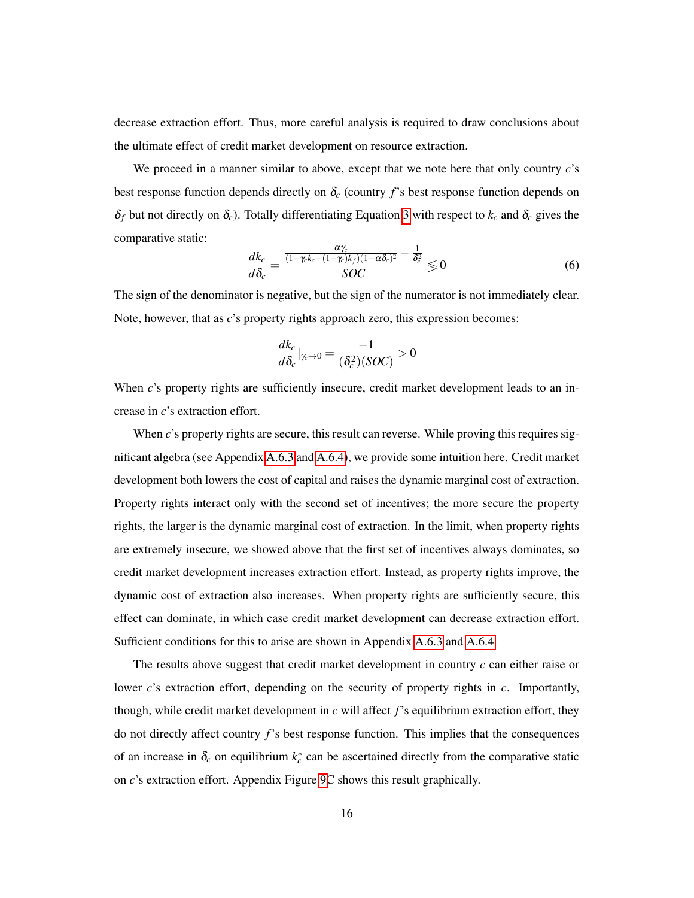decrease extraction effort. Thus, more careful analysis is required to draw conclusions about the ultimate effect of credit market development on resource extraction.

We proceed in a manner similar to above, except that we note here that only country $c$'s best response function depends directly on $\delta_c$ (country $f$'s best response function depends on $\delta_f$ but not directly on $\delta_c$). Totally differentiating Equation 3 with respect to $k_c$ and $\delta_c$ gives the comparative static:

$$\frac{dk_c}{d\delta_c} = \frac{\frac{\alpha\gamma_c}{(1-\gamma_c k_c-(1-\gamma_c)k_f)(1-\alpha\delta_c)^2} - \frac{1}{\delta_c^2}}{SOC} \lesseqgtr 0 \tag{6}$$

The sign of the denominator is negative, but the sign of the numerator is not immediately clear. Note, however, that as $c$'s property rights approach zero, this expression becomes:

$$\frac{dk_c}{d\delta_c}|_{\gamma_c \to 0} = \frac{-1}{(\delta_c^2)(SOC)} > 0$$

When $c$'s property rights are sufficiently insecure, credit market development leads to an increase in $c$'s extraction effort.

When $c$'s property rights are secure, this result can reverse. While proving this requires significant algebra (see Appendix A.6.3 and A.6.4), we provide some intuition here. Credit market development both lowers the cost of capital and raises the dynamic marginal cost of extraction. Property rights interact only with the second set of incentives; the more secure the property rights, the larger is the dynamic marginal cost of extraction. In the limit, when property rights are extremely insecure, we showed above that the first set of incentives always dominates, so credit market development increases extraction effort. Instead, as property rights improve, the dynamic cost of extraction also increases. When property rights are sufficiently secure, this effect can dominate, in which case credit market development can decrease extraction effort. Sufficient conditions for this to arise are shown in Appendix A.6.3 and A.6.4.

The results above suggest that credit market development in country $c$ can either raise or lower $c$'s extraction effort, depending on the security of property rights in $c$. Importantly, though, while credit market development in $c$ will affect $f$'s equilibrium extraction effort, they do not directly affect country $f$'s best response function. This implies that the consequences of an increase in $\delta_c$ on equilibrium $k_c^*$ can be ascertained directly from the comparative static on $c$'s extraction effort. Appendix Figure 9C shows this result graphically.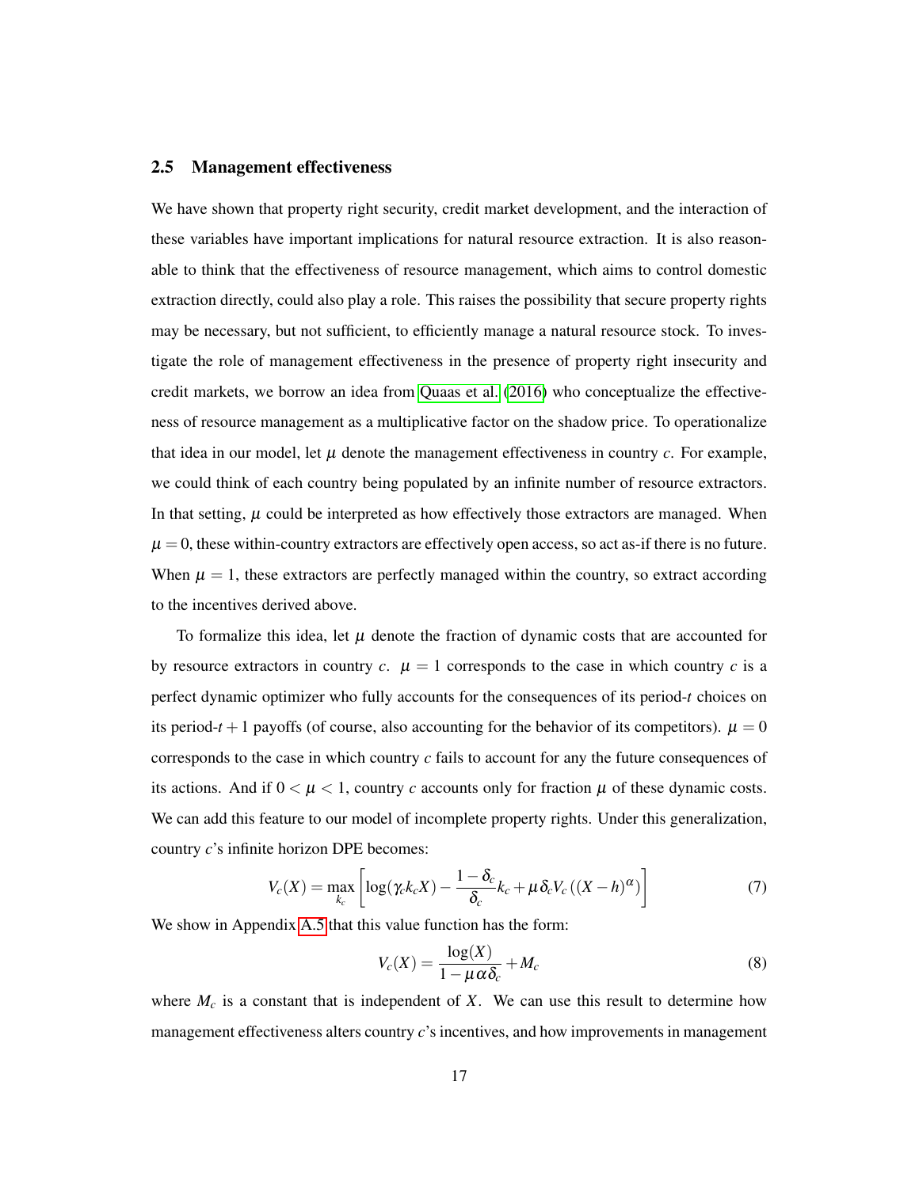### 2.5 Management effectiveness

We have shown that property right security, credit market development, and the interaction of these variables have important implications for natural resource extraction. It is also reasonable to think that the effectiveness of resource management, which aims to control domestic extraction directly, could also play a role. This raises the possibility that secure property rights may be necessary, but not sufficient, to efficiently manage a natural resource stock. To investigate the role of management effectiveness in the presence of property right insecurity and credit markets, we borrow an idea from Quaas et al. (2016) who conceptualize the effectiveness of resource management as a multiplicative factor on the shadow price. To operationalize that idea in our model, let $\mu$ denote the management effectiveness in country $c$. For example, we could think of each country being populated by an infinite number of resource extractors. In that setting, $\mu$ could be interpreted as how effectively those extractors are managed. When $\mu = 0$, these within-country extractors are effectively open access, so act as-if there is no future. When $\mu = 1$, these extractors are perfectly managed within the country, so extract according to the incentives derived above.

To formalize this idea, let $\mu$ denote the fraction of dynamic costs that are accounted for by resource extractors in country $c$. $\mu = 1$ corresponds to the case in which country $c$ is a perfect dynamic optimizer who fully accounts for the consequences of its period-$t$ choices on its period-$t+1$ payoffs (of course, also accounting for the behavior of its competitors). $\mu = 0$ corresponds to the case in which country $c$ fails to account for any the future consequences of its actions. And if $0 < \mu < 1$, country $c$ accounts only for fraction $\mu$ of these dynamic costs. We can add this feature to our model of incomplete property rights. Under this generalization, country $c$'s infinite horizon DPE becomes:

$$V_c(X) = \max_{k_c} \left[ \log(\gamma_c k_c X) - \frac{1-\delta_c}{\delta_c} k_c + \mu \delta_c V_c\left((X-h)^{\alpha}\right) \right] \tag{7}$$

We show in Appendix A.5 that this value function has the form:

$$V_c(X) = \frac{\log(X)}{1-\mu\alpha\delta_c} + M_c \tag{8}$$

where $M_c$ is a constant that is independent of $X$. We can use this result to determine how management effectiveness alters country $c$'s incentives, and how improvements in management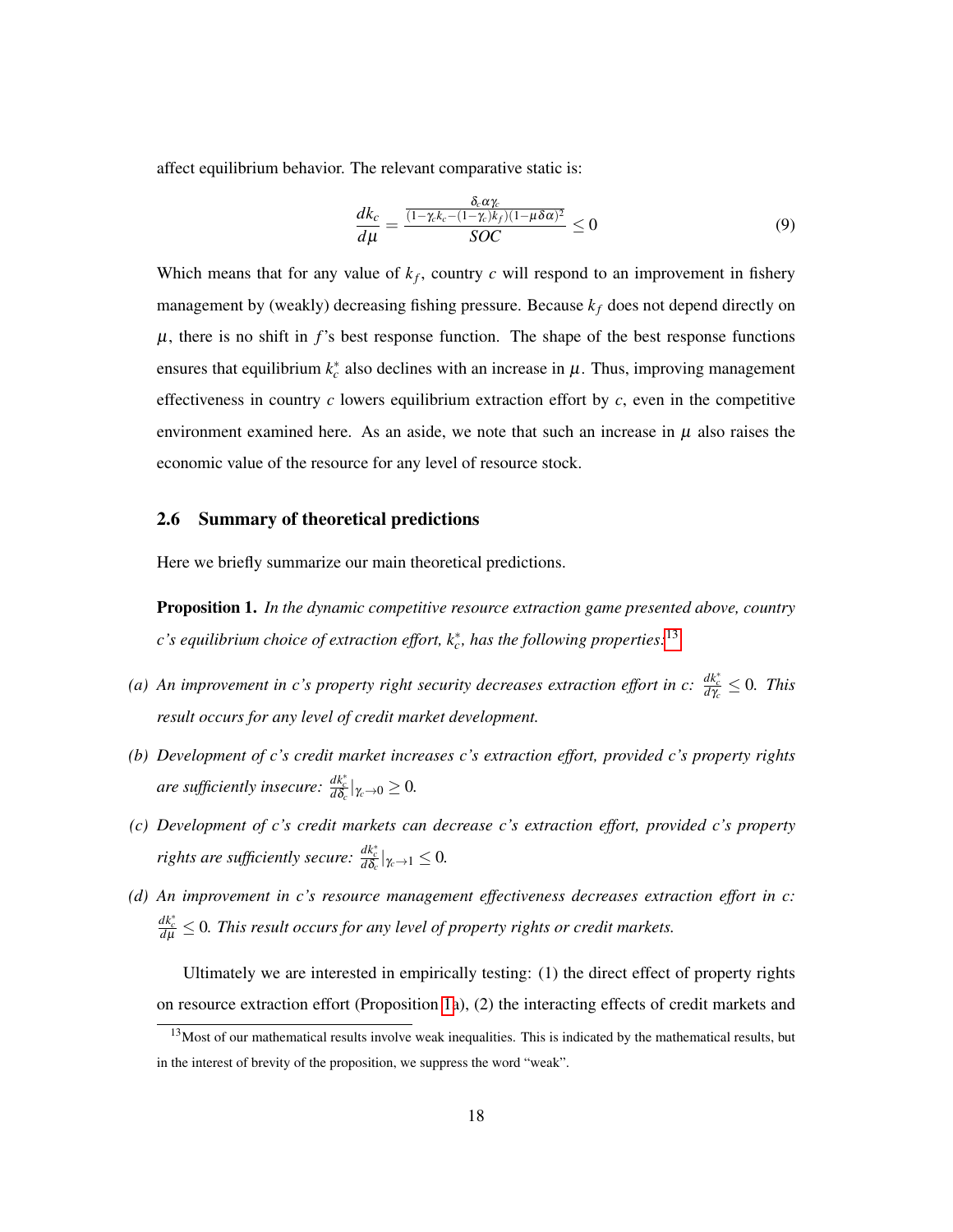affect equilibrium behavior. The relevant comparative static is:

$$\frac{dk_c}{d\mu} = \frac{\frac{\delta_c \alpha \gamma_c}{(1-\gamma_c k_c - (1-\gamma_c)k_f)(1-\mu\delta\alpha)^2}}{SOC} \leq 0 \tag{9}$$

Which means that for any value of $k_f$, country $c$ will respond to an improvement in fishery management by (weakly) decreasing fishing pressure. Because $k_f$ does not depend directly on $\mu$, there is no shift in $f$'s best response function. The shape of the best response functions ensures that equilibrium $k_c^*$ also declines with an increase in $\mu$. Thus, improving management effectiveness in country $c$ lowers equilibrium extraction effort by $c$, even in the competitive environment examined here. As an aside, we note that such an increase in $\mu$ also raises the economic value of the resource for any level of resource stock.

## 2.6 Summary of theoretical predictions

Here we briefly summarize our main theoretical predictions.

**Proposition 1.** *In the dynamic competitive resource extraction game presented above, country c's equilibrium choice of extraction effort, $k_c^*$, has the following properties:*[13]

*(a) An improvement in c's property right security decreases extraction effort in c: $\frac{dk_c^*}{d\gamma_c} \leq 0$. This result occurs for any level of credit market development.*

*(b) Development of c's credit market increases c's extraction effort, provided c's property rights are sufficiently insecure: $\frac{dk_c^*}{d\delta_c}|_{\gamma_c \to 0} \geq 0$.*

*(c) Development of c's credit markets can decrease c's extraction effort, provided c's property rights are sufficiently secure: $\frac{dk_c^*}{d\delta_c}|_{\gamma_c \to 1} \leq 0$.*

*(d) An improvement in c's resource management effectiveness decreases extraction effort in c: $\frac{dk_c^*}{d\mu} \leq 0$. This result occurs for any level of property rights or credit markets.*

Ultimately we are interested in empirically testing: (1) the direct effect of property rights on resource extraction effort (Proposition 1a), (2) the interacting effects of credit markets and

[13] Most of our mathematical results involve weak inequalities. This is indicated by the mathematical results, but in the interest of brevity of the proposition, we suppress the word "weak".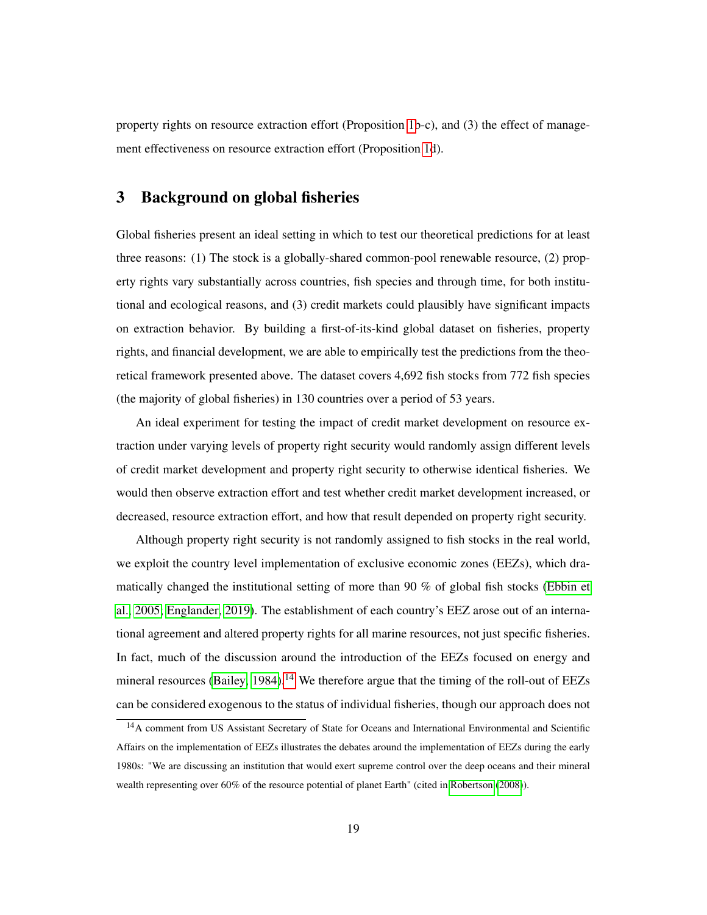property rights on resource extraction effort (Proposition 1b-c), and (3) the effect of management effectiveness on resource extraction effort (Proposition 1d).

## 3 Background on global fisheries

Global fisheries present an ideal setting in which to test our theoretical predictions for at least three reasons: (1) The stock is a globally-shared common-pool renewable resource, (2) property rights vary substantially across countries, fish species and through time, for both institutional and ecological reasons, and (3) credit markets could plausibly have significant impacts on extraction behavior. By building a first-of-its-kind global dataset on fisheries, property rights, and financial development, we are able to empirically test the predictions from the theoretical framework presented above. The dataset covers 4,692 fish stocks from 772 fish species (the majority of global fisheries) in 130 countries over a period of 53 years.

An ideal experiment for testing the impact of credit market development on resource extraction under varying levels of property right security would randomly assign different levels of credit market development and property right security to otherwise identical fisheries. We would then observe extraction effort and test whether credit market development increased, or decreased, resource extraction effort, and how that result depended on property right security.

Although property right security is not randomly assigned to fish stocks in the real world, we exploit the country level implementation of exclusive economic zones (EEZs), which dramatically changed the institutional setting of more than 90 % of global fish stocks (Ebbin et al., 2005; Englander, 2019). The establishment of each country's EEZ arose out of an international agreement and altered property rights for all marine resources, not just specific fisheries. In fact, much of the discussion around the introduction of the EEZs focused on energy and mineral resources (Bailey, 1984).[14] We therefore argue that the timing of the roll-out of EEZs can be considered exogenous to the status of individual fisheries, though our approach does not

[14] A comment from US Assistant Secretary of State for Oceans and International Environmental and Scientific Affairs on the implementation of EEZs illustrates the debates around the implementation of EEZs during the early 1980s: "We are discussing an institution that would exert supreme control over the deep oceans and their mineral wealth representing over 60% of the resource potential of planet Earth" (cited in Robertson (2008)).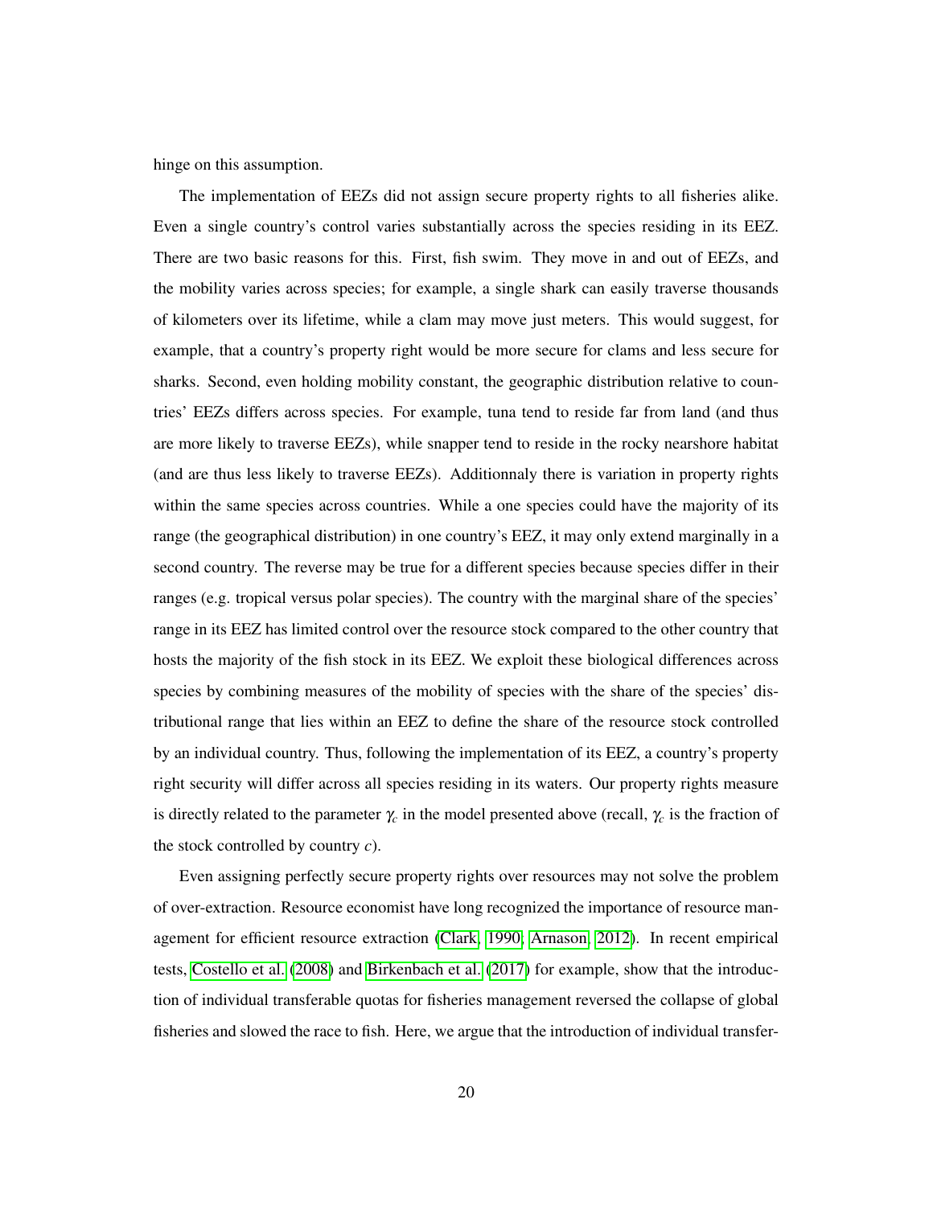hinge on this assumption.

The implementation of EEZs did not assign secure property rights to all fisheries alike. Even a single country's control varies substantially across the species residing in its EEZ. There are two basic reasons for this. First, fish swim. They move in and out of EEZs, and the mobility varies across species; for example, a single shark can easily traverse thousands of kilometers over its lifetime, while a clam may move just meters. This would suggest, for example, that a country's property right would be more secure for clams and less secure for sharks. Second, even holding mobility constant, the geographic distribution relative to countries' EEZs differs across species. For example, tuna tend to reside far from land (and thus are more likely to traverse EEZs), while snapper tend to reside in the rocky nearshore habitat (and are thus less likely to traverse EEZs). Additionnaly there is variation in property rights within the same species across countries. While a one species could have the majority of its range (the geographical distribution) in one country's EEZ, it may only extend marginally in a second country. The reverse may be true for a different species because species differ in their ranges (e.g. tropical versus polar species). The country with the marginal share of the species' range in its EEZ has limited control over the resource stock compared to the other country that hosts the majority of the fish stock in its EEZ. We exploit these biological differences across species by combining measures of the mobility of species with the share of the species' distributional range that lies within an EEZ to define the share of the resource stock controlled by an individual country. Thus, following the implementation of its EEZ, a country's property right security will differ across all species residing in its waters. Our property rights measure is directly related to the parameter $\gamma_c$ in the model presented above (recall, $\gamma_c$ is the fraction of the stock controlled by country $c$).

Even assigning perfectly secure property rights over resources may not solve the problem of over-extraction. Resource economist have long recognized the importance of resource management for efficient resource extraction (Clark, 1990; Arnason, 2012). In recent empirical tests, Costello et al. (2008) and Birkenbach et al. (2017) for example, show that the introduction of individual transferable quotas for fisheries management reversed the collapse of global fisheries and slowed the race to fish. Here, we argue that the introduction of individual transfer-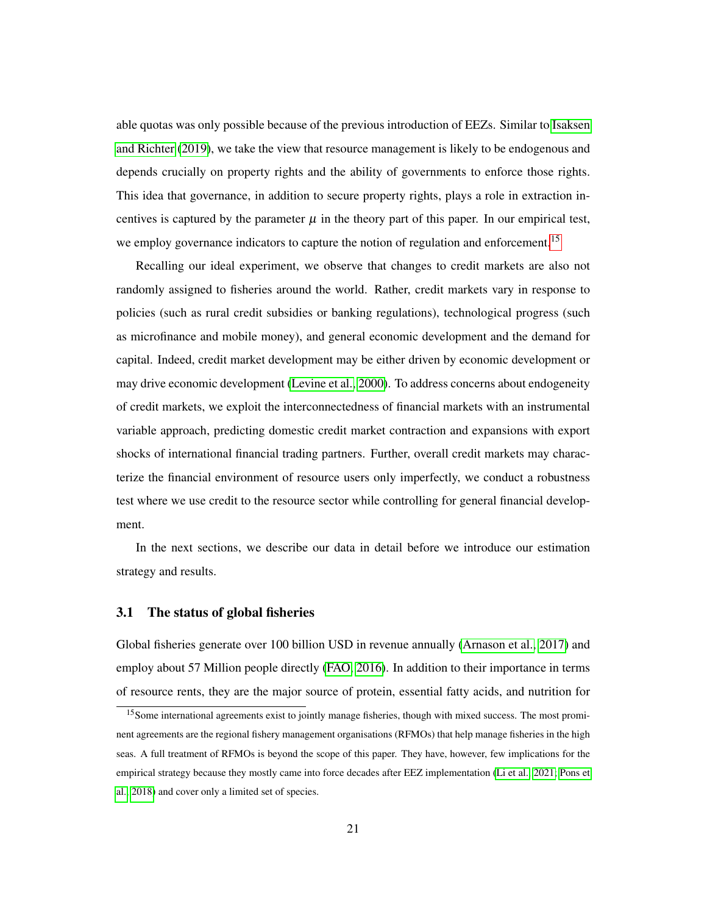able quotas was only possible because of the previous introduction of EEZs. Similar to Isaksen and Richter (2019), we take the view that resource management is likely to be endogenous and depends crucially on property rights and the ability of governments to enforce those rights. This idea that governance, in addition to secure property rights, plays a role in extraction incentives is captured by the parameter $\mu$ in the theory part of this paper. In our empirical test, we employ governance indicators to capture the notion of regulation and enforcement.[15]

Recalling our ideal experiment, we observe that changes to credit markets are also not randomly assigned to fisheries around the world. Rather, credit markets vary in response to policies (such as rural credit subsidies or banking regulations), technological progress (such as microfinance and mobile money), and general economic development and the demand for capital. Indeed, credit market development may be either driven by economic development or may drive economic development (Levine et al., 2000). To address concerns about endogeneity of credit markets, we exploit the interconnectedness of financial markets with an instrumental variable approach, predicting domestic credit market contraction and expansions with export shocks of international financial trading partners. Further, overall credit markets may characterize the financial environment of resource users only imperfectly, we conduct a robustness test where we use credit to the resource sector while controlling for general financial development.

In the next sections, we describe our data in detail before we introduce our estimation strategy and results.

### 3.1 The status of global fisheries

Global fisheries generate over 100 billion USD in revenue annually (Arnason et al., 2017) and employ about 57 Million people directly (FAO, 2016). In addition to their importance in terms of resource rents, they are the major source of protein, essential fatty acids, and nutrition for

[15] Some international agreements exist to jointly manage fisheries, though with mixed success. The most prominent agreements are the regional fishery management organisations (RFMOs) that help manage fisheries in the high seas. A full treatment of RFMOs is beyond the scope of this paper. They have, however, few implications for the empirical strategy because they mostly came into force decades after EEZ implementation (Li et al., 2021; Pons et al., 2018) and cover only a limited set of species.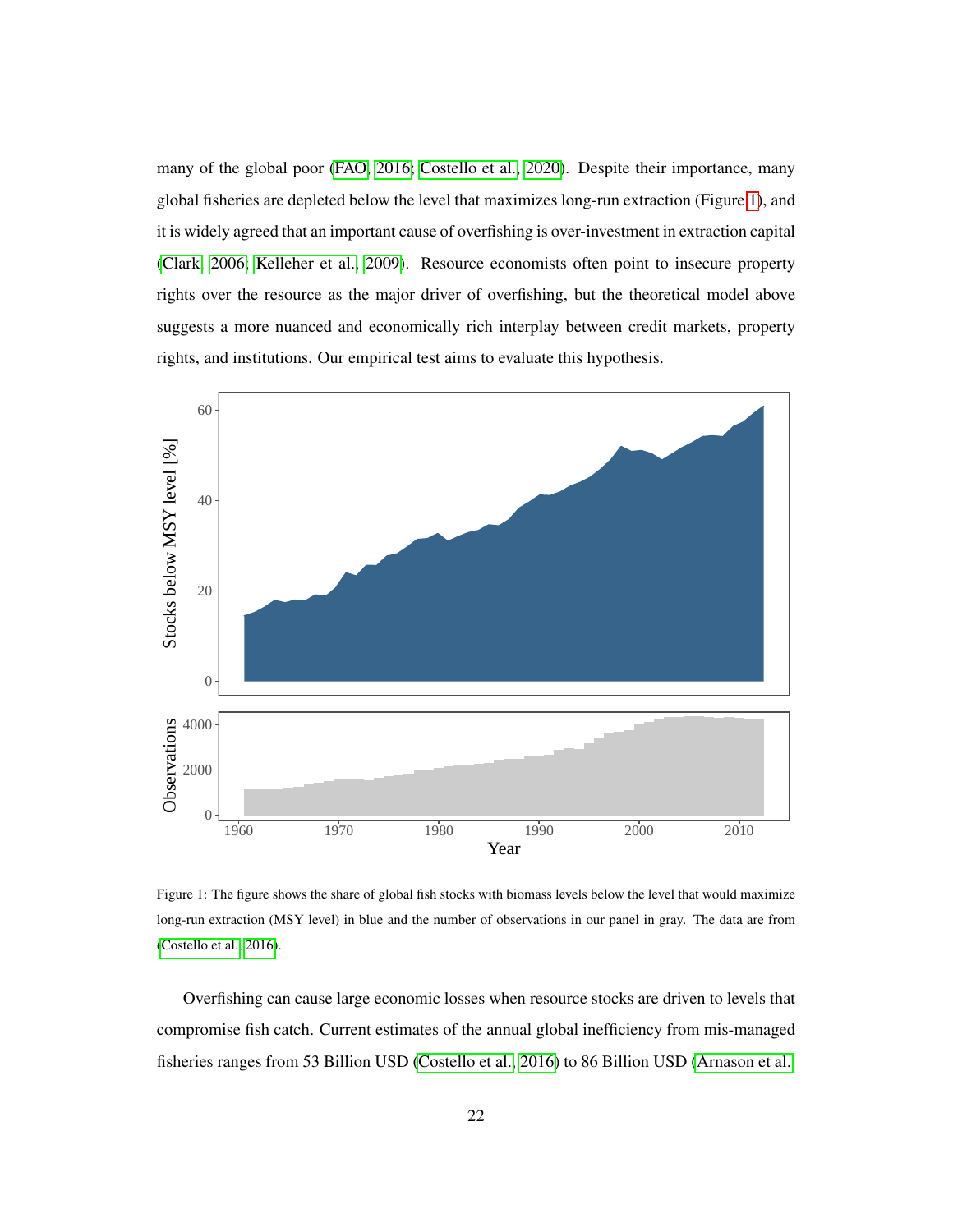many of the global poor (FAO, 2016; Costello et al., 2020). Despite their importance, many global fisheries are depleted below the level that maximizes long-run extraction (Figure 1), and it is widely agreed that an important cause of overfishing is over-investment in extraction capital (Clark, 2006; Kelleher et al., 2009). Resource economists often point to insecure property rights over the resource as the major driver of overfishing, but the theoretical model above suggests a more nuanced and economically rich interplay between credit markets, property rights, and institutions. Our empirical test aims to evaluate this hypothesis.

Figure 1: The figure shows the share of global fish stocks with biomass levels below the level that would maximize long-run extraction (MSY level) in blue and the number of observations in our panel in gray. The data are from (Costello et al., 2016).

Overfishing can cause large economic losses when resource stocks are driven to levels that compromise fish catch. Current estimates of the annual global inefficiency from mis-managed fisheries ranges from 53 Billion USD (Costello et al., 2016) to 86 Billion USD (Arnason et al.,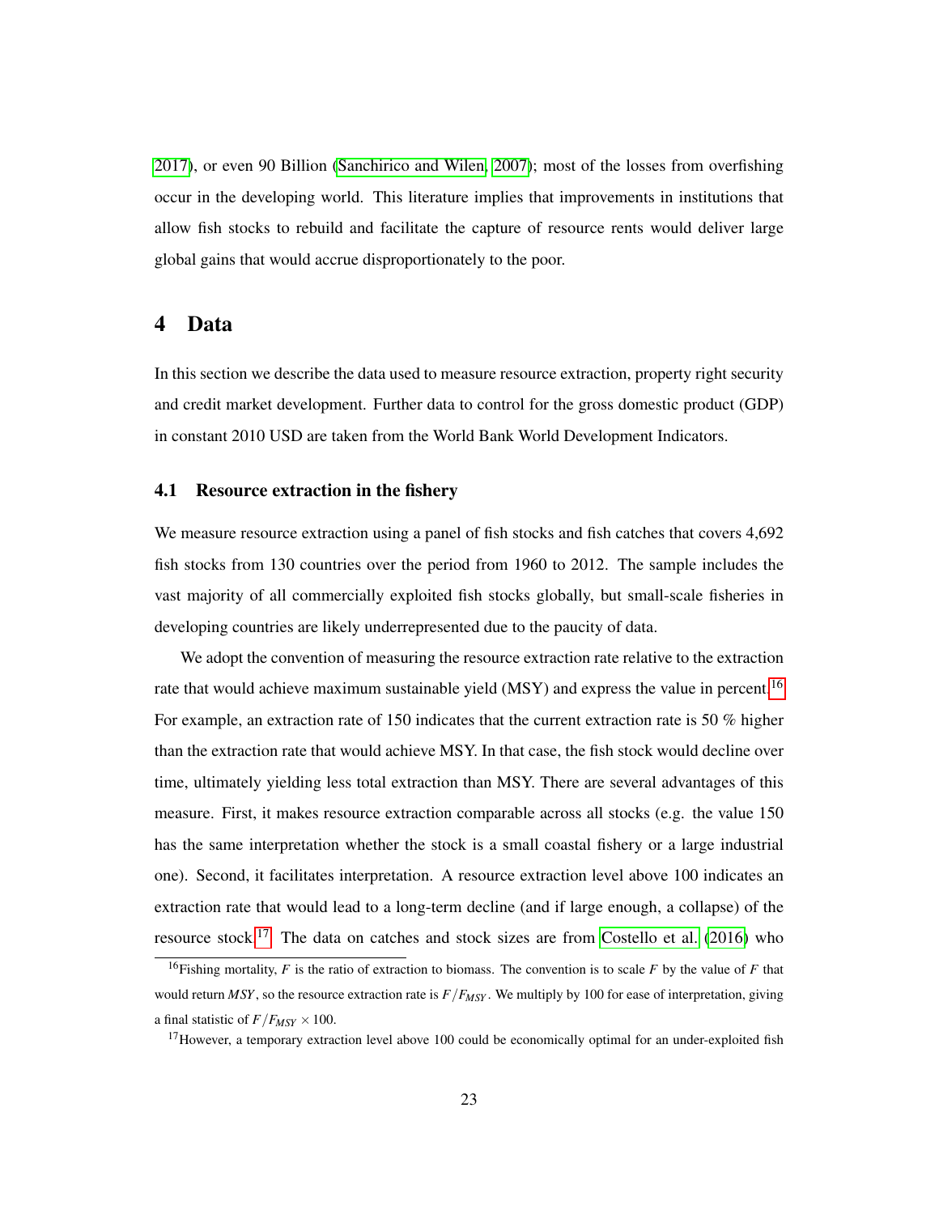2017), or even 90 Billion (Sanchirico and Wilen, 2007); most of the losses from overfishing occur in the developing world. This literature implies that improvements in institutions that allow fish stocks to rebuild and facilitate the capture of resource rents would deliver large global gains that would accrue disproportionately to the poor.

# 4 Data

In this section we describe the data used to measure resource extraction, property right security and credit market development. Further data to control for the gross domestic product (GDP) in constant 2010 USD are taken from the World Bank World Development Indicators.

## 4.1 Resource extraction in the fishery

We measure resource extraction using a panel of fish stocks and fish catches that covers 4,692 fish stocks from 130 countries over the period from 1960 to 2012. The sample includes the vast majority of all commercially exploited fish stocks globally, but small-scale fisheries in developing countries are likely underrepresented due to the paucity of data.

We adopt the convention of measuring the resource extraction rate relative to the extraction rate that would achieve maximum sustainable yield (MSY) and express the value in percent.[16] For example, an extraction rate of 150 indicates that the current extraction rate is 50 % higher than the extraction rate that would achieve MSY. In that case, the fish stock would decline over time, ultimately yielding less total extraction than MSY. There are several advantages of this measure. First, it makes resource extraction comparable across all stocks (e.g. the value 150 has the same interpretation whether the stock is a small coastal fishery or a large industrial one). Second, it facilitates interpretation. A resource extraction level above 100 indicates an extraction rate that would lead to a long-term decline (and if large enough, a collapse) of the resource stock.[17] The data on catches and stock sizes are from Costello et al. (2016) who

[16] Fishing mortality, $F$ is the ratio of extraction to biomass. The convention is to scale $F$ by the value of $F$ that would return $MSY$, so the resource extraction rate is $F/F_{MSY}$. We multiply by 100 for ease of interpretation, giving a final statistic of $F/F_{MSY} \times 100$.

[17] However, a temporary extraction level above 100 could be economically optimal for an under-exploited fish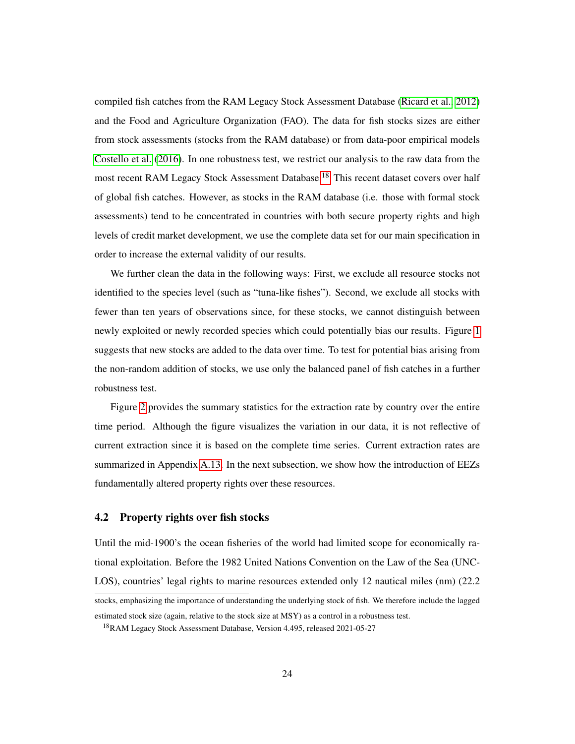compiled fish catches from the RAM Legacy Stock Assessment Database (Ricard et al., 2012) and the Food and Agriculture Organization (FAO). The data for fish stocks sizes are either from stock assessments (stocks from the RAM database) or from data-poor empirical models Costello et al. (2016). In one robustness test, we restrict our analysis to the raw data from the most recent RAM Legacy Stock Assessment Database.[18] This recent dataset covers over half of global fish catches. However, as stocks in the RAM database (i.e. those with formal stock assessments) tend to be concentrated in countries with both secure property rights and high levels of credit market development, we use the complete data set for our main specification in order to increase the external validity of our results.

We further clean the data in the following ways: First, we exclude all resource stocks not identified to the species level (such as "tuna-like fishes"). Second, we exclude all stocks with fewer than ten years of observations since, for these stocks, we cannot distinguish between newly exploited or newly recorded species which could potentially bias our results. Figure 1 suggests that new stocks are added to the data over time. To test for potential bias arising from the non-random addition of stocks, we use only the balanced panel of fish catches in a further robustness test.

Figure 2 provides the summary statistics for the extraction rate by country over the entire time period. Although the figure visualizes the variation in our data, it is not reflective of current extraction since it is based on the complete time series. Current extraction rates are summarized in Appendix A.13. In the next subsection, we show how the introduction of EEZs fundamentally altered property rights over these resources.

## 4.2 Property rights over fish stocks

Until the mid-1900's the ocean fisheries of the world had limited scope for economically rational exploitation. Before the 1982 United Nations Convention on the Law of the Sea (UNCLOS), countries' legal rights to marine resources extended only 12 nautical miles (nm) (22.2

---

stocks, emphasizing the importance of understanding the underlying stock of fish. We therefore include the lagged estimated stock size (again, relative to the stock size at MSY) as a control in a robustness test.

[18] RAM Legacy Stock Assessment Database, Version 4.495, released 2021-05-27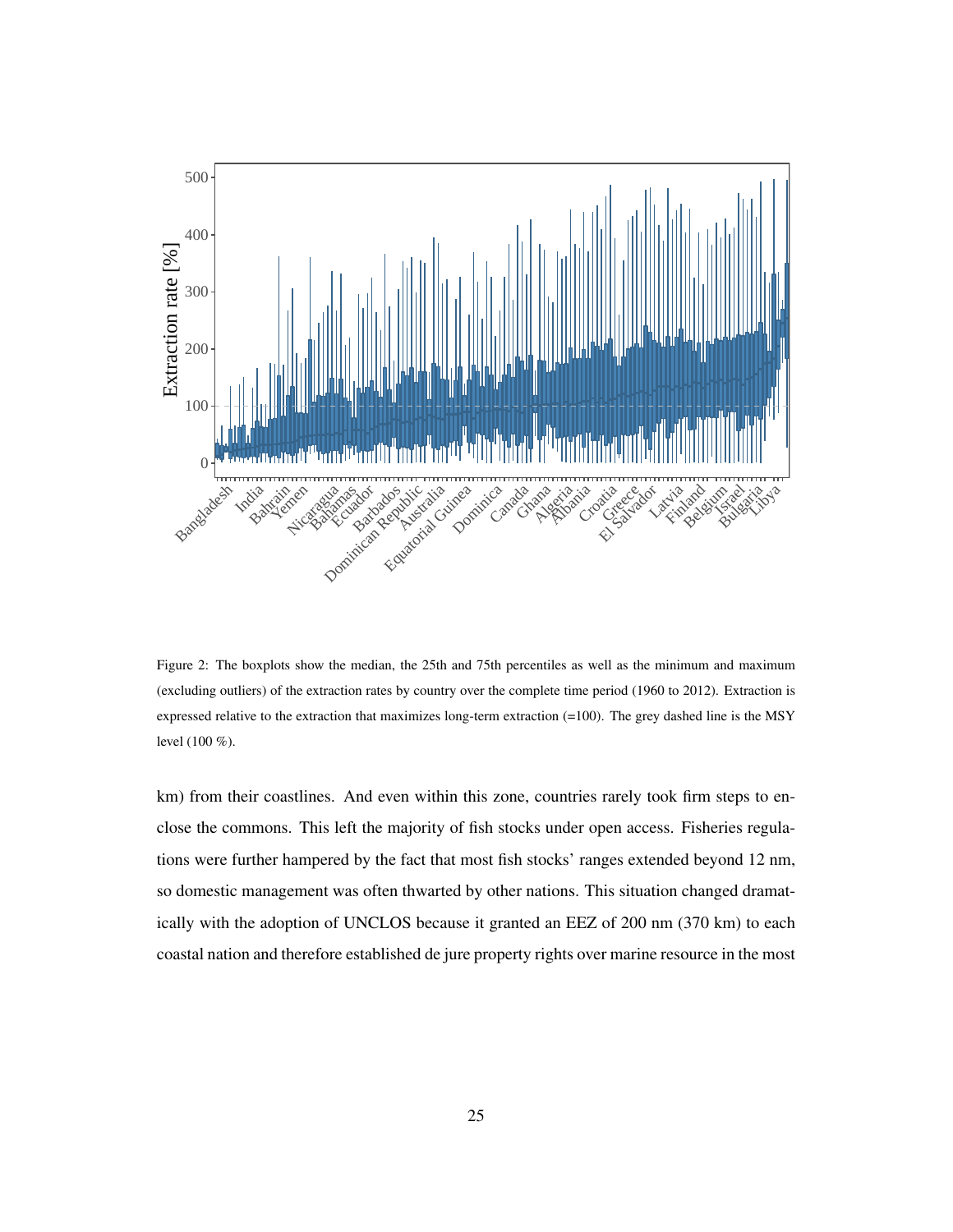Figure 2: The boxplots show the median, the 25th and 75th percentiles as well as the minimum and maximum (excluding outliers) of the extraction rates by country over the complete time period (1960 to 2012). Extraction is expressed relative to the extraction that maximizes long-term extraction (=100). The grey dashed line is the MSY level (100 %).

km) from their coastlines. And even within this zone, countries rarely took firm steps to enclose the commons. This left the majority of fish stocks under open access. Fisheries regulations were further hampered by the fact that most fish stocks' ranges extended beyond 12 nm, so domestic management was often thwarted by other nations. This situation changed dramatically with the adoption of UNCLOS because it granted an EEZ of 200 nm (370 km) to each coastal nation and therefore established de jure property rights over marine resource in the most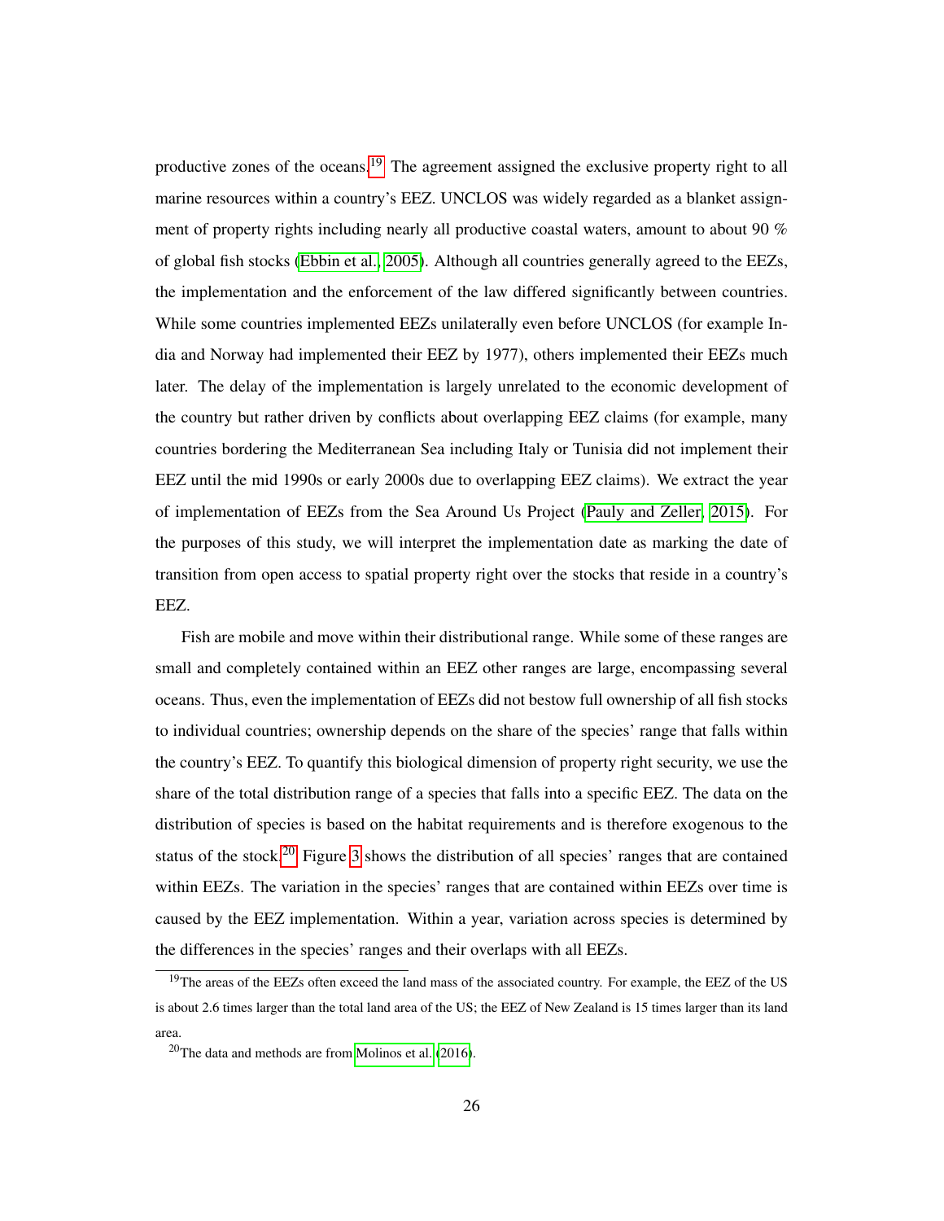productive zones of the oceans.[19] The agreement assigned the exclusive property right to all marine resources within a country's EEZ. UNCLOS was widely regarded as a blanket assignment of property rights including nearly all productive coastal waters, amount to about 90 % of global fish stocks (Ebbin et al., 2005). Although all countries generally agreed to the EEZs, the implementation and the enforcement of the law differed significantly between countries. While some countries implemented EEZs unilaterally even before UNCLOS (for example India and Norway had implemented their EEZ by 1977), others implemented their EEZs much later. The delay of the implementation is largely unrelated to the economic development of the country but rather driven by conflicts about overlapping EEZ claims (for example, many countries bordering the Mediterranean Sea including Italy or Tunisia did not implement their EEZ until the mid 1990s or early 2000s due to overlapping EEZ claims). We extract the year of implementation of EEZs from the Sea Around Us Project (Pauly and Zeller, 2015). For the purposes of this study, we will interpret the implementation date as marking the date of transition from open access to spatial property right over the stocks that reside in a country's EEZ.

Fish are mobile and move within their distributional range. While some of these ranges are small and completely contained within an EEZ other ranges are large, encompassing several oceans. Thus, even the implementation of EEZs did not bestow full ownership of all fish stocks to individual countries; ownership depends on the share of the species' range that falls within the country's EEZ. To quantify this biological dimension of property right security, we use the share of the total distribution range of a species that falls into a specific EEZ. The data on the distribution of species is based on the habitat requirements and is therefore exogenous to the status of the stock.[20] Figure 3 shows the distribution of all species' ranges that are contained within EEZs. The variation in the species' ranges that are contained within EEZs over time is caused by the EEZ implementation. Within a year, variation across species is determined by the differences in the species' ranges and their overlaps with all EEZs.

[19] The areas of the EEZs often exceed the land mass of the associated country. For example, the EEZ of the US is about 2.6 times larger than the total land area of the US; the EEZ of New Zealand is 15 times larger than its land area.

[20] The data and methods are from Molinos et al. (2016).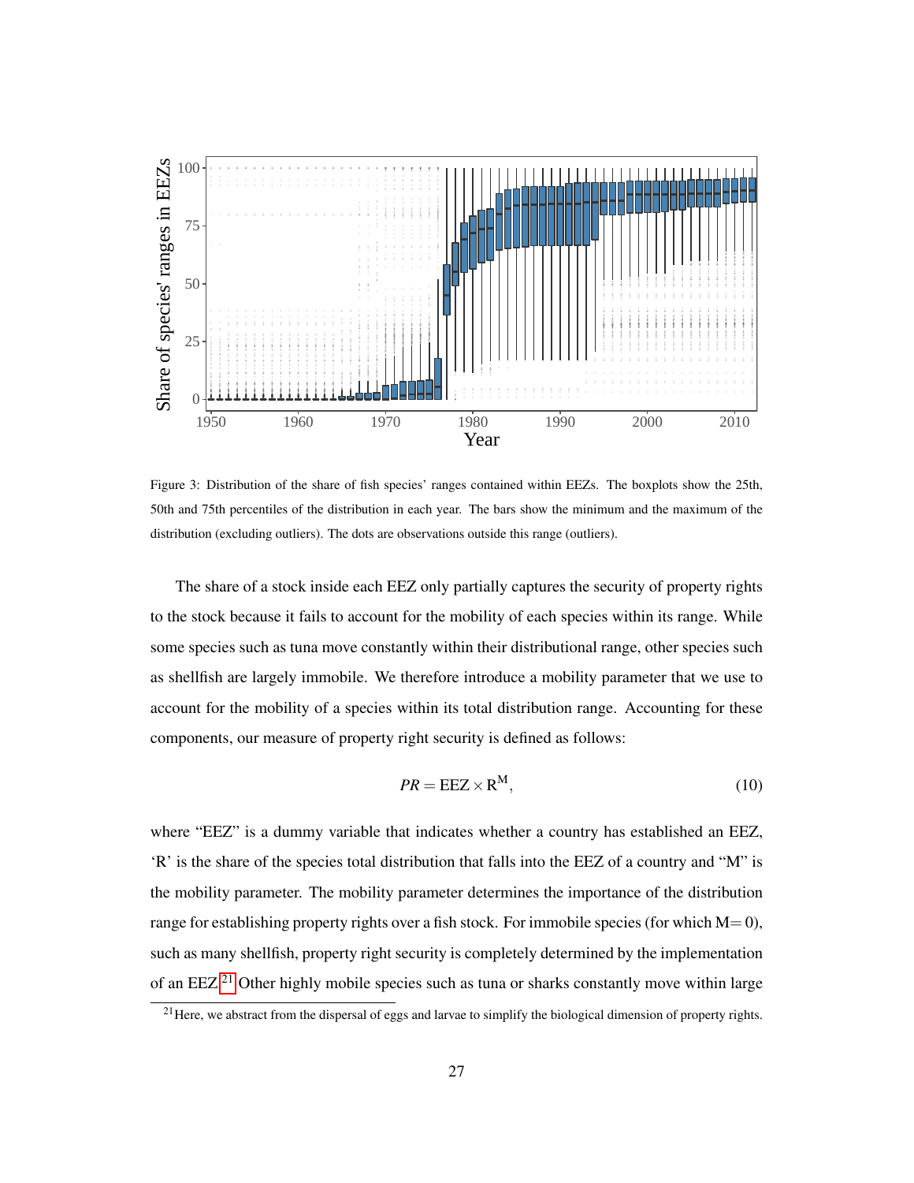Figure 3: Distribution of the share of fish species' ranges contained within EEZs. The boxplots show the 25th, 50th and 75th percentiles of the distribution in each year. The bars show the minimum and the maximum of the distribution (excluding outliers). The dots are observations outside this range (outliers).

The share of a stock inside each EEZ only partially captures the security of property rights to the stock because it fails to account for the mobility of each species within its range. While some species such as tuna move constantly within their distributional range, other species such as shellfish are largely immobile. We therefore introduce a mobility parameter that we use to account for the mobility of a species within its total distribution range. Accounting for these components, our measure of property right security is defined as follows:

$$PR = \text{EEZ} \times \text{R}^{\text{M}}, \tag{10}$$

where "EEZ" is a dummy variable that indicates whether a country has established an EEZ, 'R' is the share of the species total distribution that falls into the EEZ of a country and "M" is the mobility parameter. The mobility parameter determines the importance of the distribution range for establishing property rights over a fish stock. For immobile species (for which $\text{M}= 0$), such as many shellfish, property right security is completely determined by the implementation of an EEZ.[21] Other highly mobile species such as tuna or sharks constantly move within large

[21] Here, we abstract from the dispersal of eggs and larvae to simplify the biological dimension of property rights.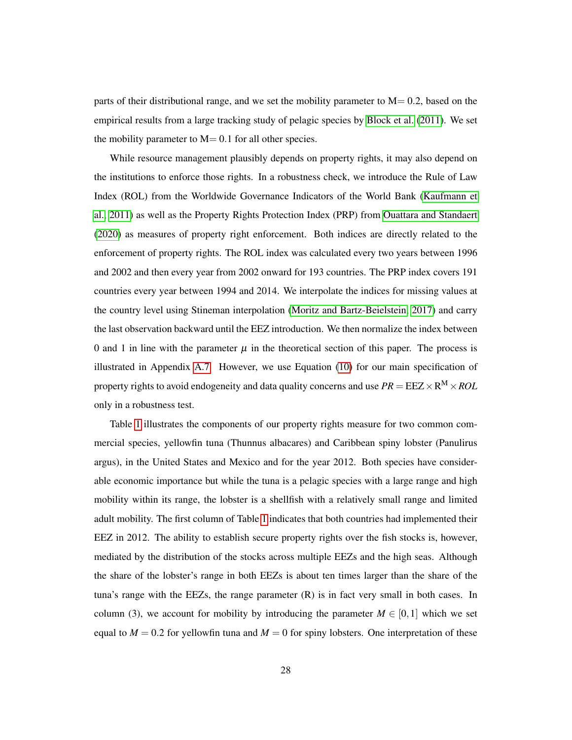parts of their distributional range, and we set the mobility parameter to M= 0.2, based on the empirical results from a large tracking study of pelagic species by Block et al. (2011). We set the mobility parameter to M= 0.1 for all other species.

While resource management plausibly depends on property rights, it may also depend on the institutions to enforce those rights. In a robustness check, we introduce the Rule of Law Index (ROL) from the Worldwide Governance Indicators of the World Bank (Kaufmann et al. 2011) as well as the Property Rights Protection Index (PRP) from Ouattara and Standaert (2020) as measures of property right enforcement. Both indices are directly related to the enforcement of property rights. The ROL index was calculated every two years between 1996 and 2002 and then every year from 2002 onward for 193 countries. The PRP index covers 191 countries every year between 1994 and 2014. We interpolate the indices for missing values at the country level using Stineman interpolation (Moritz and Bartz-Beielstein, 2017) and carry the last observation backward until the EEZ introduction. We then normalize the index between 0 and 1 in line with the parameter $\mu$ in the theoretical section of this paper. The process is illustrated in Appendix A.7. However, we use Equation (10) for our main specification of property rights to avoid endogeneity and data quality concerns and use $PR = \mathrm{EEZ} \times \mathrm{R}^{\mathrm{M}} \times ROL$ only in a robustness test.

Table 1 illustrates the components of our property rights measure for two common commercial species, yellowfin tuna (Thunnus albacares) and Caribbean spiny lobster (Panulirus argus), in the United States and Mexico and for the year 2012. Both species have considerable economic importance but while the tuna is a pelagic species with a large range and high mobility within its range, the lobster is a shellfish with a relatively small range and limited adult mobility. The first column of Table 1 indicates that both countries had implemented their EEZ in 2012. The ability to establish secure property rights over the fish stocks is, however, mediated by the distribution of the stocks across multiple EEZs and the high seas. Although the share of the lobster's range in both EEZs is about ten times larger than the share of the tuna's range with the EEZs, the range parameter (R) is in fact very small in both cases. In column (3), we account for mobility by introducing the parameter $M \in [0,1]$ which we set equal to $M = 0.2$ for yellowfin tuna and $M = 0$ for spiny lobsters. One interpretation of these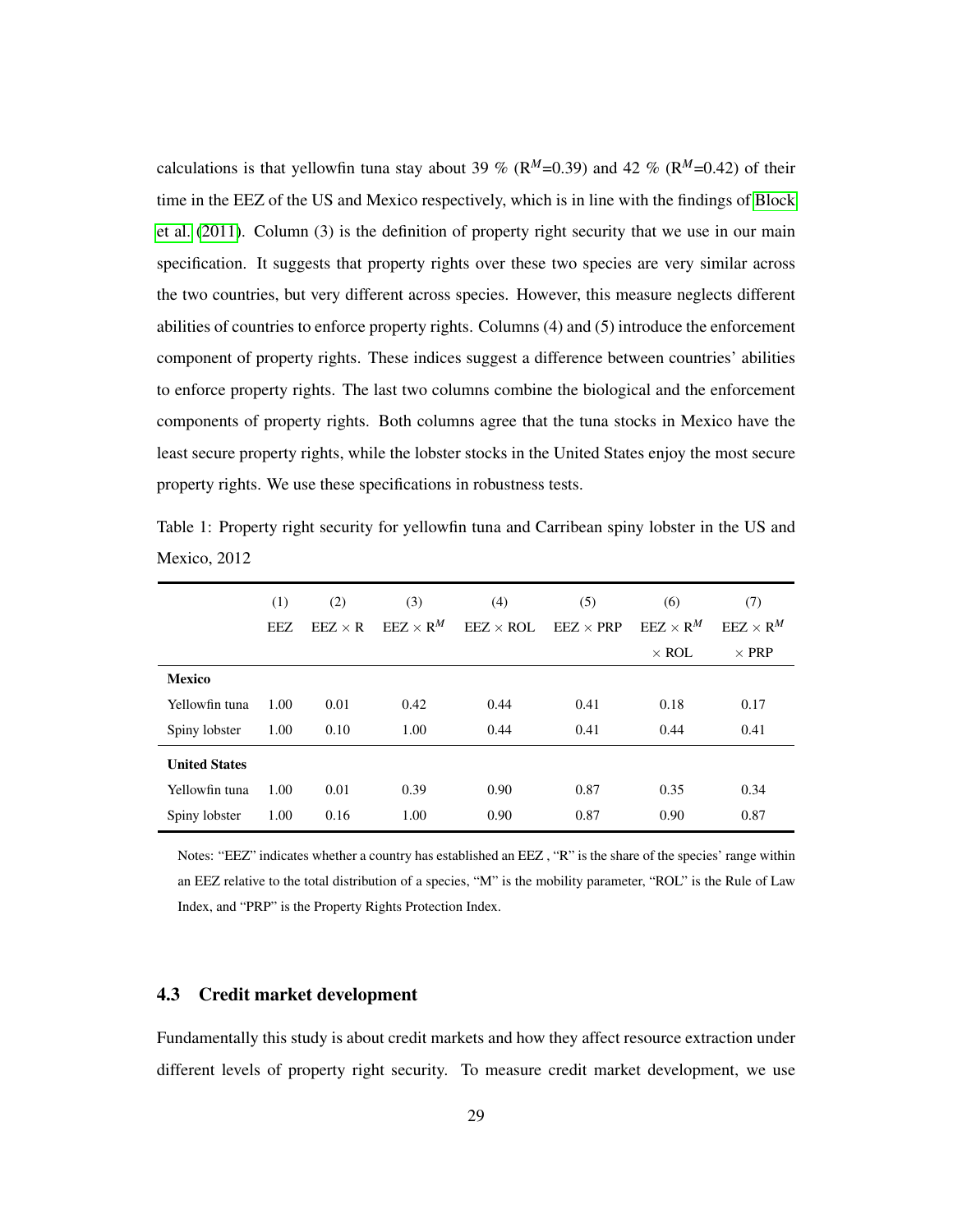calculations is that yellowfin tuna stay about 39 % ($R^M$=0.39) and 42 % ($R^M$=0.42) of their time in the EEZ of the US and Mexico respectively, which is in line with the findings of Block et al. (2011). Column (3) is the definition of property right security that we use in our main specification. It suggests that property rights over these two species are very similar across the two countries, but very different across species. However, this measure neglects different abilities of countries to enforce property rights. Columns (4) and (5) introduce the enforcement component of property rights. These indices suggest a difference between countries' abilities to enforce property rights. The last two columns combine the biological and the enforcement components of property rights. Both columns agree that the tuna stocks in Mexico have the least secure property rights, while the lobster stocks in the United States enjoy the most secure property rights. We use these specifications in robustness tests.

Table 1: Property right security for yellowfin tuna and Carribean spiny lobster in the US and Mexico, 2012

| | (1) | (2) | (3) | (4) | (5) | (6) | (7) |
|---|---|---|---|---|---|---|---|
| | EEZ | EEZ × R | EEZ × $R^M$ | EEZ × ROL | EEZ × PRP | EEZ × $R^M$ × ROL | EEZ × $R^M$ × PRP |
| **Mexico** | | | | | | | |
| Yellowfin tuna | 1.00 | 0.01 | 0.42 | 0.44 | 0.41 | 0.18 | 0.17 |
| Spiny lobster | 1.00 | 0.10 | 1.00 | 0.44 | 0.41 | 0.44 | 0.41 |
| **United States** | | | | | | | |
| Yellowfin tuna | 1.00 | 0.01 | 0.39 | 0.90 | 0.87 | 0.35 | 0.34 |
| Spiny lobster | 1.00 | 0.16 | 1.00 | 0.90 | 0.87 | 0.90 | 0.87 |

Notes: "EEZ" indicates whether a country has established an EEZ , "R" is the share of the species' range within an EEZ relative to the total distribution of a species, "M" is the mobility parameter, "ROL" is the Rule of Law Index, and "PRP" is the Property Rights Protection Index.

### 4.3 Credit market development

Fundamentally this study is about credit markets and how they affect resource extraction under different levels of property right security. To measure credit market development, we use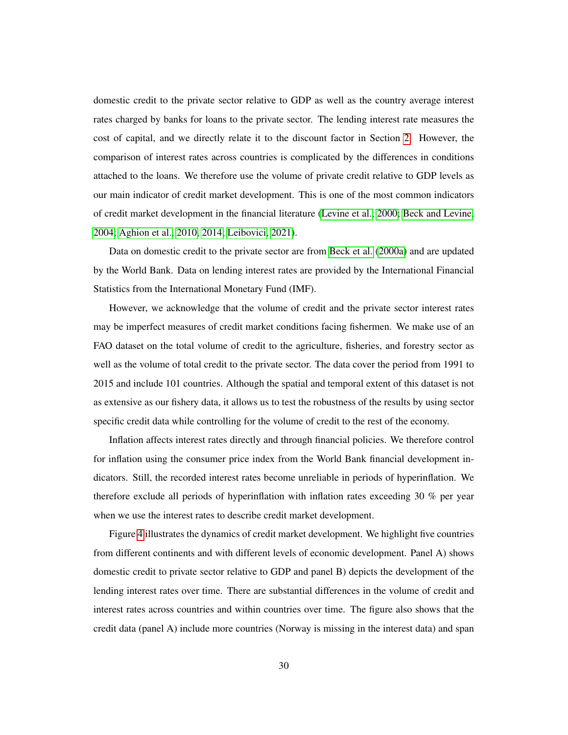domestic credit to the private sector relative to GDP as well as the country average interest rates charged by banks for loans to the private sector. The lending interest rate measures the cost of capital, and we directly relate it to the discount factor in Section 2. However, the comparison of interest rates across countries is complicated by the differences in conditions attached to the loans. We therefore use the volume of private credit relative to GDP levels as our main indicator of credit market development. This is one of the most common indicators of credit market development in the financial literature (Levine et al., 2000; Beck and Levine, 2004; Aghion et al., 2010, 2014; Leibovici, 2021).

Data on domestic credit to the private sector are from Beck et al. (2000a) and are updated by the World Bank. Data on lending interest rates are provided by the International Financial Statistics from the International Monetary Fund (IMF).

However, we acknowledge that the volume of credit and the private sector interest rates may be imperfect measures of credit market conditions facing fishermen. We make use of an FAO dataset on the total volume of credit to the agriculture, fisheries, and forestry sector as well as the volume of total credit to the private sector. The data cover the period from 1991 to 2015 and include 101 countries. Although the spatial and temporal extent of this dataset is not as extensive as our fishery data, it allows us to test the robustness of the results by using sector specific credit data while controlling for the volume of credit to the rest of the economy.

Inflation affects interest rates directly and through financial policies. We therefore control for inflation using the consumer price index from the World Bank financial development indicators. Still, the recorded interest rates become unreliable in periods of hyperinflation. We therefore exclude all periods of hyperinflation with inflation rates exceeding 30 % per year when we use the interest rates to describe credit market development.

Figure 4 illustrates the dynamics of credit market development. We highlight five countries from different continents and with different levels of economic development. Panel A) shows domestic credit to private sector relative to GDP and panel B) depicts the development of the lending interest rates over time. There are substantial differences in the volume of credit and interest rates across countries and within countries over time. The figure also shows that the credit data (panel A) include more countries (Norway is missing in the interest data) and span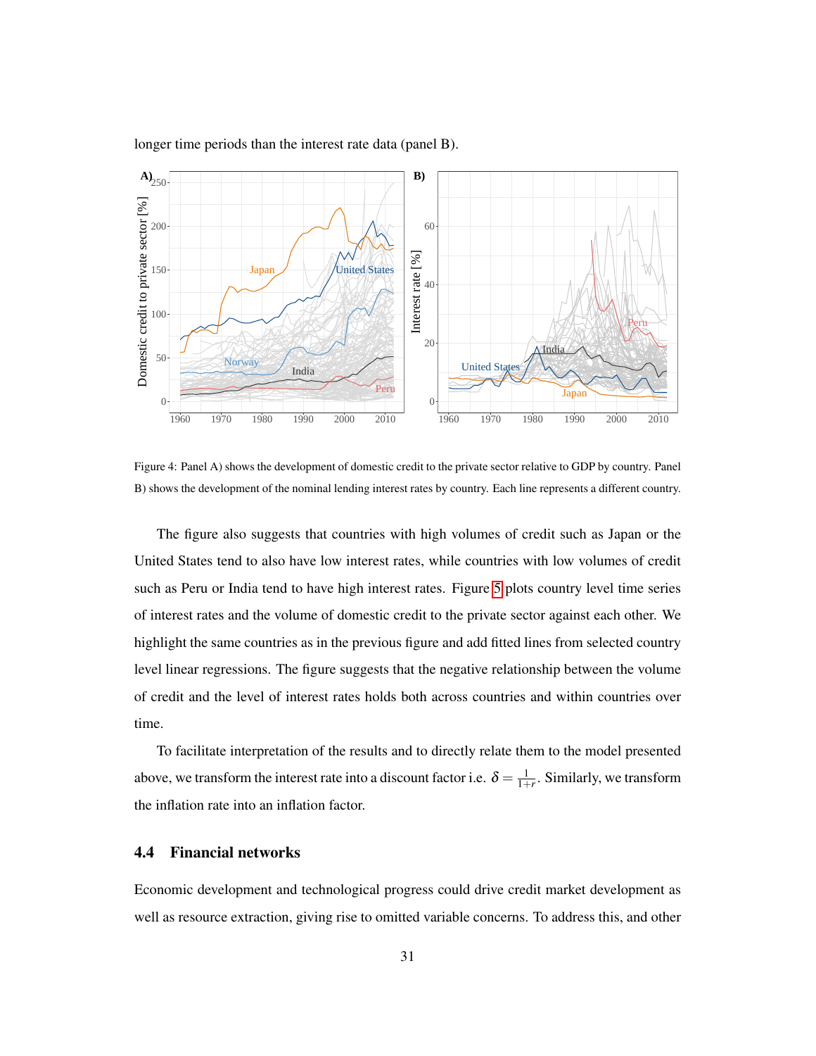longer time periods than the interest rate data (panel B).

Figure 4: Panel A) shows the development of domestic credit to the private sector relative to GDP by country. Panel B) shows the development of the nominal lending interest rates by country. Each line represents a different country.

The figure also suggests that countries with high volumes of credit such as Japan or the United States tend to also have low interest rates, while countries with low volumes of credit such as Peru or India tend to have high interest rates. Figure 5 plots country level time series of interest rates and the volume of domestic credit to the private sector against each other. We highlight the same countries as in the previous figure and add fitted lines from selected country level linear regressions. The figure suggests that the negative relationship between the volume of credit and the level of interest rates holds both across countries and within countries over time.

To facilitate interpretation of the results and to directly relate them to the model presented above, we transform the interest rate into a discount factor i.e. $\delta = \frac{1}{1+r}$. Similarly, we transform the inflation rate into an inflation factor.

### 4.4 Financial networks

Economic development and technological progress could drive credit market development as well as resource extraction, giving rise to omitted variable concerns. To address this, and other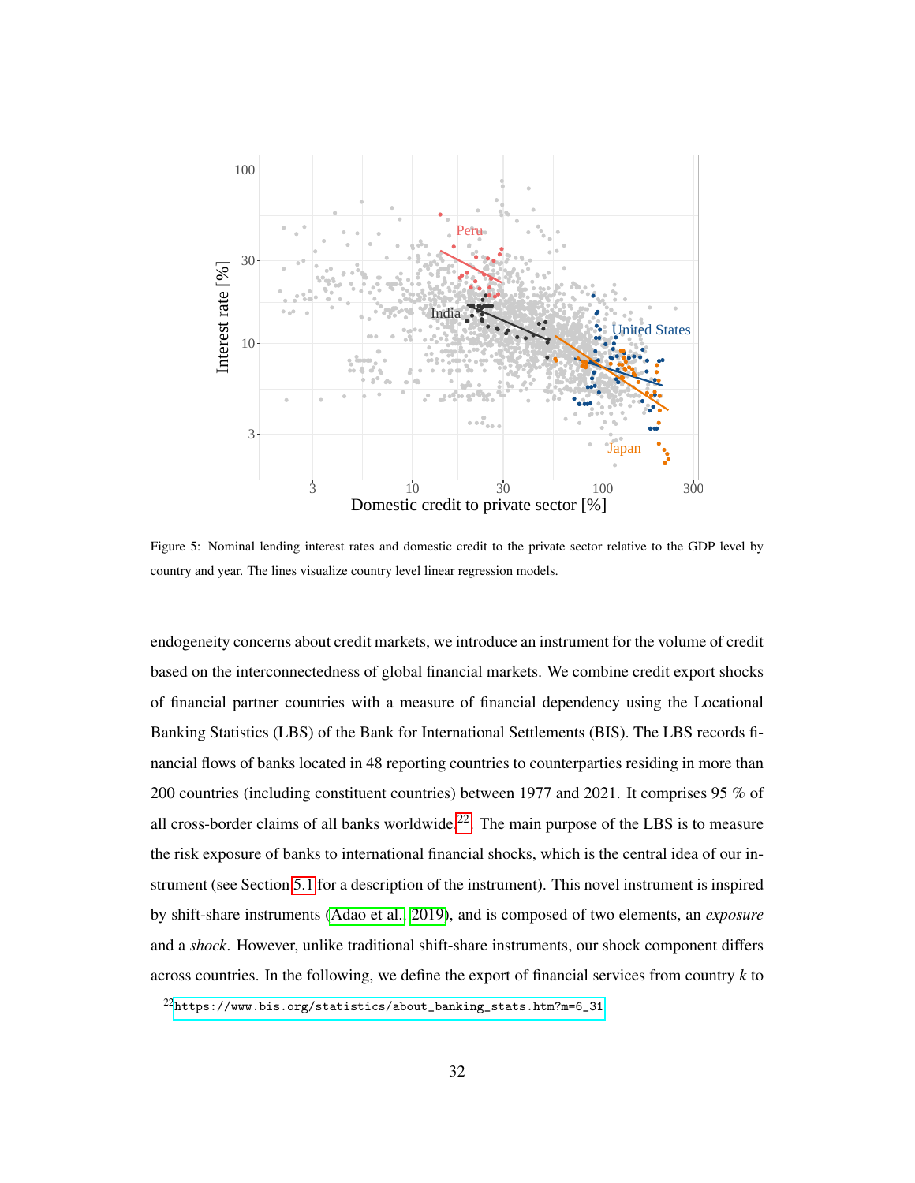Figure 5: Nominal lending interest rates and domestic credit to the private sector relative to the GDP level by country and year. The lines visualize country level linear regression models.

endogeneity concerns about credit markets, we introduce an instrument for the volume of credit based on the interconnectedness of global financial markets. We combine credit export shocks of financial partner countries with a measure of financial dependency using the Locational Banking Statistics (LBS) of the Bank for International Settlements (BIS). The LBS records financial flows of banks located in 48 reporting countries to counterparties residing in more than 200 countries (including constituent countries) between 1977 and 2021. It comprises 95 % of all cross-border claims of all banks worldwide.[22] The main purpose of the LBS is to measure the risk exposure of banks to international financial shocks, which is the central idea of our instrument (see Section 5.1 for a description of the instrument). This novel instrument is inspired by shift-share instruments (Adao et al., 2019), and is composed of two elements, an *exposure* and a *shock*. However, unlike traditional shift-share instruments, our shock component differs across countries. In the following, we define the export of financial services from country $k$ to

[22] https://www.bis.org/statistics/about_banking_stats.htm?m=6_31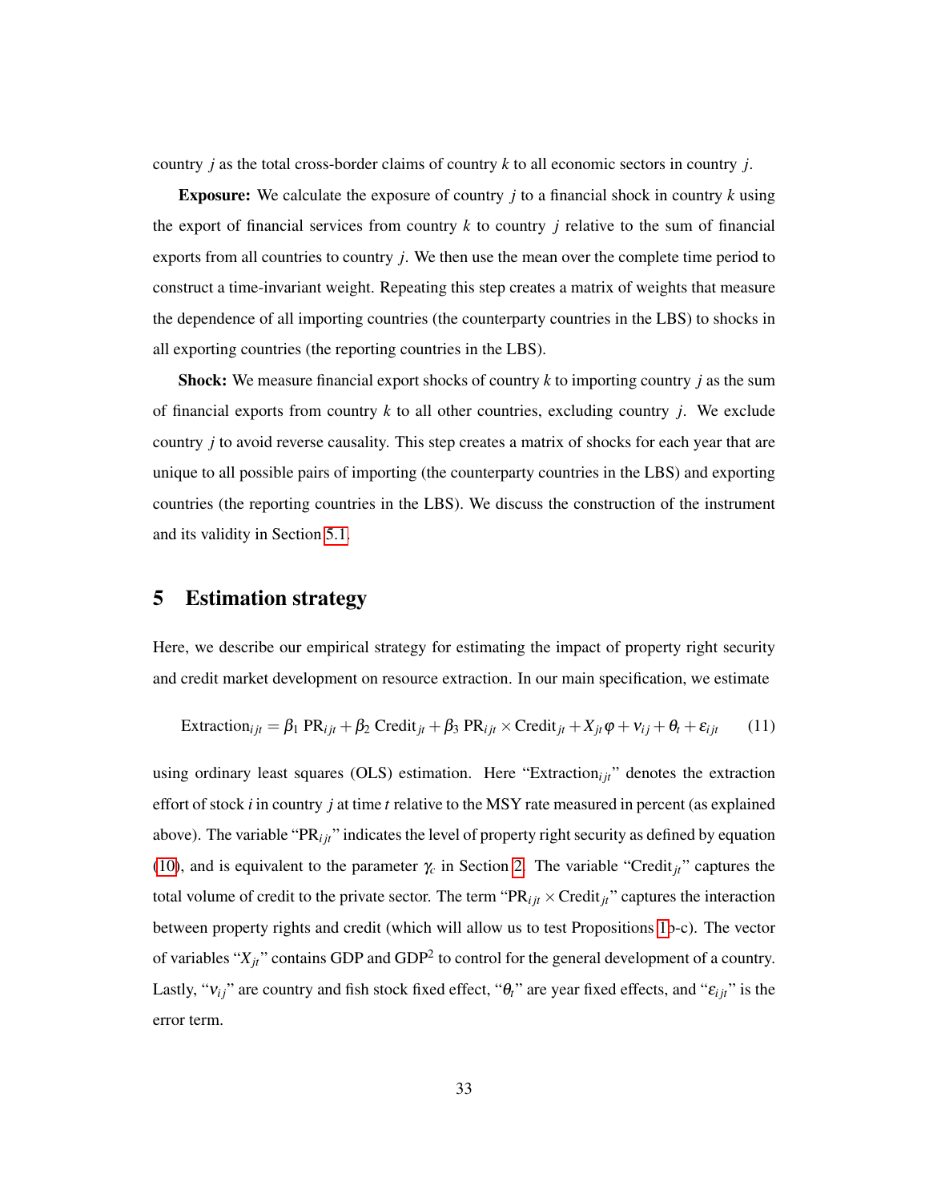country $j$ as the total cross-border claims of country $k$ to all economic sectors in country $j$.

**Exposure:** We calculate the exposure of country $j$ to a financial shock in country $k$ using the export of financial services from country $k$ to country $j$ relative to the sum of financial exports from all countries to country $j$. We then use the mean over the complete time period to construct a time-invariant weight. Repeating this step creates a matrix of weights that measure the dependence of all importing countries (the counterparty countries in the LBS) to shocks in all exporting countries (the reporting countries in the LBS).

**Shock:** We measure financial export shocks of country $k$ to importing country $j$ as the sum of financial exports from country $k$ to all other countries, excluding country $j$. We exclude country $j$ to avoid reverse causality. This step creates a matrix of shocks for each year that are unique to all possible pairs of importing (the counterparty countries in the LBS) and exporting countries (the reporting countries in the LBS). We discuss the construction of the instrument and its validity in Section 5.1.

## 5 Estimation strategy

Here, we describe our empirical strategy for estimating the impact of property right security and credit market development on resource extraction. In our main specification, we estimate

$$\text{Extraction}_{ijt} = \beta_1 \, \text{PR}_{ijt} + \beta_2 \, \text{Credit}_{jt} + \beta_3 \, \text{PR}_{ijt} \times \text{Credit}_{jt} + X_{jt}\varphi + \nu_{ij} + \theta_t + \varepsilon_{ijt} \tag{11}$$

using ordinary least squares (OLS) estimation. Here "$\text{Extraction}_{ijt}$" denotes the extraction effort of stock $i$ in country $j$ at time $t$ relative to the MSY rate measured in percent (as explained above). The variable "$\text{PR}_{ijt}$" indicates the level of property right security as defined by equation (10), and is equivalent to the parameter $\gamma_c$ in Section 2. The variable "$\text{Credit}_{jt}$" captures the total volume of credit to the private sector. The term "$\text{PR}_{ijt} \times \text{Credit}_{jt}$" captures the interaction between property rights and credit (which will allow us to test Propositions 1b-c). The vector of variables "$X_{jt}$" contains GDP and GDP$^2$ to control for the general development of a country. Lastly, "$\nu_{ij}$" are country and fish stock fixed effect, "$\theta_t$" are year fixed effects, and "$\varepsilon_{ijt}$" is the error term.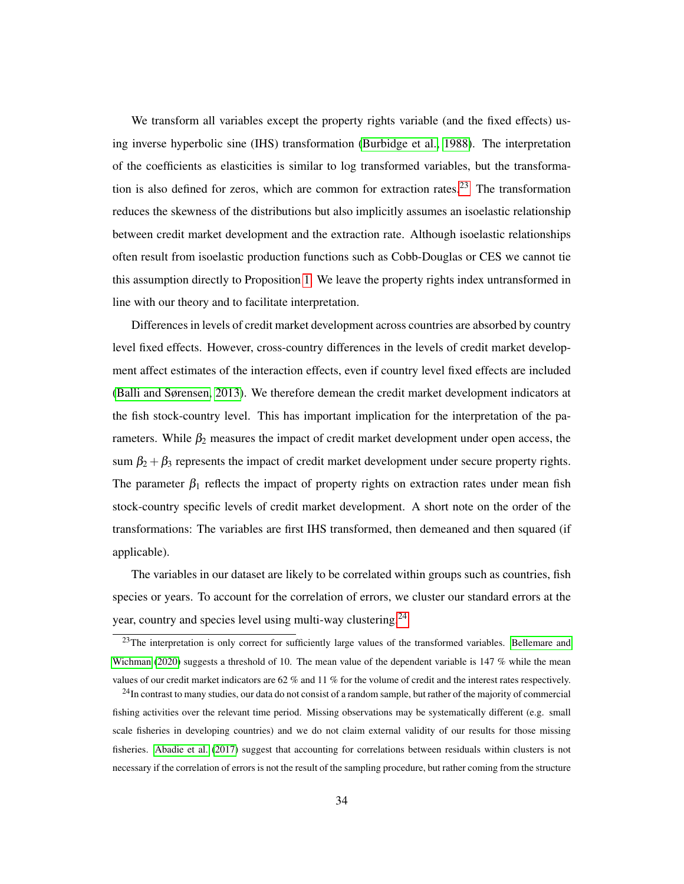We transform all variables except the property rights variable (and the fixed effects) using inverse hyperbolic sine (IHS) transformation (Burbidge et al., 1988). The interpretation of the coefficients as elasticities is similar to log transformed variables, but the transformation is also defined for zeros, which are common for extraction rates.[23] The transformation reduces the skewness of the distributions but also implicitly assumes an isoelastic relationship between credit market development and the extraction rate. Although isoelastic relationships often result from isoelastic production functions such as Cobb-Douglas or CES we cannot tie this assumption directly to Proposition 1. We leave the property rights index untransformed in line with our theory and to facilitate interpretation.

Differences in levels of credit market development across countries are absorbed by country level fixed effects. However, cross-country differences in the levels of credit market development affect estimates of the interaction effects, even if country level fixed effects are included (Balli and Sørensen, 2013). We therefore demean the credit market development indicators at the fish stock-country level. This has important implication for the interpretation of the parameters. While $\beta_2$ measures the impact of credit market development under open access, the sum $\beta_2 + \beta_3$ represents the impact of credit market development under secure property rights. The parameter $\beta_1$ reflects the impact of property rights on extraction rates under mean fish stock-country specific levels of credit market development. A short note on the order of the transformations: The variables are first IHS transformed, then demeaned and then squared (if applicable).

The variables in our dataset are likely to be correlated within groups such as countries, fish species or years. To account for the correlation of errors, we cluster our standard errors at the year, country and species level using multi-way clustering.[24]

[23] The interpretation is only correct for sufficiently large values of the transformed variables. Bellemare and Wichman (2020) suggests a threshold of 10. The mean value of the dependent variable is 147 % while the mean values of our credit market indicators are 62 % and 11 % for the volume of credit and the interest rates respectively.

[24] In contrast to many studies, our data do not consist of a random sample, but rather of the majority of commercial fishing activities over the relevant time period. Missing observations may be systematically different (e.g. small scale fisheries in developing countries) and we do not claim external validity of our results for those missing fisheries. Abadie et al. (2017) suggest that accounting for correlations between residuals within clusters is not necessary if the correlation of errors is not the result of the sampling procedure, but rather coming from the structure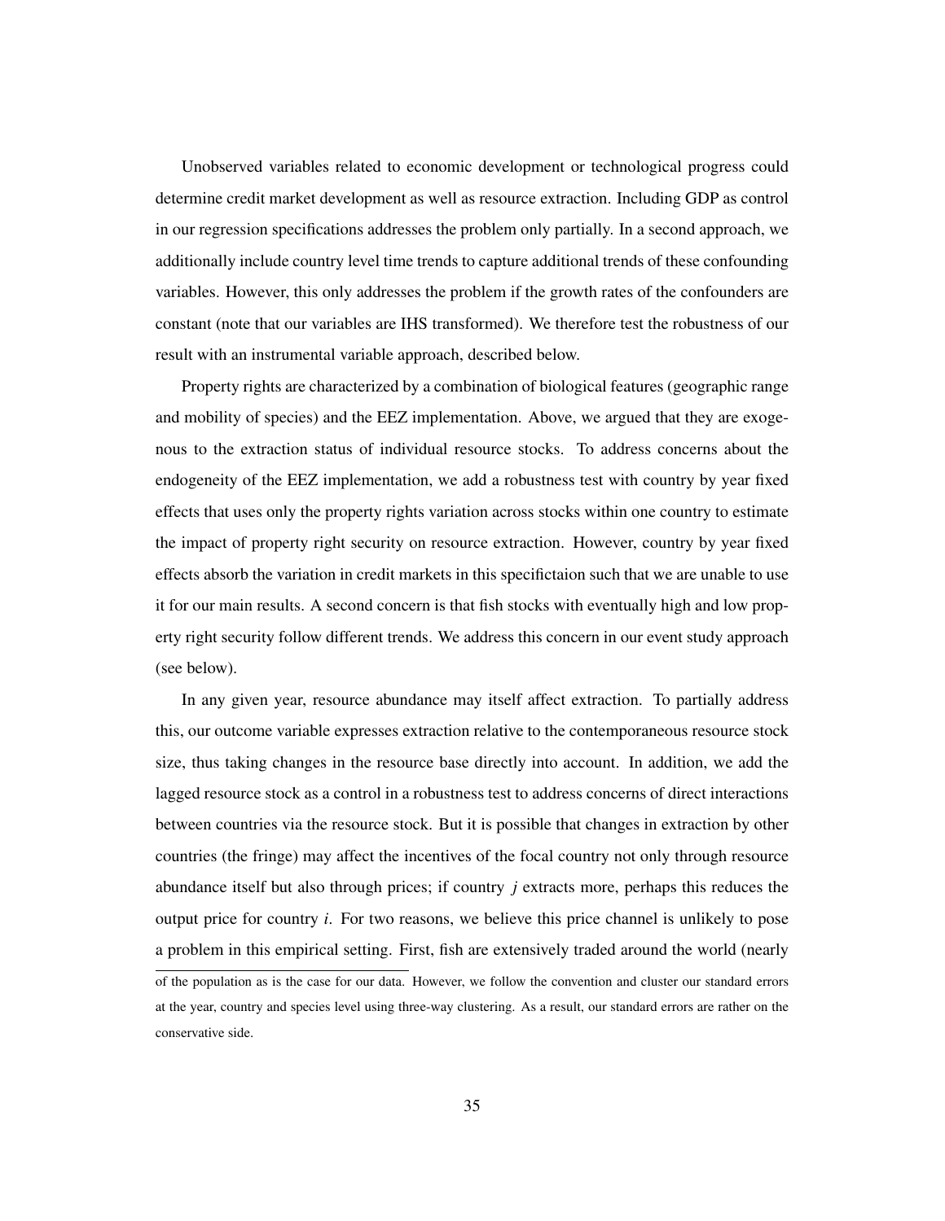Unobserved variables related to economic development or technological progress could determine credit market development as well as resource extraction. Including GDP as control in our regression specifications addresses the problem only partially. In a second approach, we additionally include country level time trends to capture additional trends of these confounding variables. However, this only addresses the problem if the growth rates of the confounders are constant (note that our variables are IHS transformed). We therefore test the robustness of our result with an instrumental variable approach, described below.

Property rights are characterized by a combination of biological features (geographic range and mobility of species) and the EEZ implementation. Above, we argued that they are exogenous to the extraction status of individual resource stocks. To address concerns about the endogeneity of the EEZ implementation, we add a robustness test with country by year fixed effects that uses only the property rights variation across stocks within one country to estimate the impact of property right security on resource extraction. However, country by year fixed effects absorb the variation in credit markets in this specifictaion such that we are unable to use it for our main results. A second concern is that fish stocks with eventually high and low property right security follow different trends. We address this concern in our event study approach (see below).

In any given year, resource abundance may itself affect extraction. To partially address this, our outcome variable expresses extraction relative to the contemporaneous resource stock size, thus taking changes in the resource base directly into account. In addition, we add the lagged resource stock as a control in a robustness test to address concerns of direct interactions between countries via the resource stock. But it is possible that changes in extraction by other countries (the fringe) may affect the incentives of the focal country not only through resource abundance itself but also through prices; if country $j$ extracts more, perhaps this reduces the output price for country $i$. For two reasons, we believe this price channel is unlikely to pose a problem in this empirical setting. First, fish are extensively traded around the world (nearly

of the population as is the case for our data. However, we follow the convention and cluster our standard errors at the year, country and species level using three-way clustering. As a result, our standard errors are rather on the conservative side.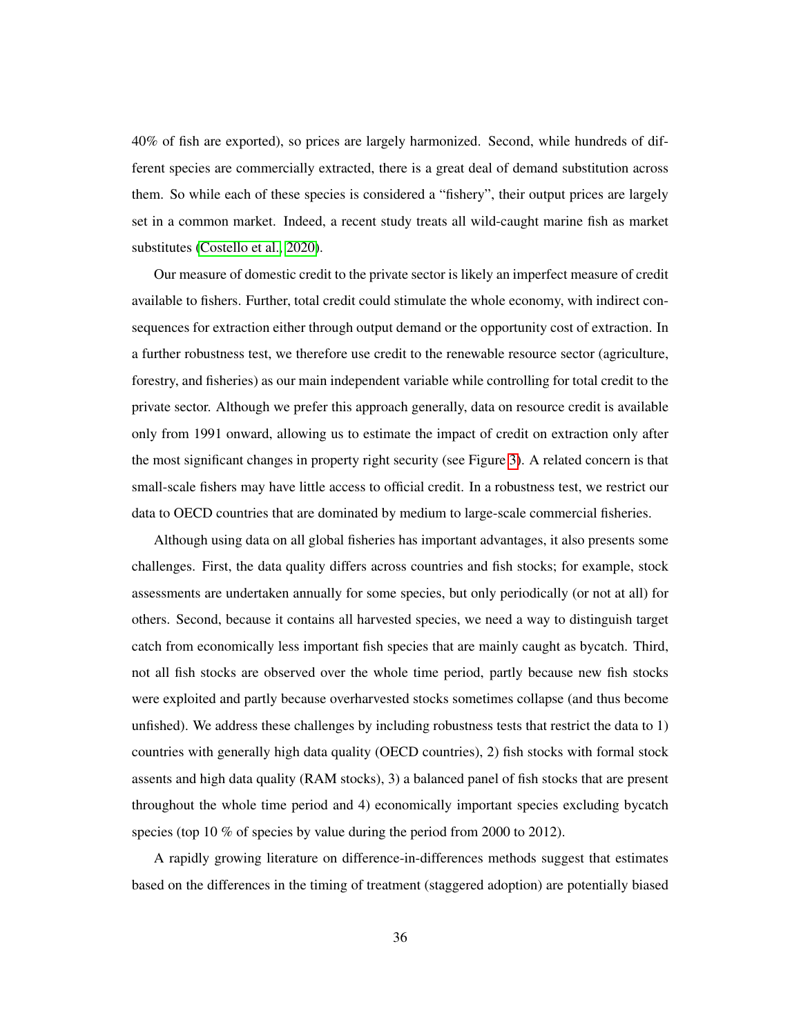40% of fish are exported), so prices are largely harmonized. Second, while hundreds of different species are commercially extracted, there is a great deal of demand substitution across them. So while each of these species is considered a "fishery", their output prices are largely set in a common market. Indeed, a recent study treats all wild-caught marine fish as market substitutes (Costello et al., 2020).

Our measure of domestic credit to the private sector is likely an imperfect measure of credit available to fishers. Further, total credit could stimulate the whole economy, with indirect consequences for extraction either through output demand or the opportunity cost of extraction. In a further robustness test, we therefore use credit to the renewable resource sector (agriculture, forestry, and fisheries) as our main independent variable while controlling for total credit to the private sector. Although we prefer this approach generally, data on resource credit is available only from 1991 onward, allowing us to estimate the impact of credit on extraction only after the most significant changes in property right security (see Figure 3). A related concern is that small-scale fishers may have little access to official credit. In a robustness test, we restrict our data to OECD countries that are dominated by medium to large-scale commercial fisheries.

Although using data on all global fisheries has important advantages, it also presents some challenges. First, the data quality differs across countries and fish stocks; for example, stock assessments are undertaken annually for some species, but only periodically (or not at all) for others. Second, because it contains all harvested species, we need a way to distinguish target catch from economically less important fish species that are mainly caught as bycatch. Third, not all fish stocks are observed over the whole time period, partly because new fish stocks were exploited and partly because overharvested stocks sometimes collapse (and thus become unfished). We address these challenges by including robustness tests that restrict the data to 1) countries with generally high data quality (OECD countries), 2) fish stocks with formal stock assents and high data quality (RAM stocks), 3) a balanced panel of fish stocks that are present throughout the whole time period and 4) economically important species excluding bycatch species (top 10 % of species by value during the period from 2000 to 2012).

A rapidly growing literature on difference-in-differences methods suggest that estimates based on the differences in the timing of treatment (staggered adoption) are potentially biased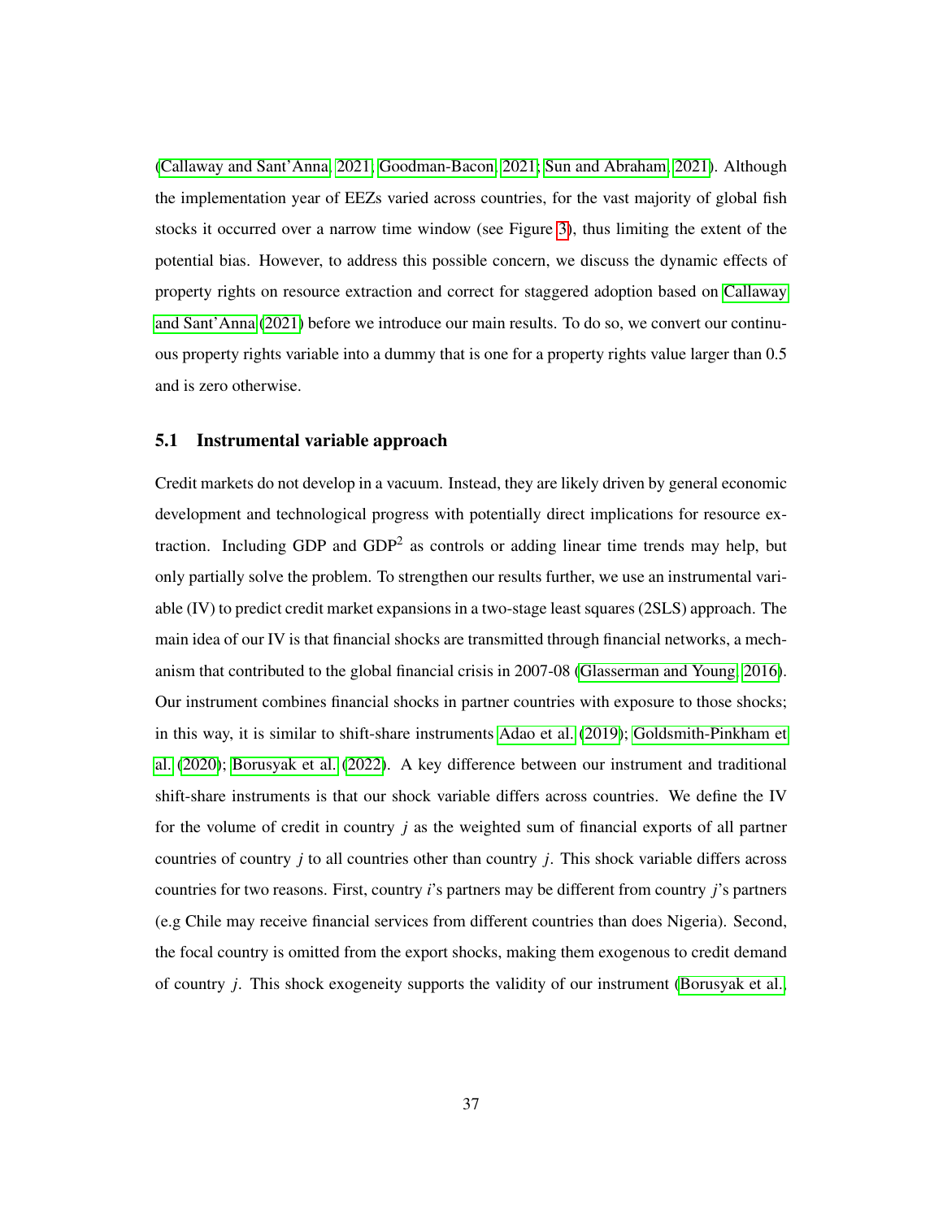(Callaway and Sant'Anna, 2021; Goodman-Bacon, 2021; Sun and Abraham, 2021). Although the implementation year of EEZs varied across countries, for the vast majority of global fish stocks it occurred over a narrow time window (see Figure 3), thus limiting the extent of the potential bias. However, to address this possible concern, we discuss the dynamic effects of property rights on resource extraction and correct for staggered adoption based on Callaway and Sant'Anna (2021) before we introduce our main results. To do so, we convert our continuous property rights variable into a dummy that is one for a property rights value larger than 0.5 and is zero otherwise.

### 5.1 Instrumental variable approach

Credit markets do not develop in a vacuum. Instead, they are likely driven by general economic development and technological progress with potentially direct implications for resource extraction. Including GDP and GDP$^2$ as controls or adding linear time trends may help, but only partially solve the problem. To strengthen our results further, we use an instrumental variable (IV) to predict credit market expansions in a two-stage least squares (2SLS) approach. The main idea of our IV is that financial shocks are transmitted through financial networks, a mechanism that contributed to the global financial crisis in 2007-08 (Glasserman and Young, 2016). Our instrument combines financial shocks in partner countries with exposure to those shocks; in this way, it is similar to shift-share instruments Adao et al. (2019); Goldsmith-Pinkham et al. (2020); Borusyak et al. (2022). A key difference between our instrument and traditional shift-share instruments is that our shock variable differs across countries. We define the IV for the volume of credit in country $j$ as the weighted sum of financial exports of all partner countries of country $j$ to all countries other than country $j$. This shock variable differs across countries for two reasons. First, country $i$'s partners may be different from country $j$'s partners (e.g Chile may receive financial services from different countries than does Nigeria). Second, the focal country is omitted from the export shocks, making them exogenous to credit demand of country $j$. This shock exogeneity supports the validity of our instrument (Borusyak et al.,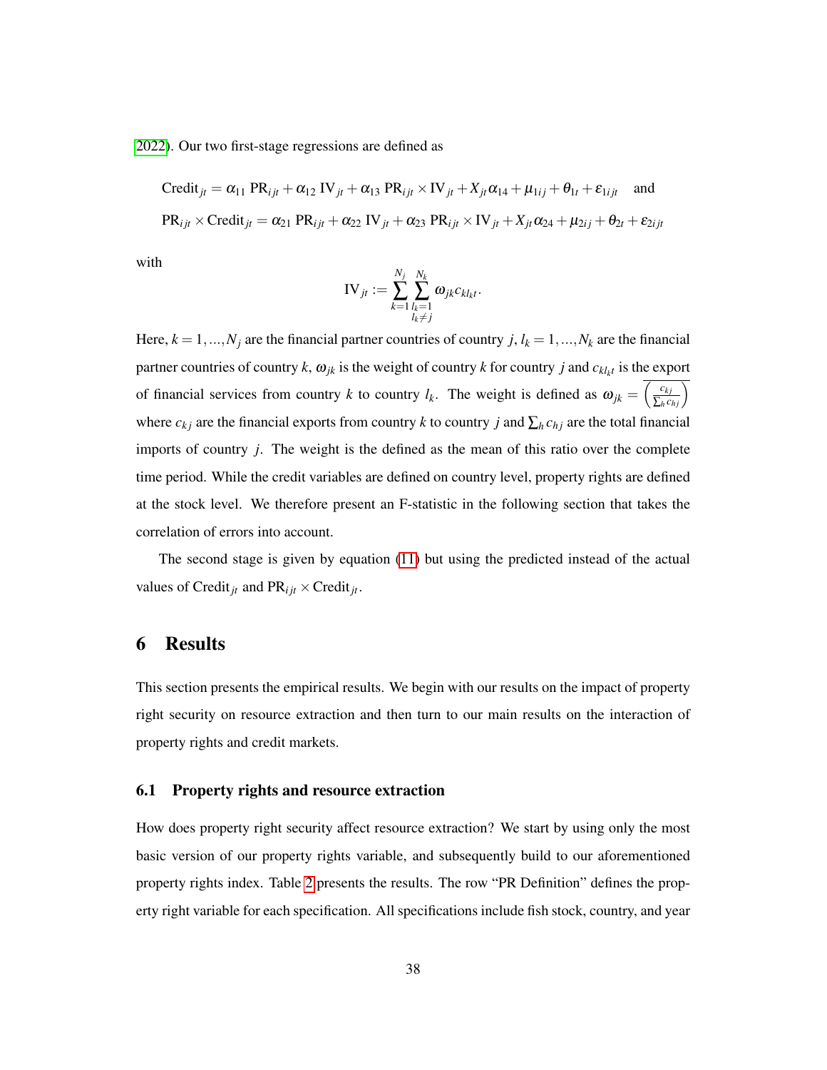2022). Our two first-stage regressions are defined as

$$\text{Credit}_{jt} = \alpha_{11}\ \text{PR}_{ijt} + \alpha_{12}\ \text{IV}_{jt} + \alpha_{13}\ \text{PR}_{ijt} \times \text{IV}_{jt} + X_{jt}\alpha_{14} + \mu_{1ij} + \theta_{1t} + \varepsilon_{1ijt} \quad \text{and}$$

$$\text{PR}_{ijt} \times \text{Credit}_{jt} = \alpha_{21}\ \text{PR}_{ijt} + \alpha_{22}\ \text{IV}_{jt} + \alpha_{23}\ \text{PR}_{ijt} \times \text{IV}_{jt} + X_{jt}\alpha_{24} + \mu_{2ij} + \theta_{2t} + \varepsilon_{2ijt}$$

with

$$\text{IV}_{jt} := \sum_{k=1}^{N_j} \sum_{\substack{l_k=1 \\ l_k \neq j}}^{N_k} \omega_{jk} c_{kl_k t}.$$

Here, $k = 1, ..., N_j$ are the financial partner countries of country $j$, $l_k = 1, ..., N_k$ are the financial partner countries of country $k$, $\omega_{jk}$ is the weight of country $k$ for country $j$ and $c_{kl_k t}$ is the export of financial services from country $k$ to country $l_k$. The weight is defined as $\omega_{jk} = \overline{\left(\frac{c_{kj}}{\sum_h c_{hj}}\right)}$ where $c_{kj}$ are the financial exports from country $k$ to country $j$ and $\sum_h c_{hj}$ are the total financial imports of country $j$. The weight is the defined as the mean of this ratio over the complete time period. While the credit variables are defined on country level, property rights are defined at the stock level. We therefore present an F-statistic in the following section that takes the correlation of errors into account.

The second stage is given by equation (11) but using the predicted instead of the actual values of $\text{Credit}_{jt}$ and $\text{PR}_{ijt} \times \text{Credit}_{jt}$.

# 6 Results

This section presents the empirical results. We begin with our results on the impact of property right security on resource extraction and then turn to our main results on the interaction of property rights and credit markets.

## 6.1 Property rights and resource extraction

How does property right security affect resource extraction? We start by using only the most basic version of our property rights variable, and subsequently build to our aforementioned property rights index. Table 2 presents the results. The row "PR Definition" defines the property right variable for each specification. All specifications include fish stock, country, and year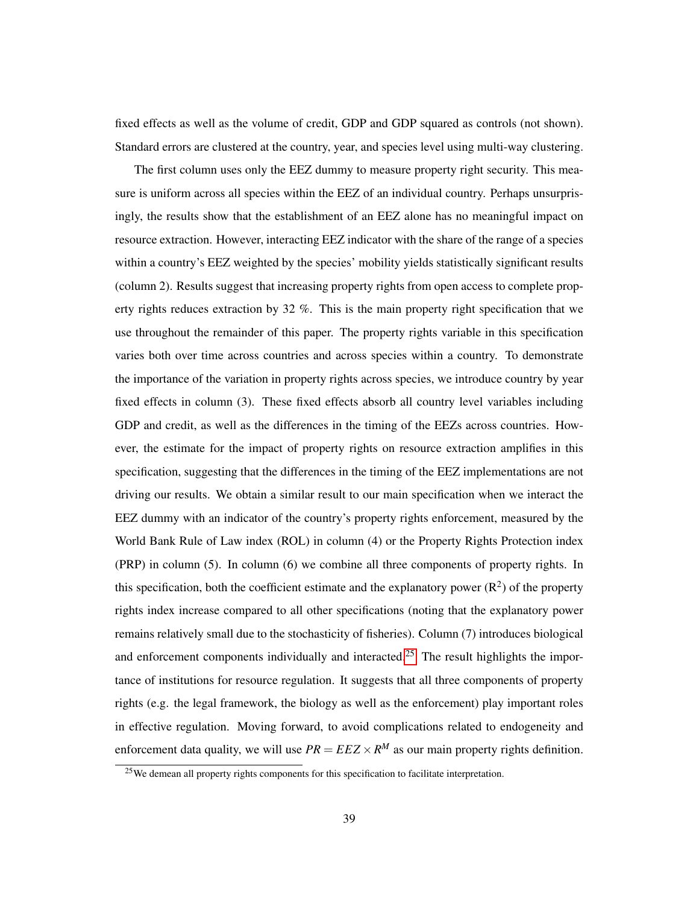fixed effects as well as the volume of credit, GDP and GDP squared as controls (not shown). Standard errors are clustered at the country, year, and species level using multi-way clustering.

The first column uses only the EEZ dummy to measure property right security. This measure is uniform across all species within the EEZ of an individual country. Perhaps unsurprisingly, the results show that the establishment of an EEZ alone has no meaningful impact on resource extraction. However, interacting EEZ indicator with the share of the range of a species within a country's EEZ weighted by the species' mobility yields statistically significant results (column 2). Results suggest that increasing property rights from open access to complete property rights reduces extraction by 32 %. This is the main property right specification that we use throughout the remainder of this paper. The property rights variable in this specification varies both over time across countries and across species within a country. To demonstrate the importance of the variation in property rights across species, we introduce country by year fixed effects in column (3). These fixed effects absorb all country level variables including GDP and credit, as well as the differences in the timing of the EEZs across countries. However, the estimate for the impact of property rights on resource extraction amplifies in this specification, suggesting that the differences in the timing of the EEZ implementations are not driving our results. We obtain a similar result to our main specification when we interact the EEZ dummy with an indicator of the country's property rights enforcement, measured by the World Bank Rule of Law index (ROL) in column (4) or the Property Rights Protection index (PRP) in column (5). In column (6) we combine all three components of property rights. In this specification, both the coefficient estimate and the explanatory power ($R^2$) of the property rights index increase compared to all other specifications (noting that the explanatory power remains relatively small due to the stochasticity of fisheries). Column (7) introduces biological and enforcement components individually and interacted.[25] The result highlights the importance of institutions for resource regulation. It suggests that all three components of property rights (e.g. the legal framework, the biology as well as the enforcement) play important roles in effective regulation. Moving forward, to avoid complications related to endogeneity and enforcement data quality, we will use $PR = EEZ \times R^M$ as our main property rights definition.

[25] We demean all property rights components for this specification to facilitate interpretation.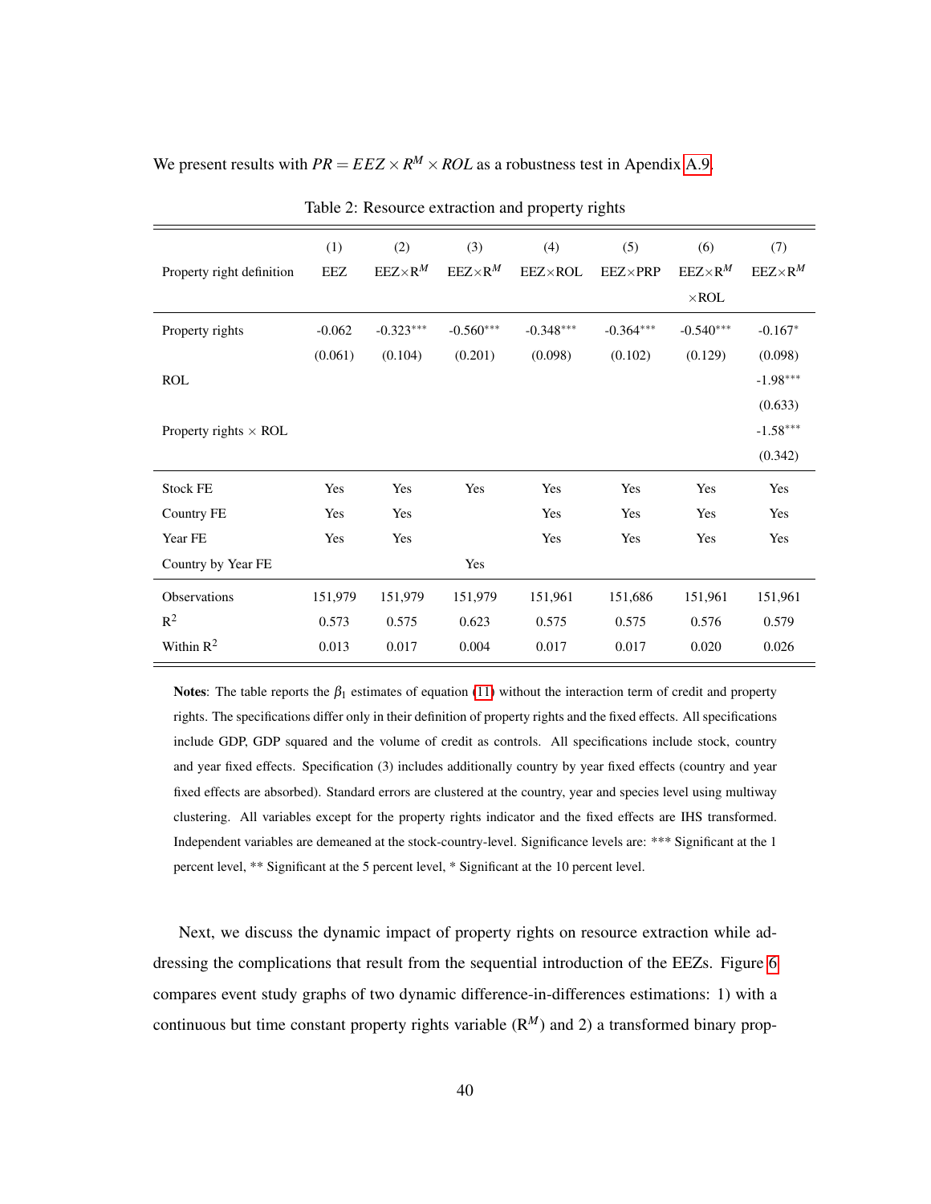We present results with $PR = EEZ \times R^M \times ROL$ as a robustness test in Apendix A.9.

Table 2: Resource extraction and property rights

| | (1) | (2) | (3) | (4) | (5) | (6) | (7) |
|---|---|---|---|---|---|---|---|
| Property right definition | EEZ | EEZ$\times$R$^M$ | EEZ$\times$R$^M$ | EEZ$\times$ROL | EEZ$\times$PRP | EEZ$\times$R$^M$ $\times$ROL | EEZ$\times$R$^M$ |
| Property rights | -0.062 | -0.323$^{***}$ | -0.560$^{***}$ | -0.348$^{***}$ | -0.364$^{***}$ | -0.540$^{***}$ | -0.167$^{*}$ |
| | (0.061) | (0.104) | (0.201) | (0.098) | (0.102) | (0.129) | (0.098) |
| ROL | | | | | | | -1.98$^{***}$ |
| | | | | | | | (0.633) |
| Property rights $\times$ ROL | | | | | | | -1.58$^{***}$ |
| | | | | | | | (0.342) |
| Stock FE | Yes | Yes | Yes | Yes | Yes | Yes | Yes |
| Country FE | Yes | Yes | | Yes | Yes | Yes | Yes |
| Year FE | Yes | Yes | | Yes | Yes | Yes | Yes |
| Country by Year FE | | | Yes | | | | |
| Observations | 151,979 | 151,979 | 151,979 | 151,961 | 151,686 | 151,961 | 151,961 |
| R$^2$ | 0.573 | 0.575 | 0.623 | 0.575 | 0.575 | 0.576 | 0.579 |
| Within R$^2$ | 0.013 | 0.017 | 0.004 | 0.017 | 0.017 | 0.020 | 0.026 |

**Notes**: The table reports the $\beta_1$ estimates of equation (11) without the interaction term of credit and property rights. The specifications differ only in their definition of property rights and the fixed effects. All specifications include GDP, GDP squared and the volume of credit as controls. All specifications include stock, country and year fixed effects. Specification (3) includes additionally country by year fixed effects (country and year fixed effects are absorbed). Standard errors are clustered at the country, year and species level using multiway clustering. All variables except for the property rights indicator and the fixed effects are IHS transformed. Independent variables are demeaned at the stock-country-level. Significance levels are: *** Significant at the 1 percent level, ** Significant at the 5 percent level, * Significant at the 10 percent level.

Next, we discuss the dynamic impact of property rights on resource extraction while addressing the complications that result from the sequential introduction of the EEZs. Figure 6 compares event study graphs of two dynamic difference-in-differences estimations: 1) with a continuous but time constant property rights variable (R$^M$) and 2) a transformed binary prop-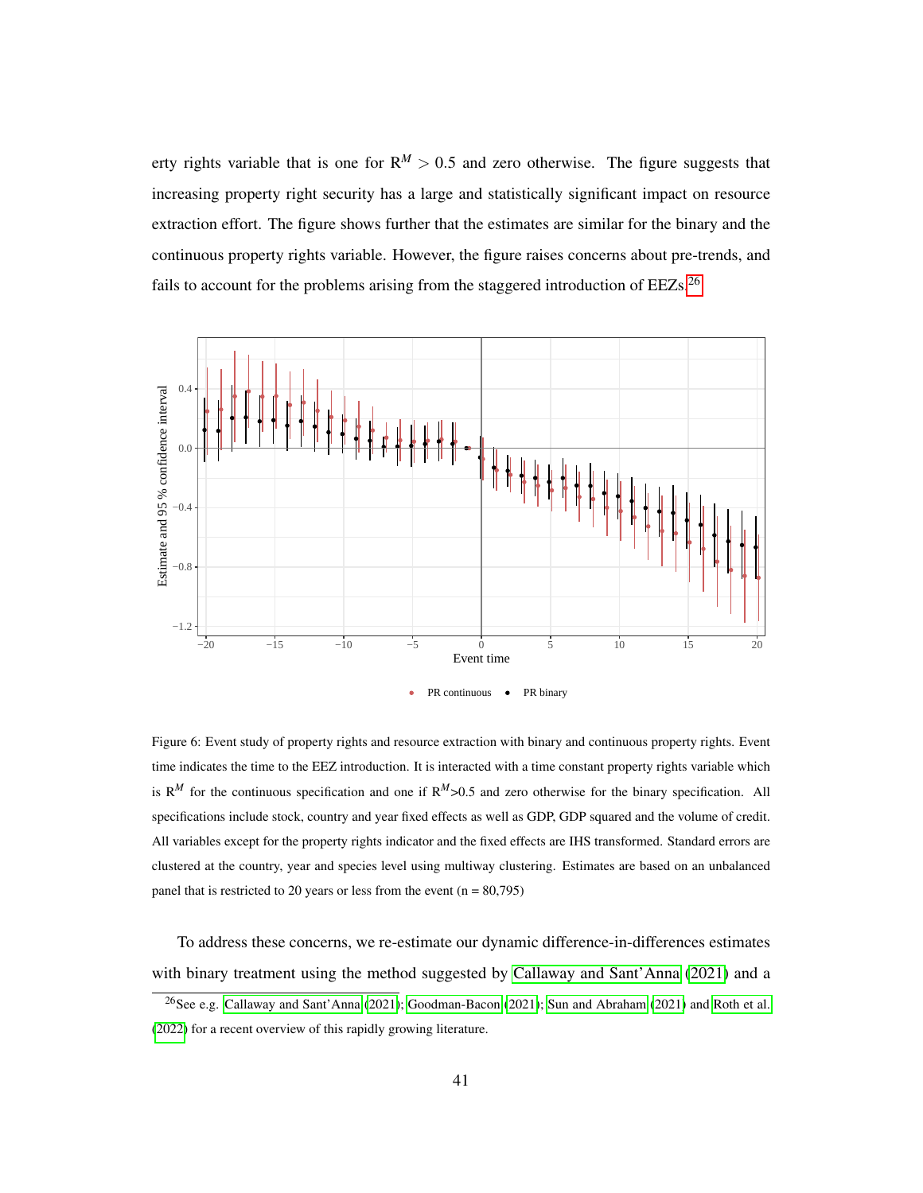erty rights variable that is one for $R^M > 0.5$ and zero otherwise. The figure suggests that increasing property right security has a large and statistically significant impact on resource extraction effort. The figure shows further that the estimates are similar for the binary and the continuous property rights variable. However, the figure raises concerns about pre-trends, and fails to account for the problems arising from the staggered introduction of EEZs.[26]

Figure 6: Event study of property rights and resource extraction with binary and continuous property rights. Event time indicates the time to the EEZ introduction. It is interacted with a time constant property rights variable which is $R^M$ for the continuous specification and one if $R^M$>0.5 and zero otherwise for the binary specification. All specifications include stock, country and year fixed effects as well as GDP, GDP squared and the volume of credit. All variables except for the property rights indicator and the fixed effects are IHS transformed. Standard errors are clustered at the country, year and species level using multiway clustering. Estimates are based on an unbalanced panel that is restricted to 20 years or less from the event (n = 80,795)

To address these concerns, we re-estimate our dynamic difference-in-differences estimates with binary treatment using the method suggested by Callaway and Sant'Anna (2021) and a

[26]See e.g. Callaway and Sant'Anna (2021); Goodman-Bacon (2021); Sun and Abraham (2021) and Roth et al. (2022) for a recent overview of this rapidly growing literature.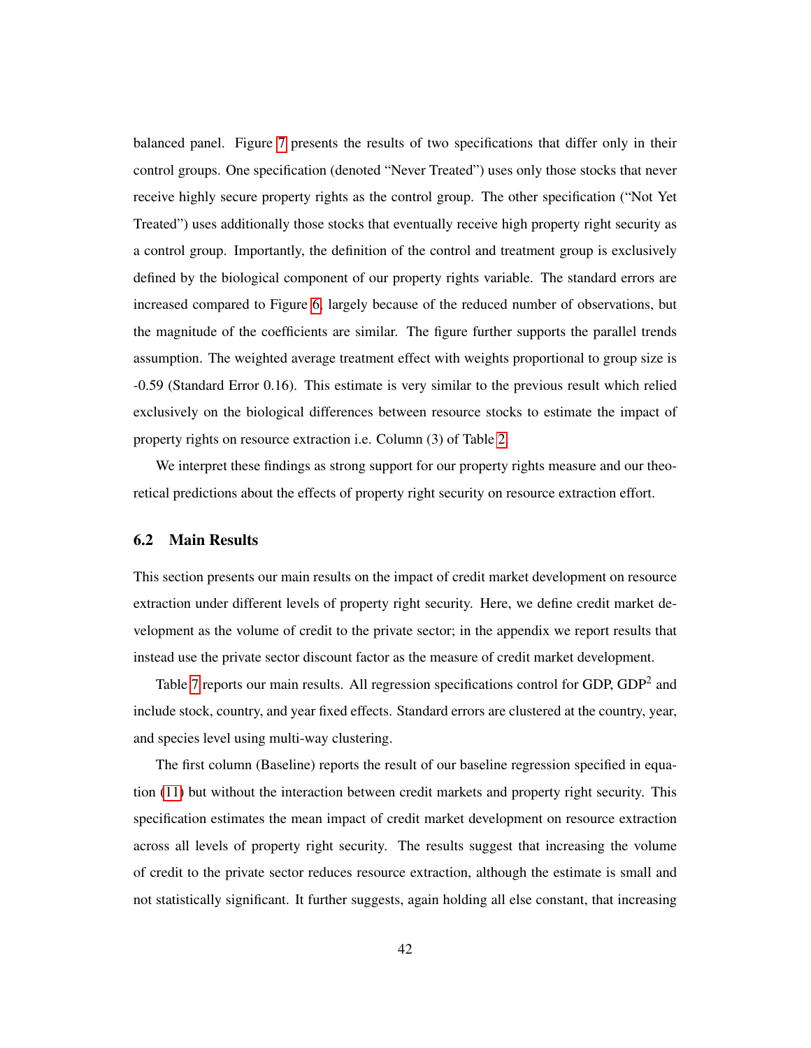balanced panel. Figure 7 presents the results of two specifications that differ only in their control groups. One specification (denoted "Never Treated") uses only those stocks that never receive highly secure property rights as the control group. The other specification ("Not Yet Treated") uses additionally those stocks that eventually receive high property right security as a control group. Importantly, the definition of the control and treatment group is exclusively defined by the biological component of our property rights variable. The standard errors are increased compared to Figure 6, largely because of the reduced number of observations, but the magnitude of the coefficients are similar. The figure further supports the parallel trends assumption. The weighted average treatment effect with weights proportional to group size is -0.59 (Standard Error 0.16). This estimate is very similar to the previous result which relied exclusively on the biological differences between resource stocks to estimate the impact of property rights on resource extraction i.e. Column (3) of Table 2.

We interpret these findings as strong support for our property rights measure and our theoretical predictions about the effects of property right security on resource extraction effort.

### 6.2 Main Results

This section presents our main results on the impact of credit market development on resource extraction under different levels of property right security. Here, we define credit market development as the volume of credit to the private sector; in the appendix we report results that instead use the private sector discount factor as the measure of credit market development.

Table 7 reports our main results. All regression specifications control for GDP, $\text{GDP}^2$ and include stock, country, and year fixed effects. Standard errors are clustered at the country, year, and species level using multi-way clustering.

The first column (Baseline) reports the result of our baseline regression specified in equation (11) but without the interaction between credit markets and property right security. This specification estimates the mean impact of credit market development on resource extraction across all levels of property right security. The results suggest that increasing the volume of credit to the private sector reduces resource extraction, although the estimate is small and not statistically significant. It further suggests, again holding all else constant, that increasing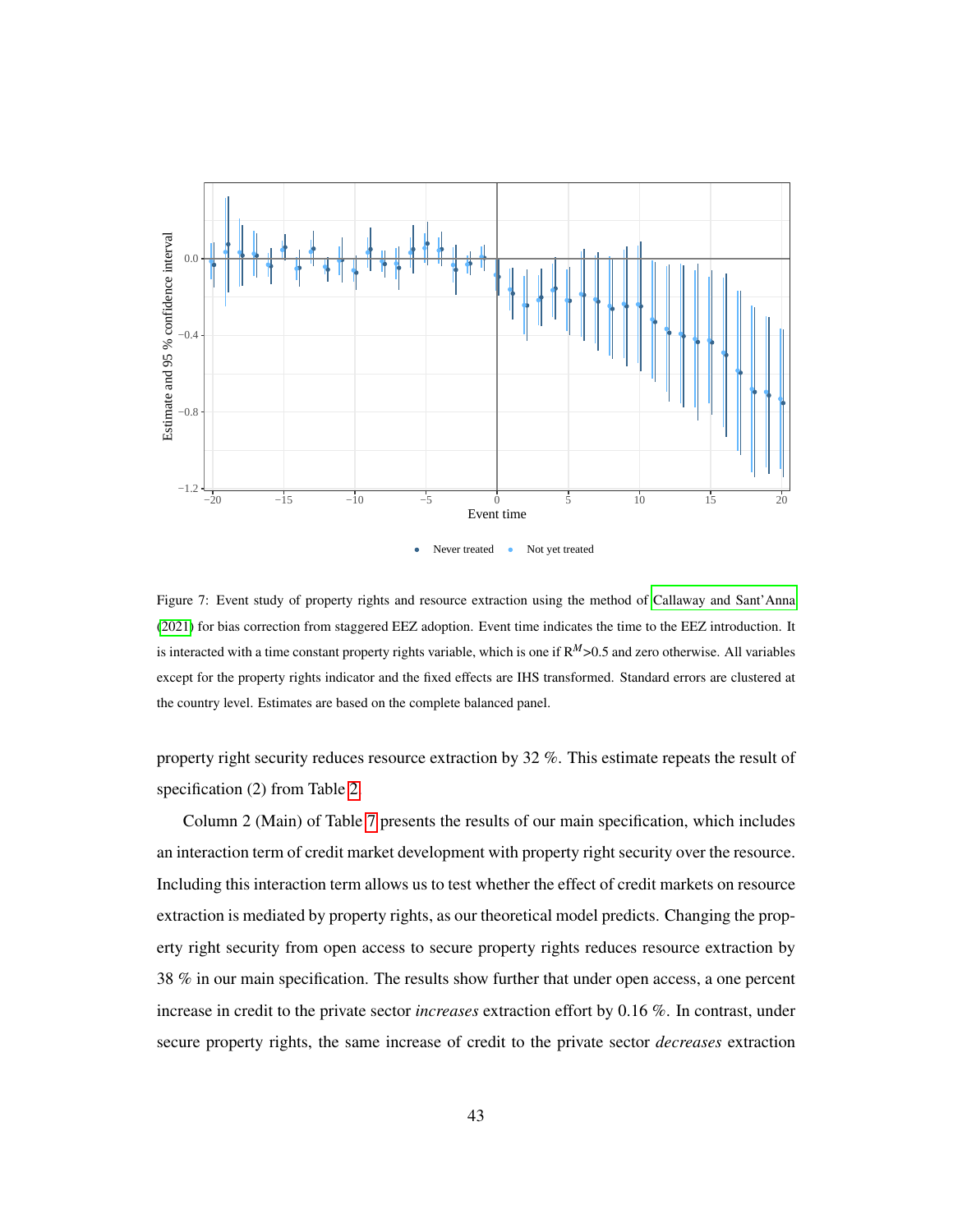Figure 7: Event study of property rights and resource extraction using the method of Callaway and Sant'Anna (2021) for bias correction from staggered EEZ adoption. Event time indicates the time to the EEZ introduction. It is interacted with a time constant property rights variable, which is one if $R^M$>0.5 and zero otherwise. All variables except for the property rights indicator and the fixed effects are IHS transformed. Standard errors are clustered at the country level. Estimates are based on the complete balanced panel.

property right security reduces resource extraction by 32 %. This estimate repeats the result of specification (2) from Table 2.

Column 2 (Main) of Table 7 presents the results of our main specification, which includes an interaction term of credit market development with property right security over the resource. Including this interaction term allows us to test whether the effect of credit markets on resource extraction is mediated by property rights, as our theoretical model predicts. Changing the property right security from open access to secure property rights reduces resource extraction by 38 % in our main specification. The results show further that under open access, a one percent increase in credit to the private sector *increases* extraction effort by 0.16 %. In contrast, under secure property rights, the same increase of credit to the private sector *decreases* extraction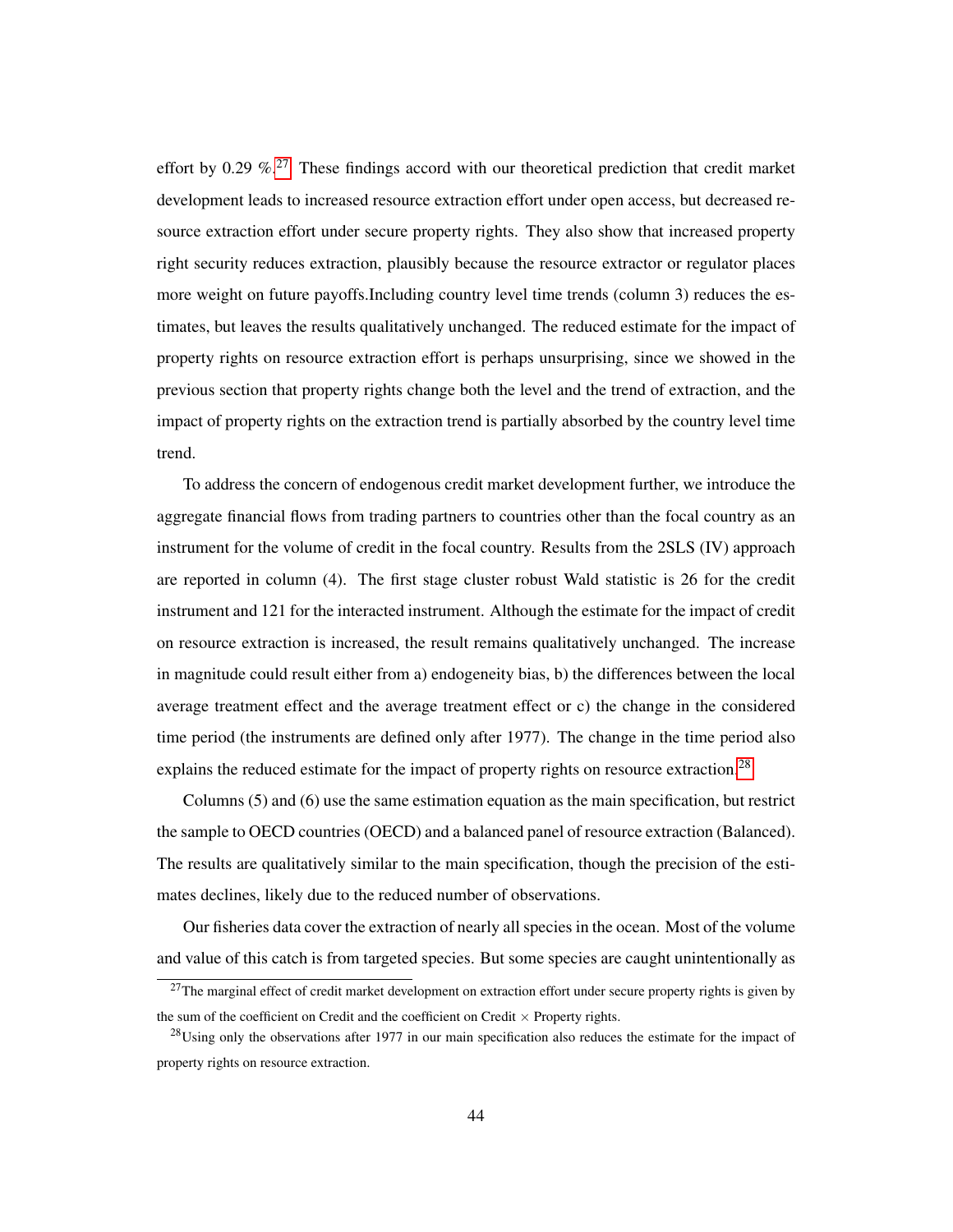effort by 0.29 %.[27] These findings accord with our theoretical prediction that credit market development leads to increased resource extraction effort under open access, but decreased resource extraction effort under secure property rights. They also show that increased property right security reduces extraction, plausibly because the resource extractor or regulator places more weight on future payoffs.Including country level time trends (column 3) reduces the estimates, but leaves the results qualitatively unchanged. The reduced estimate for the impact of property rights on resource extraction effort is perhaps unsurprising, since we showed in the previous section that property rights change both the level and the trend of extraction, and the impact of property rights on the extraction trend is partially absorbed by the country level time trend.

To address the concern of endogenous credit market development further, we introduce the aggregate financial flows from trading partners to countries other than the focal country as an instrument for the volume of credit in the focal country. Results from the 2SLS (IV) approach are reported in column (4). The first stage cluster robust Wald statistic is 26 for the credit instrument and 121 for the interacted instrument. Although the estimate for the impact of credit on resource extraction is increased, the result remains qualitatively unchanged. The increase in magnitude could result either from a) endogeneity bias, b) the differences between the local average treatment effect and the average treatment effect or c) the change in the considered time period (the instruments are defined only after 1977). The change in the time period also explains the reduced estimate for the impact of property rights on resource extraction.[28]

Columns (5) and (6) use the same estimation equation as the main specification, but restrict the sample to OECD countries (OECD) and a balanced panel of resource extraction (Balanced). The results are qualitatively similar to the main specification, though the precision of the estimates declines, likely due to the reduced number of observations.

Our fisheries data cover the extraction of nearly all species in the ocean. Most of the volume and value of this catch is from targeted species. But some species are caught unintentionally as

[27] The marginal effect of credit market development on extraction effort under secure property rights is given by the sum of the coefficient on Credit and the coefficient on Credit × Property rights.

[28] Using only the observations after 1977 in our main specification also reduces the estimate for the impact of property rights on resource extraction.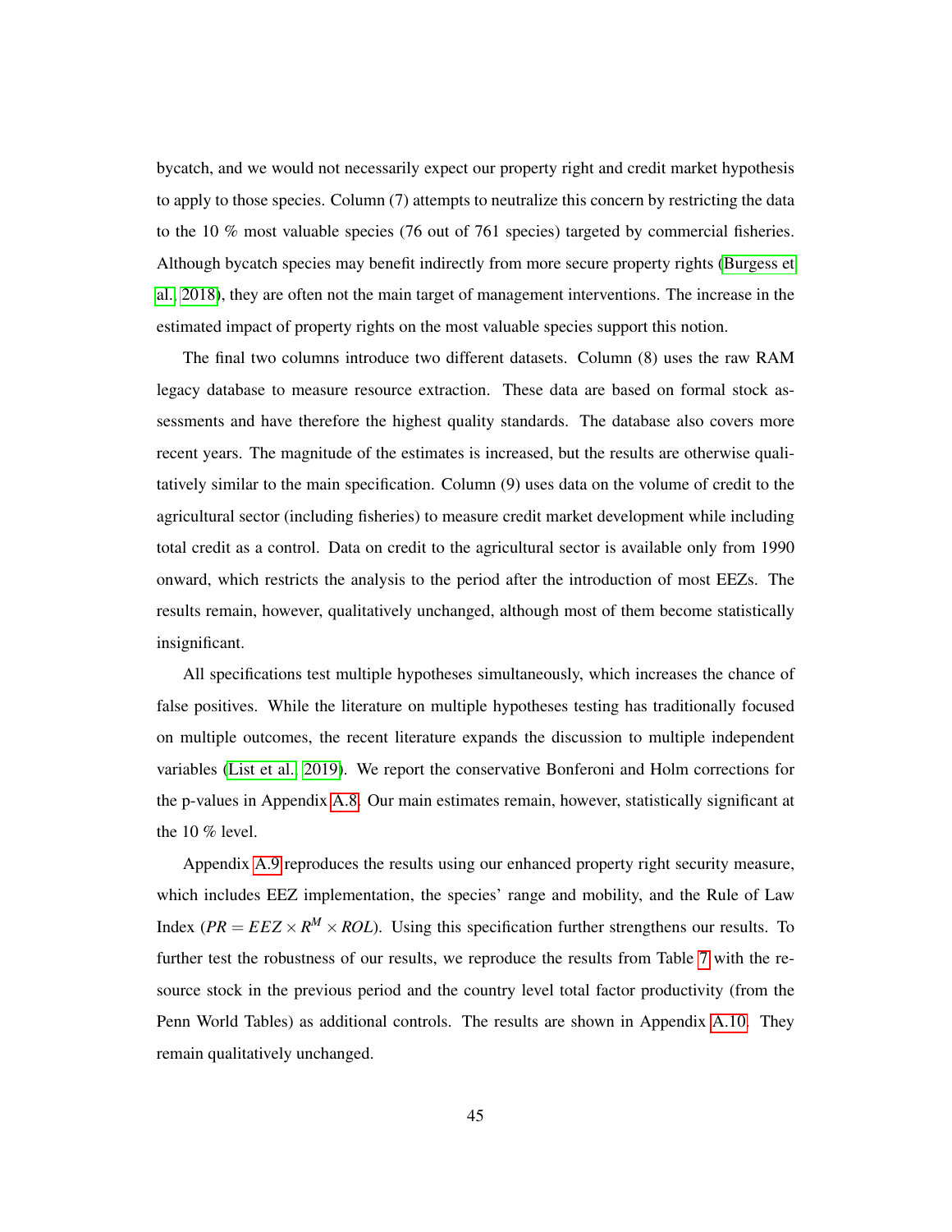bycatch, and we would not necessarily expect our property right and credit market hypothesis to apply to those species. Column (7) attempts to neutralize this concern by restricting the data to the 10 % most valuable species (76 out of 761 species) targeted by commercial fisheries. Although bycatch species may benefit indirectly from more secure property rights (Burgess et al. 2018), they are often not the main target of management interventions. The increase in the estimated impact of property rights on the most valuable species support this notion.

The final two columns introduce two different datasets. Column (8) uses the raw RAM legacy database to measure resource extraction. These data are based on formal stock assessments and have therefore the highest quality standards. The database also covers more recent years. The magnitude of the estimates is increased, but the results are otherwise qualitatively similar to the main specification. Column (9) uses data on the volume of credit to the agricultural sector (including fisheries) to measure credit market development while including total credit as a control. Data on credit to the agricultural sector is available only from 1990 onward, which restricts the analysis to the period after the introduction of most EEZs. The results remain, however, qualitatively unchanged, although most of them become statistically insignificant.

All specifications test multiple hypotheses simultaneously, which increases the chance of false positives. While the literature on multiple hypotheses testing has traditionally focused on multiple outcomes, the recent literature expands the discussion to multiple independent variables (List et al. 2019). We report the conservative Bonferoni and Holm corrections for the p-values in Appendix A.8. Our main estimates remain, however, statistically significant at the 10 % level.

Appendix A.9 reproduces the results using our enhanced property right security measure, which includes EEZ implementation, the species' range and mobility, and the Rule of Law Index ($PR = EEZ \times R^M \times ROL$). Using this specification further strengthens our results. To further test the robustness of our results, we reproduce the results from Table 7 with the resource stock in the previous period and the country level total factor productivity (from the Penn World Tables) as additional controls. The results are shown in Appendix A.10. They remain qualitatively unchanged.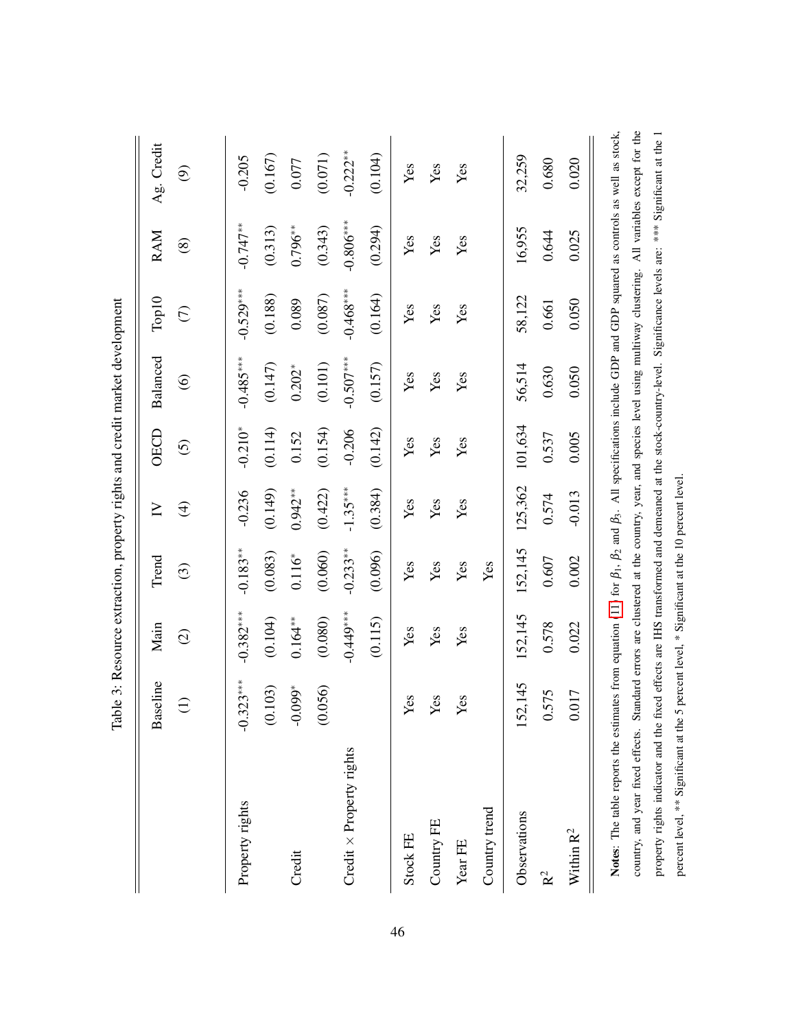Table 3: Resource extraction, property rights and credit market development

| | Baseline | Main | Trend | IV | OECD | Balanced | Top10 | RAM | Ag. Credit |
|---|---|---|---|---|---|---|---|---|---|
| | (1) | (2) | (3) | (4) | (5) | (6) | (7) | (8) | (9) |
| Property rights | -0.323*** | -0.382*** | -0.183** | -0.236 | -0.210* | -0.485*** | -0.529*** | -0.747** | -0.205 |
| | (0.103) | (0.104) | (0.083) | (0.149) | (0.114) | (0.147) | (0.188) | (0.313) | (0.167) |
| Credit | -0.099* | 0.164** | 0.116* | 0.942** | 0.152 | 0.202* | 0.089 | 0.796** | 0.077 |
| | (0.056) | (0.080) | (0.060) | (0.422) | (0.154) | (0.101) | (0.087) | (0.343) | (0.071) |
| Credit × Property rights | | -0.449*** | -0.233** | -1.35*** | -0.206 | -0.507*** | -0.468*** | -0.806*** | -0.222** |
| | | (0.115) | (0.096) | (0.384) | (0.142) | (0.157) | (0.164) | (0.294) | (0.104) |
| Stock FE | Yes | Yes | Yes | Yes | Yes | Yes | Yes | Yes | Yes |
| Country FE | Yes | Yes | Yes | Yes | Yes | Yes | Yes | Yes | Yes |
| Year FE | Yes | Yes | Yes | Yes | Yes | Yes | Yes | Yes | Yes |
| Country trend | | | Yes | | | | | | |
| Observations | 152,145 | 152,145 | 152,145 | 125,362 | 101,634 | 56,514 | 58,122 | 16,955 | 32,259 |
| $R^2$ | 0.575 | 0.578 | 0.607 | 0.574 | 0.537 | 0.630 | 0.661 | 0.644 | 0.680 |
| Within $R^2$ | 0.017 | 0.022 | 0.002 | -0.013 | 0.005 | 0.050 | 0.050 | 0.025 | 0.020 |

**Notes**: The table reports the estimates from equation [11] for $\beta_1$, $\beta_2$ and $\beta_3$. All specifications include GDP and GDP squared as controls as well as stock, country, and year fixed effects. Standard errors are clustered at the country, year, and species level using multiway clustering. All variables except for the property rights indicator and the fixed effects are IHS transformed and demeaned at the stock-country-level. Significance levels are: *** Significant at the 1 percent level, ** Significant at the 5 percent level, * Significant at the 10 percent level.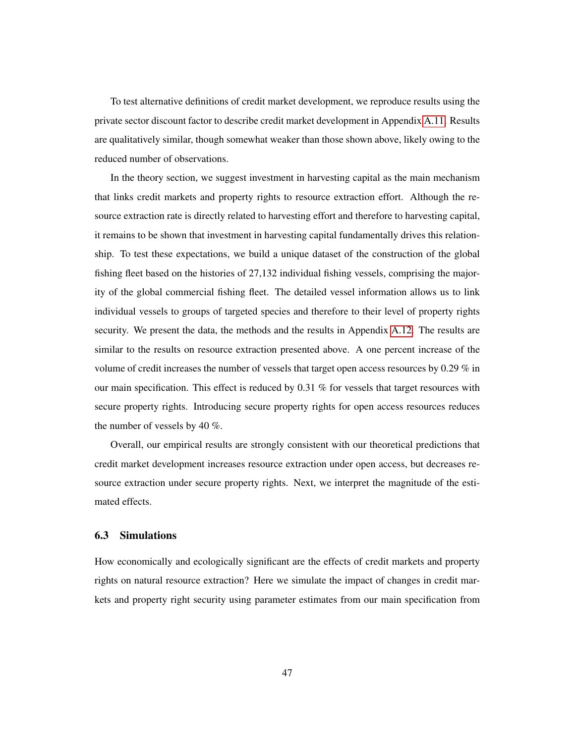To test alternative definitions of credit market development, we reproduce results using the private sector discount factor to describe credit market development in Appendix A.11. Results are qualitatively similar, though somewhat weaker than those shown above, likely owing to the reduced number of observations.

In the theory section, we suggest investment in harvesting capital as the main mechanism that links credit markets and property rights to resource extraction effort. Although the resource extraction rate is directly related to harvesting effort and therefore to harvesting capital, it remains to be shown that investment in harvesting capital fundamentally drives this relationship. To test these expectations, we build a unique dataset of the construction of the global fishing fleet based on the histories of 27,132 individual fishing vessels, comprising the majority of the global commercial fishing fleet. The detailed vessel information allows us to link individual vessels to groups of targeted species and therefore to their level of property rights security. We present the data, the methods and the results in Appendix A.12. The results are similar to the results on resource extraction presented above. A one percent increase of the volume of credit increases the number of vessels that target open access resources by 0.29 % in our main specification. This effect is reduced by 0.31 % for vessels that target resources with secure property rights. Introducing secure property rights for open access resources reduces the number of vessels by 40 %.

Overall, our empirical results are strongly consistent with our theoretical predictions that credit market development increases resource extraction under open access, but decreases resource extraction under secure property rights. Next, we interpret the magnitude of the estimated effects.

### 6.3 Simulations

How economically and ecologically significant are the effects of credit markets and property rights on natural resource extraction? Here we simulate the impact of changes in credit markets and property right security using parameter estimates from our main specification from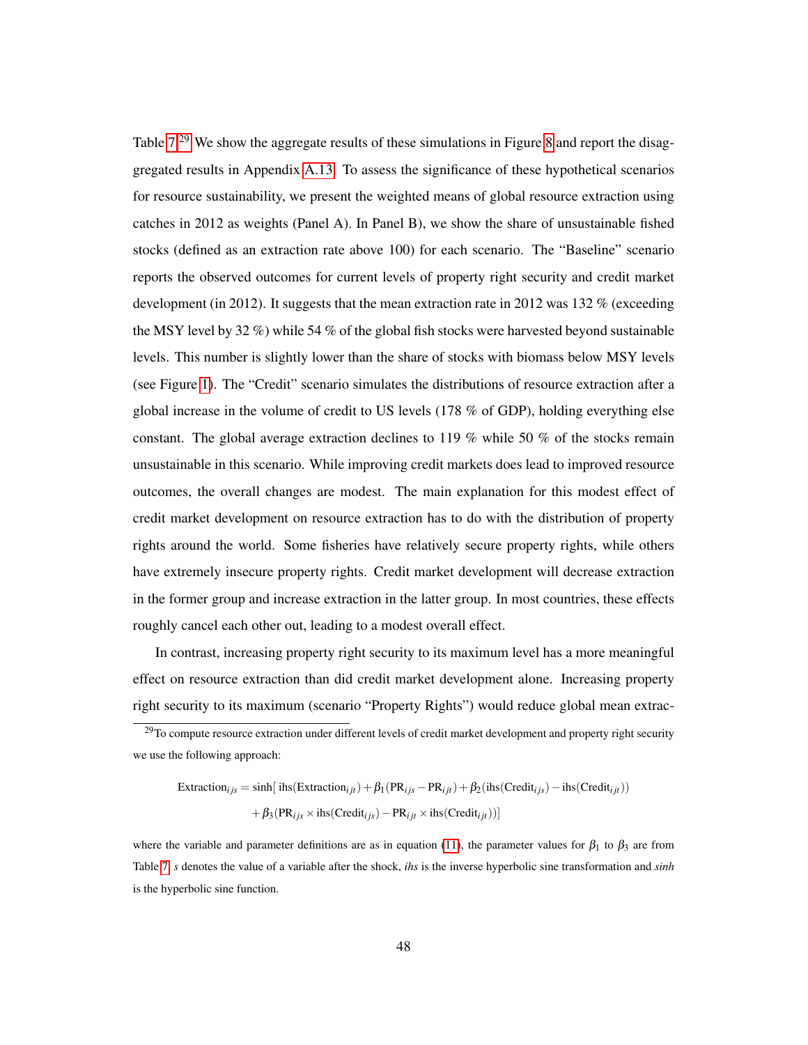Table 7.[29] We show the aggregate results of these simulations in Figure 8 and report the disaggregated results in Appendix A.13. To assess the significance of these hypothetical scenarios for resource sustainability, we present the weighted means of global resource extraction using catches in 2012 as weights (Panel A). In Panel B), we show the share of unsustainable fished stocks (defined as an extraction rate above 100) for each scenario. The "Baseline" scenario reports the observed outcomes for current levels of property right security and credit market development (in 2012). It suggests that the mean extraction rate in 2012 was 132 % (exceeding the MSY level by 32 %) while 54 % of the global fish stocks were harvested beyond sustainable levels. This number is slightly lower than the share of stocks with biomass below MSY levels (see Figure 1). The "Credit" scenario simulates the distributions of resource extraction after a global increase in the volume of credit to US levels (178 % of GDP), holding everything else constant. The global average extraction declines to 119 % while 50 % of the stocks remain unsustainable in this scenario. While improving credit markets does lead to improved resource outcomes, the overall changes are modest. The main explanation for this modest effect of credit market development on resource extraction has to do with the distribution of property rights around the world. Some fisheries have relatively secure property rights, while others have extremely insecure property rights. Credit market development will decrease extraction in the former group and increase extraction in the latter group. In most countries, these effects roughly cancel each other out, leading to a modest overall effect.

In contrast, increasing property right security to its maximum level has a more meaningful effect on resource extraction than did credit market development alone. Increasing property right security to its maximum (scenario "Property Rights") would reduce global mean extrac-

---

[29] To compute resource extraction under different levels of credit market development and property right security we use the following approach:

$$\text{Extraction}_{ijs} = \sinh[\,\text{ihs}(\text{Extraction}_{ijt}) + \beta_1(\text{PR}_{ijs} - \text{PR}_{ijt}) + \beta_2(\text{ihs}(\text{Credit}_{ijs}) - \text{ihs}(\text{Credit}_{ijt}))$$
$$+\,\beta_3(\text{PR}_{ijs} \times \text{ihs}(\text{Credit}_{ijs}) - \text{PR}_{ijt} \times \text{ihs}(\text{Credit}_{ijt}))]$$

where the variable and parameter definitions are as in equation (11), the parameter values for $\beta_1$ to $\beta_3$ are from Table 7, $s$ denotes the value of a variable after the shock, *ihs* is the inverse hyperbolic sine transformation and *sinh* is the hyperbolic sine function.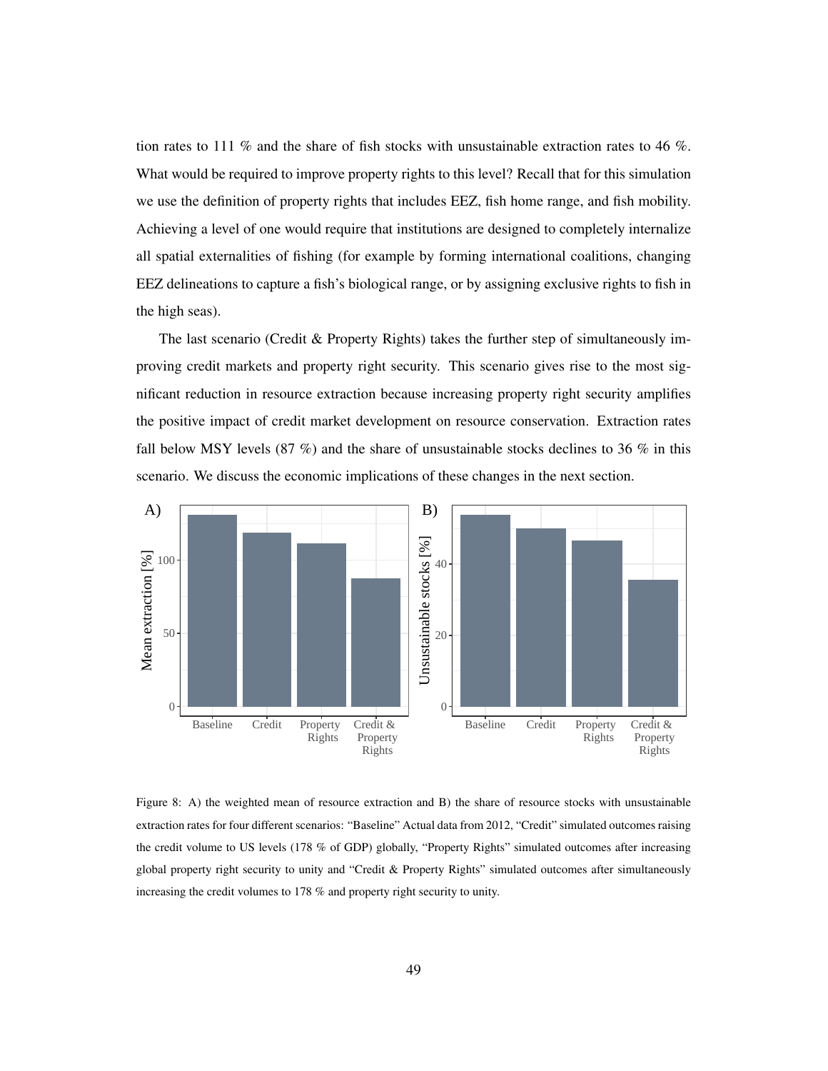tion rates to 111 % and the share of fish stocks with unsustainable extraction rates to 46 %. What would be required to improve property rights to this level? Recall that for this simulation we use the definition of property rights that includes EEZ, fish home range, and fish mobility. Achieving a level of one would require that institutions are designed to completely internalize all spatial externalities of fishing (for example by forming international coalitions, changing EEZ delineations to capture a fish's biological range, or by assigning exclusive rights to fish in the high seas).

The last scenario (Credit & Property Rights) takes the further step of simultaneously improving credit markets and property right security. This scenario gives rise to the most significant reduction in resource extraction because increasing property right security amplifies the positive impact of credit market development on resource conservation. Extraction rates fall below MSY levels (87 %) and the share of unsustainable stocks declines to 36 % in this scenario. We discuss the economic implications of these changes in the next section.

Figure 8: A) the weighted mean of resource extraction and B) the share of resource stocks with unsustainable extraction rates for four different scenarios: "Baseline" Actual data from 2012, "Credit" simulated outcomes raising the credit volume to US levels (178 % of GDP) globally, "Property Rights" simulated outcomes after increasing global property right security to unity and "Credit & Property Rights" simulated outcomes after simultaneously increasing the credit volumes to 178 % and property right security to unity.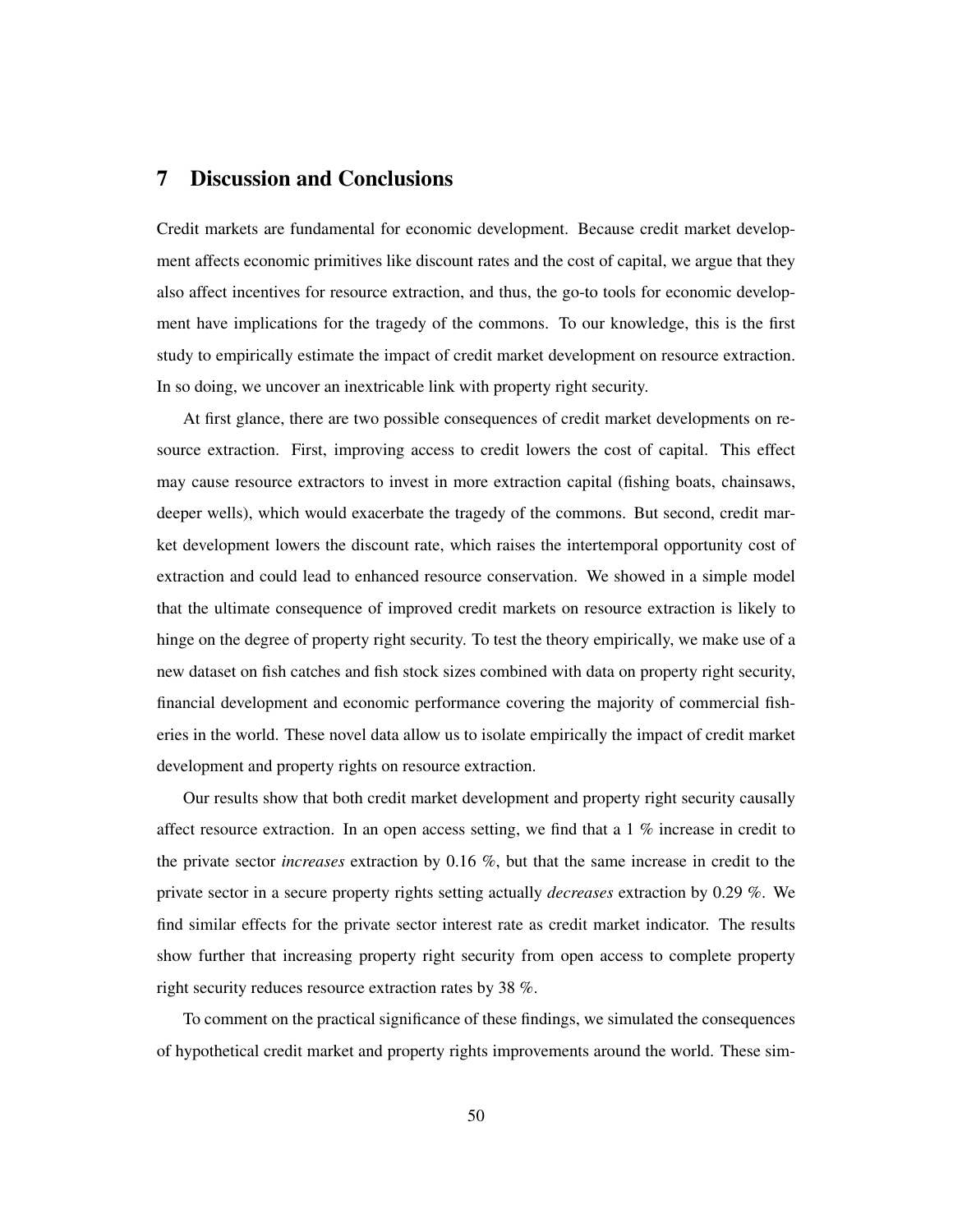## 7 Discussion and Conclusions

Credit markets are fundamental for economic development. Because credit market development affects economic primitives like discount rates and the cost of capital, we argue that they also affect incentives for resource extraction, and thus, the go-to tools for economic development have implications for the tragedy of the commons. To our knowledge, this is the first study to empirically estimate the impact of credit market development on resource extraction. In so doing, we uncover an inextricable link with property right security.

At first glance, there are two possible consequences of credit market developments on resource extraction. First, improving access to credit lowers the cost of capital. This effect may cause resource extractors to invest in more extraction capital (fishing boats, chainsaws, deeper wells), which would exacerbate the tragedy of the commons. But second, credit market development lowers the discount rate, which raises the intertemporal opportunity cost of extraction and could lead to enhanced resource conservation. We showed in a simple model that the ultimate consequence of improved credit markets on resource extraction is likely to hinge on the degree of property right security. To test the theory empirically, we make use of a new dataset on fish catches and fish stock sizes combined with data on property right security, financial development and economic performance covering the majority of commercial fisheries in the world. These novel data allow us to isolate empirically the impact of credit market development and property rights on resource extraction.

Our results show that both credit market development and property right security causally affect resource extraction. In an open access setting, we find that a 1 % increase in credit to the private sector *increases* extraction by 0.16 %, but that the same increase in credit to the private sector in a secure property rights setting actually *decreases* extraction by 0.29 %. We find similar effects for the private sector interest rate as credit market indicator. The results show further that increasing property right security from open access to complete property right security reduces resource extraction rates by 38 %.

To comment on the practical significance of these findings, we simulated the consequences of hypothetical credit market and property rights improvements around the world. These sim-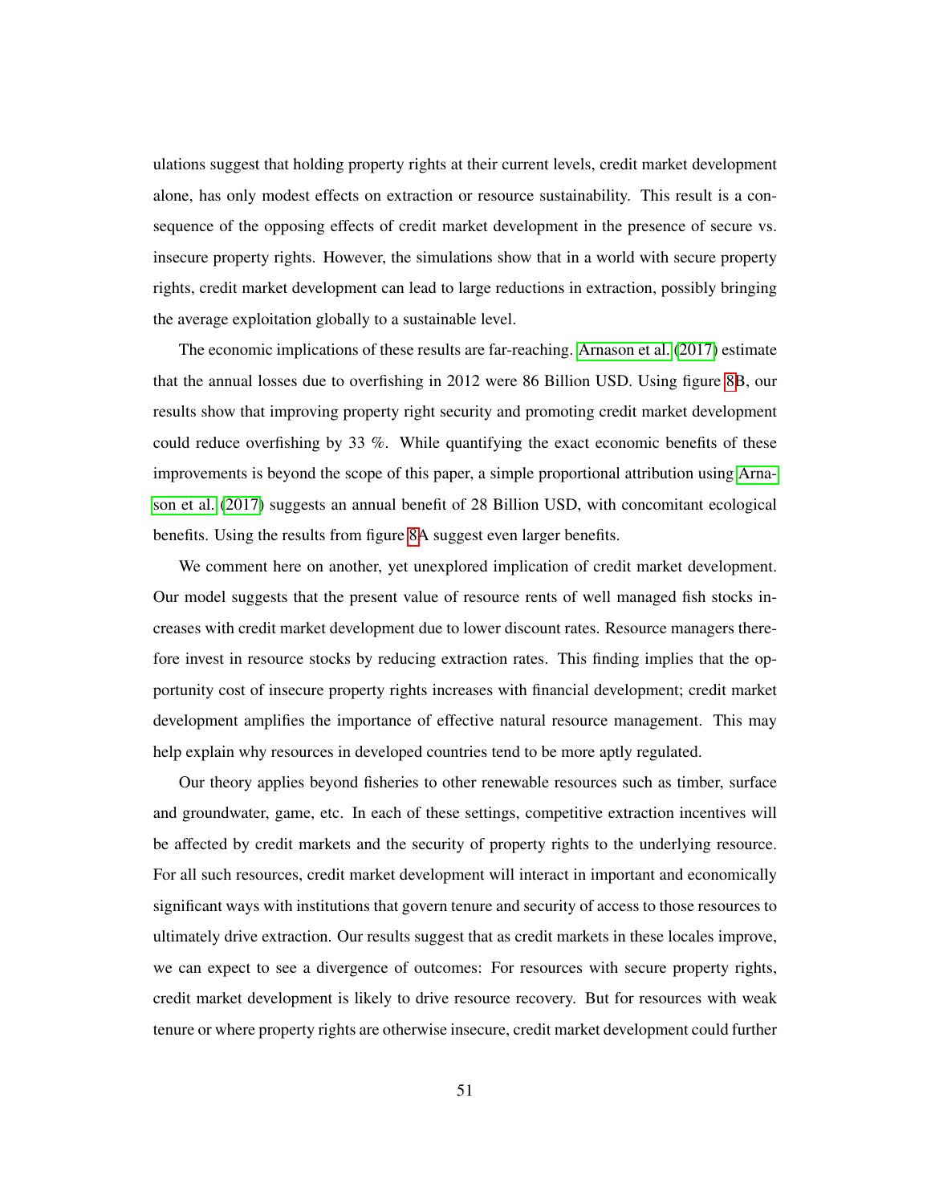ulations suggest that holding property rights at their current levels, credit market development alone, has only modest effects on extraction or resource sustainability. This result is a consequence of the opposing effects of credit market development in the presence of secure vs. insecure property rights. However, the simulations show that in a world with secure property rights, credit market development can lead to large reductions in extraction, possibly bringing the average exploitation globally to a sustainable level.

The economic implications of these results are far-reaching. Arnason et al. (2017) estimate that the annual losses due to overfishing in 2012 were 86 Billion USD. Using figure 8B, our results show that improving property right security and promoting credit market development could reduce overfishing by 33 %. While quantifying the exact economic benefits of these improvements is beyond the scope of this paper, a simple proportional attribution using Arnason et al. (2017) suggests an annual benefit of 28 Billion USD, with concomitant ecological benefits. Using the results from figure 8A suggest even larger benefits.

We comment here on another, yet unexplored implication of credit market development. Our model suggests that the present value of resource rents of well managed fish stocks increases with credit market development due to lower discount rates. Resource managers therefore invest in resource stocks by reducing extraction rates. This finding implies that the opportunity cost of insecure property rights increases with financial development; credit market development amplifies the importance of effective natural resource management. This may help explain why resources in developed countries tend to be more aptly regulated.

Our theory applies beyond fisheries to other renewable resources such as timber, surface and groundwater, game, etc. In each of these settings, competitive extraction incentives will be affected by credit markets and the security of property rights to the underlying resource. For all such resources, credit market development will interact in important and economically significant ways with institutions that govern tenure and security of access to those resources to ultimately drive extraction. Our results suggest that as credit markets in these locales improve, we can expect to see a divergence of outcomes: For resources with secure property rights, credit market development is likely to drive resource recovery. But for resources with weak tenure or where property rights are otherwise insecure, credit market development could further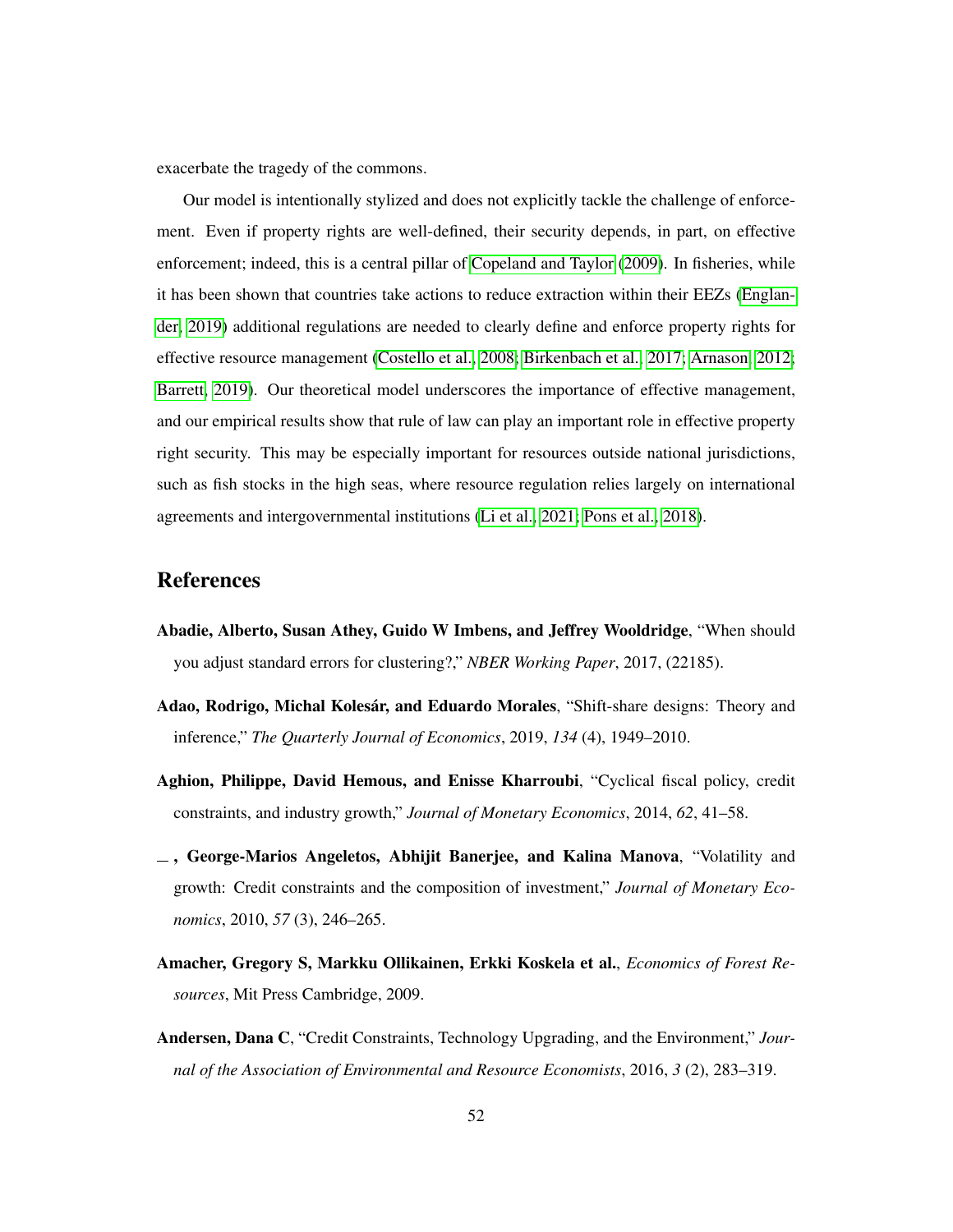exacerbate the tragedy of the commons.

Our model is intentionally stylized and does not explicitly tackle the challenge of enforcement. Even if property rights are well-defined, their security depends, in part, on effective enforcement; indeed, this is a central pillar of Copeland and Taylor (2009). In fisheries, while it has been shown that countries take actions to reduce extraction within their EEZs (Englander, 2019) additional regulations are needed to clearly define and enforce property rights for effective resource management (Costello et al., 2008; Birkenbach et al., 2017; Arnason, 2012; Barrett, 2019). Our theoretical model underscores the importance of effective management, and our empirical results show that rule of law can play an important role in effective property right security. This may be especially important for resources outside national jurisdictions, such as fish stocks in the high seas, where resource regulation relies largely on international agreements and intergovernmental institutions (Li et al., 2021; Pons et al., 2018).

# References

**Abadie, Alberto, Susan Athey, Guido W Imbens, and Jeffrey Wooldridge**, "When should you adjust standard errors for clustering?," *NBER Working Paper*, 2017, (22185).

**Adao, Rodrigo, Michal Kolesár, and Eduardo Morales**, "Shift-share designs: Theory and inference," *The Quarterly Journal of Economics*, 2019, *134* (4), 1949–2010.

**Aghion, Philippe, David Hemous, and Enisse Kharroubi**, "Cyclical fiscal policy, credit constraints, and industry growth," *Journal of Monetary Economics*, 2014, *62*, 41–58.

**_ , George-Marios Angeletos, Abhijit Banerjee, and Kalina Manova**, "Volatility and growth: Credit constraints and the composition of investment," *Journal of Monetary Economics*, 2010, *57* (3), 246–265.

**Amacher, Gregory S, Markku Ollikainen, Erkki Koskela et al.**, *Economics of Forest Resources*, Mit Press Cambridge, 2009.

**Andersen, Dana C**, "Credit Constraints, Technology Upgrading, and the Environment," *Journal of the Association of Environmental and Resource Economists*, 2016, *3* (2), 283–319.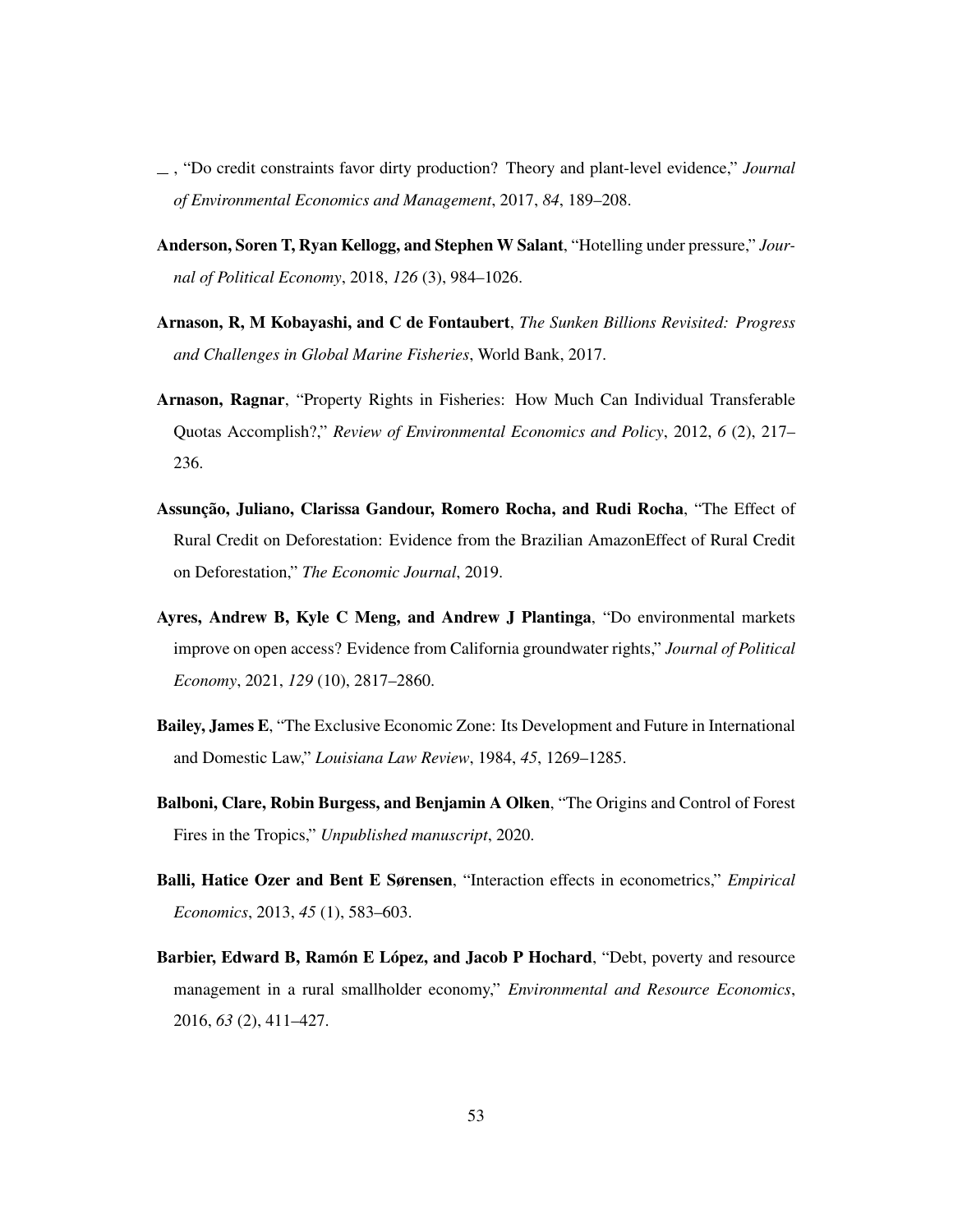\_ , "Do credit constraints favor dirty production? Theory and plant-level evidence," *Journal of Environmental Economics and Management*, 2017, *84*, 189–208.

**Anderson, Soren T, Ryan Kellogg, and Stephen W Salant**, "Hotelling under pressure," *Journal of Political Economy*, 2018, *126* (3), 984–1026.

**Arnason, R, M Kobayashi, and C de Fontaubert**, *The Sunken Billions Revisited: Progress and Challenges in Global Marine Fisheries*, World Bank, 2017.

**Arnason, Ragnar**, "Property Rights in Fisheries: How Much Can Individual Transferable Quotas Accomplish?," *Review of Environmental Economics and Policy*, 2012, *6* (2), 217–236.

**Assunção, Juliano, Clarissa Gandour, Romero Rocha, and Rudi Rocha**, "The Effect of Rural Credit on Deforestation: Evidence from the Brazilian AmazonEffect of Rural Credit on Deforestation," *The Economic Journal*, 2019.

**Ayres, Andrew B, Kyle C Meng, and Andrew J Plantinga**, "Do environmental markets improve on open access? Evidence from California groundwater rights," *Journal of Political Economy*, 2021, *129* (10), 2817–2860.

**Bailey, James E**, "The Exclusive Economic Zone: Its Development and Future in International and Domestic Law," *Louisiana Law Review*, 1984, *45*, 1269–1285.

**Balboni, Clare, Robin Burgess, and Benjamin A Olken**, "The Origins and Control of Forest Fires in the Tropics," *Unpublished manuscript*, 2020.

**Balli, Hatice Ozer and Bent E Sørensen**, "Interaction effects in econometrics," *Empirical Economics*, 2013, *45* (1), 583–603.

**Barbier, Edward B, Ramón E López, and Jacob P Hochard**, "Debt, poverty and resource management in a rural smallholder economy," *Environmental and Resource Economics*, 2016, *63* (2), 411–427.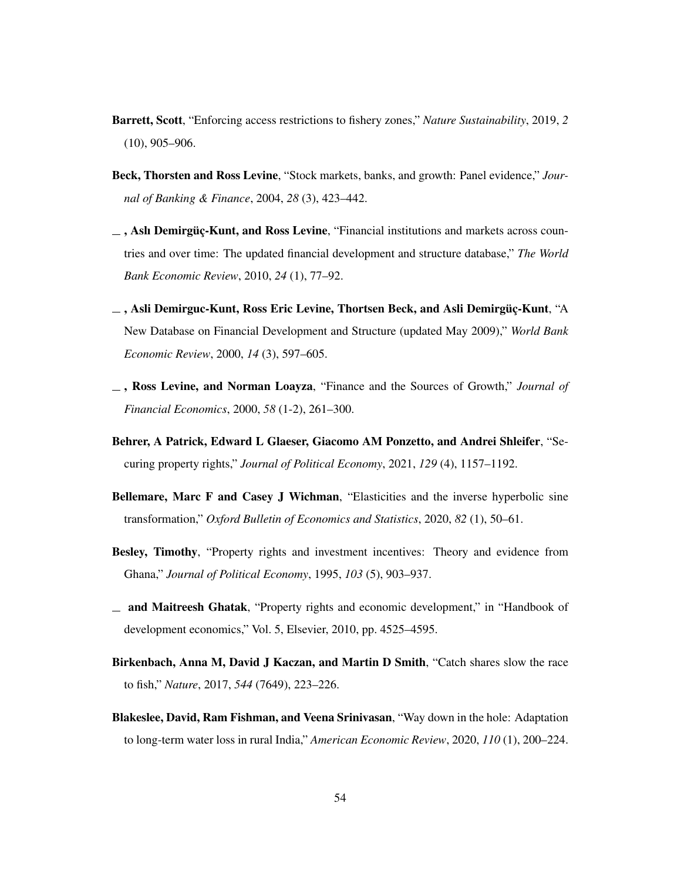**Barrett, Scott**, "Enforcing access restrictions to fishery zones," *Nature Sustainability*, 2019, *2* (10), 905–906.

**Beck, Thorsten and Ross Levine**, "Stock markets, banks, and growth: Panel evidence," *Journal of Banking & Finance*, 2004, *28* (3), 423–442.

**_ , Aslı Demirgüç-Kunt, and Ross Levine**, "Financial institutions and markets across countries and over time: The updated financial development and structure database," *The World Bank Economic Review*, 2010, *24* (1), 77–92.

**_ , Asli Demirguc-Kunt, Ross Eric Levine, Thortsen Beck, and Asli Demirgüç-Kunt**, "A New Database on Financial Development and Structure (updated May 2009)," *World Bank Economic Review*, 2000, *14* (3), 597–605.

**_ , Ross Levine, and Norman Loayza**, "Finance and the Sources of Growth," *Journal of Financial Economics*, 2000, *58* (1-2), 261–300.

**Behrer, A Patrick, Edward L Glaeser, Giacomo AM Ponzetto, and Andrei Shleifer**, "Securing property rights," *Journal of Political Economy*, 2021, *129* (4), 1157–1192.

**Bellemare, Marc F and Casey J Wichman**, "Elasticities and the inverse hyperbolic sine transformation," *Oxford Bulletin of Economics and Statistics*, 2020, *82* (1), 50–61.

**Besley, Timothy**, "Property rights and investment incentives: Theory and evidence from Ghana," *Journal of Political Economy*, 1995, *103* (5), 903–937.

**_ and Maitreesh Ghatak**, "Property rights and economic development," in "Handbook of development economics," Vol. 5, Elsevier, 2010, pp. 4525–4595.

**Birkenbach, Anna M, David J Kaczan, and Martin D Smith**, "Catch shares slow the race to fish," *Nature*, 2017, *544* (7649), 223–226.

**Blakeslee, David, Ram Fishman, and Veena Srinivasan**, "Way down in the hole: Adaptation to long-term water loss in rural India," *American Economic Review*, 2020, *110* (1), 200–224.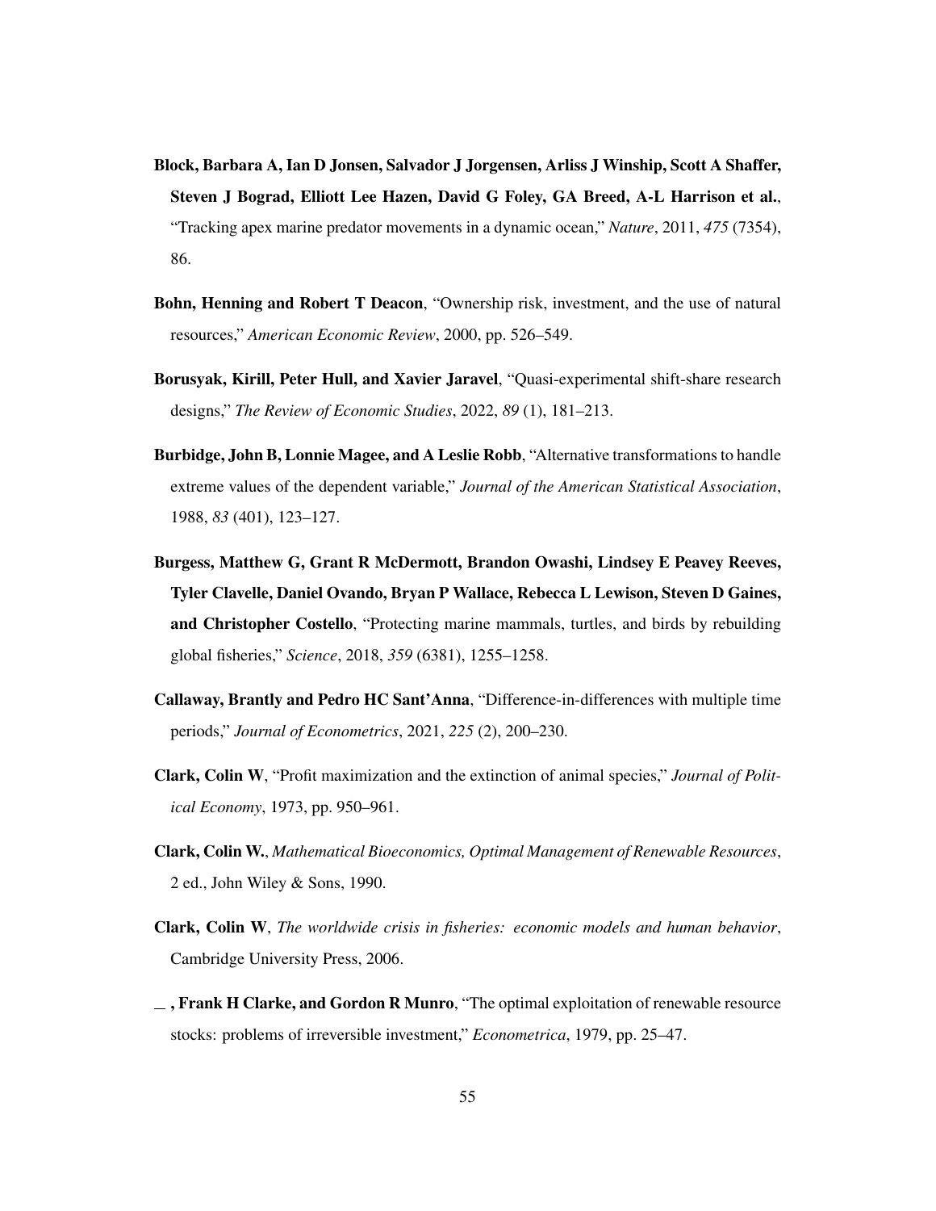**Block, Barbara A, Ian D Jonsen, Salvador J Jorgensen, Arliss J Winship, Scott A Shaffer, Steven J Bograd, Elliott Lee Hazen, David G Foley, GA Breed, A-L Harrison et al.**, "Tracking apex marine predator movements in a dynamic ocean," *Nature*, 2011, *475* (7354), 86.

**Bohn, Henning and Robert T Deacon**, "Ownership risk, investment, and the use of natural resources," *American Economic Review*, 2000, pp. 526–549.

**Borusyak, Kirill, Peter Hull, and Xavier Jaravel**, "Quasi-experimental shift-share research designs," *The Review of Economic Studies*, 2022, *89* (1), 181–213.

**Burbidge, John B, Lonnie Magee, and A Leslie Robb**, "Alternative transformations to handle extreme values of the dependent variable," *Journal of the American Statistical Association*, 1988, *83* (401), 123–127.

**Burgess, Matthew G, Grant R McDermott, Brandon Owashi, Lindsey E Peavey Reeves, Tyler Clavelle, Daniel Ovando, Bryan P Wallace, Rebecca L Lewison, Steven D Gaines, and Christopher Costello**, "Protecting marine mammals, turtles, and birds by rebuilding global fisheries," *Science*, 2018, *359* (6381), 1255–1258.

**Callaway, Brantly and Pedro HC Sant'Anna**, "Difference-in-differences with multiple time periods," *Journal of Econometrics*, 2021, *225* (2), 200–230.

**Clark, Colin W**, "Profit maximization and the extinction of animal species," *Journal of Political Economy*, 1973, pp. 950–961.

**Clark, Colin W.**, *Mathematical Bioeconomics, Optimal Management of Renewable Resources*, 2 ed., John Wiley & Sons, 1990.

**Clark, Colin W**, *The worldwide crisis in fisheries: economic models and human behavior*, Cambridge University Press, 2006.

**_ , Frank H Clarke, and Gordon R Munro**, "The optimal exploitation of renewable resource stocks: problems of irreversible investment," *Econometrica*, 1979, pp. 25–47.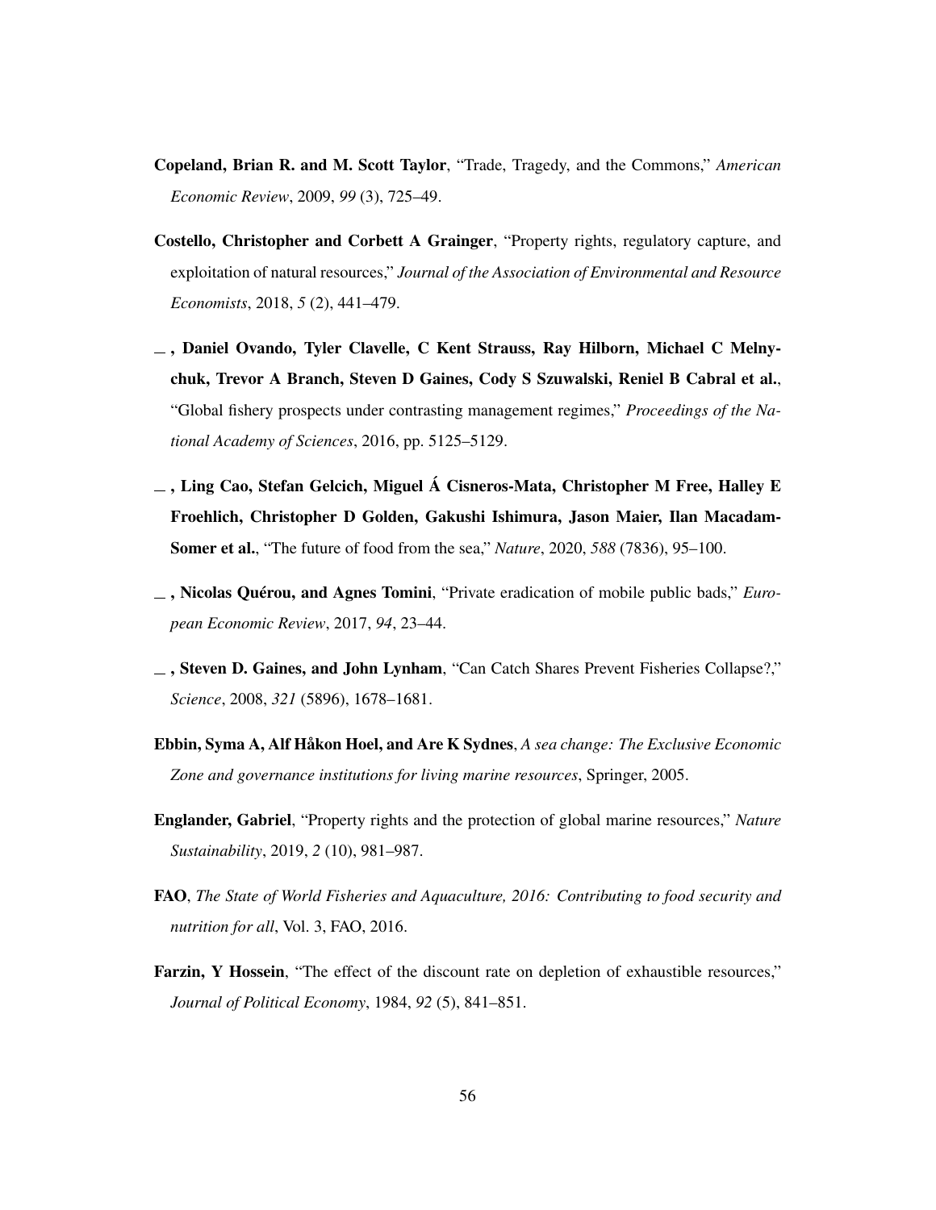**Copeland, Brian R. and M. Scott Taylor**, "Trade, Tragedy, and the Commons," *American Economic Review*, 2009, *99* (3), 725–49.

**Costello, Christopher and Corbett A Grainger**, "Property rights, regulatory capture, and exploitation of natural resources," *Journal of the Association of Environmental and Resource Economists*, 2018, *5* (2), 441–479.

**\_ , Daniel Ovando, Tyler Clavelle, C Kent Strauss, Ray Hilborn, Michael C Melnychuk, Trevor A Branch, Steven D Gaines, Cody S Szuwalski, Reniel B Cabral et al.**, "Global fishery prospects under contrasting management regimes," *Proceedings of the National Academy of Sciences*, 2016, pp. 5125–5129.

**\_ , Ling Cao, Stefan Gelcich, Miguel Á Cisneros-Mata, Christopher M Free, Halley E Froehlich, Christopher D Golden, Gakushi Ishimura, Jason Maier, Ilan Macadam-Somer et al.**, "The future of food from the sea," *Nature*, 2020, *588* (7836), 95–100.

**\_ , Nicolas Quérou, and Agnes Tomini**, "Private eradication of mobile public bads," *European Economic Review*, 2017, *94*, 23–44.

**\_ , Steven D. Gaines, and John Lynham**, "Can Catch Shares Prevent Fisheries Collapse?," *Science*, 2008, *321* (5896), 1678–1681.

**Ebbin, Syma A, Alf Håkon Hoel, and Are K Sydnes**, *A sea change: The Exclusive Economic Zone and governance institutions for living marine resources*, Springer, 2005.

**Englander, Gabriel**, "Property rights and the protection of global marine resources," *Nature Sustainability*, 2019, *2* (10), 981–987.

**FAO**, *The State of World Fisheries and Aquaculture, 2016: Contributing to food security and nutrition for all*, Vol. 3, FAO, 2016.

**Farzin, Y Hossein**, "The effect of the discount rate on depletion of exhaustible resources," *Journal of Political Economy*, 1984, *92* (5), 841–851.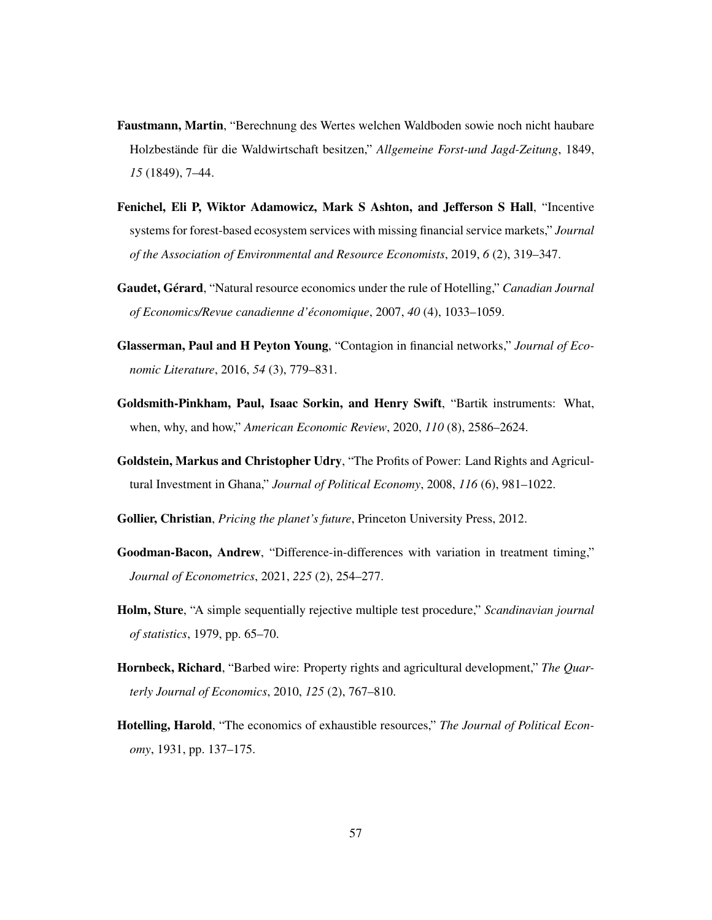**Faustmann, Martin**, "Berechnung des Wertes welchen Waldboden sowie noch nicht haubare Holzbestände für die Waldwirtschaft besitzen," *Allgemeine Forst-und Jagd-Zeitung*, 1849, *15* (1849), 7–44.

**Fenichel, Eli P, Wiktor Adamowicz, Mark S Ashton, and Jefferson S Hall**, "Incentive systems for forest-based ecosystem services with missing financial service markets," *Journal of the Association of Environmental and Resource Economists*, 2019, *6* (2), 319–347.

**Gaudet, Gérard**, "Natural resource economics under the rule of Hotelling," *Canadian Journal of Economics/Revue canadienne d'économique*, 2007, *40* (4), 1033–1059.

**Glasserman, Paul and H Peyton Young**, "Contagion in financial networks," *Journal of Economic Literature*, 2016, *54* (3), 779–831.

**Goldsmith-Pinkham, Paul, Isaac Sorkin, and Henry Swift**, "Bartik instruments: What, when, why, and how," *American Economic Review*, 2020, *110* (8), 2586–2624.

**Goldstein, Markus and Christopher Udry**, "The Profits of Power: Land Rights and Agricultural Investment in Ghana," *Journal of Political Economy*, 2008, *116* (6), 981–1022.

**Gollier, Christian**, *Pricing the planet's future*, Princeton University Press, 2012.

**Goodman-Bacon, Andrew**, "Difference-in-differences with variation in treatment timing," *Journal of Econometrics*, 2021, *225* (2), 254–277.

**Holm, Sture**, "A simple sequentially rejective multiple test procedure," *Scandinavian journal of statistics*, 1979, pp. 65–70.

**Hornbeck, Richard**, "Barbed wire: Property rights and agricultural development," *The Quarterly Journal of Economics*, 2010, *125* (2), 767–810.

**Hotelling, Harold**, "The economics of exhaustible resources," *The Journal of Political Economy*, 1931, pp. 137–175.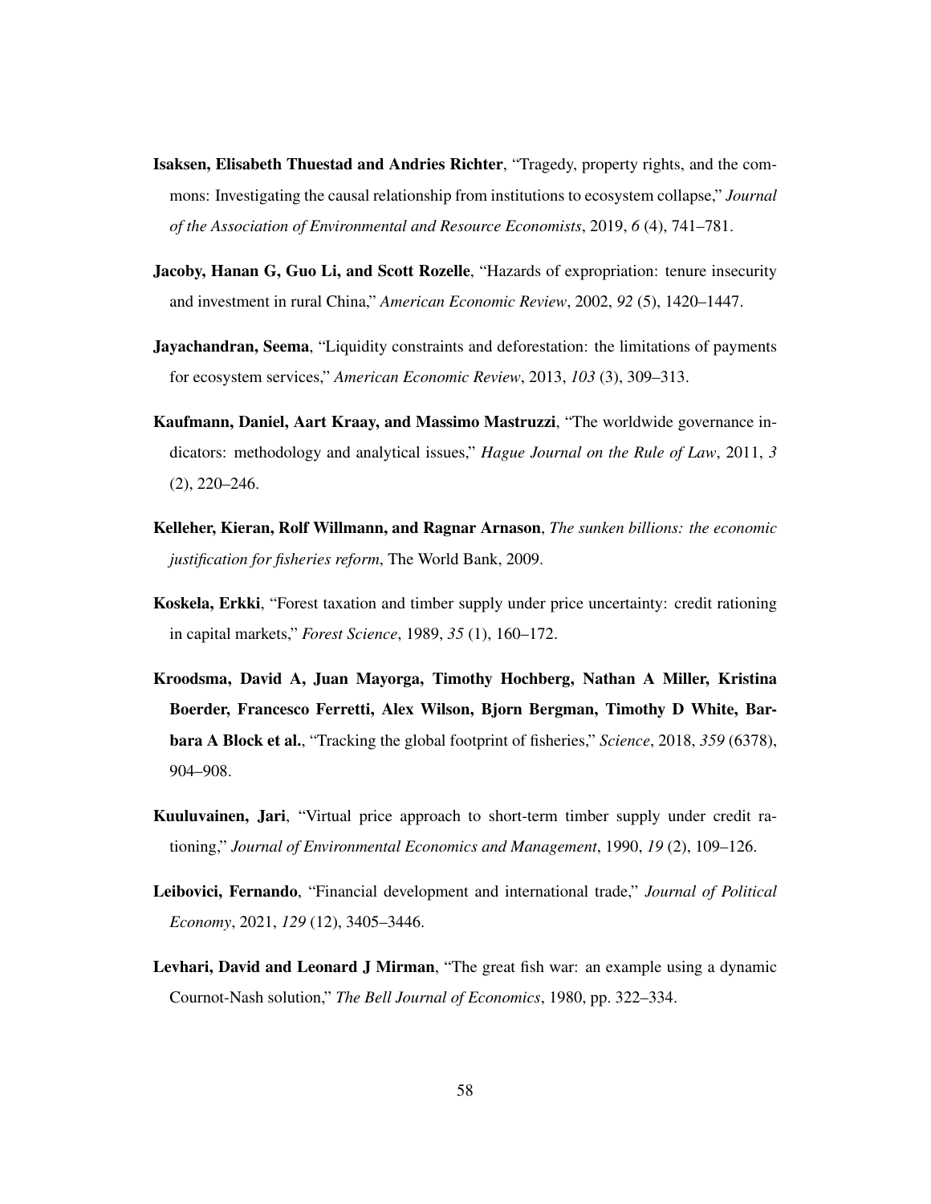**Isaksen, Elisabeth Thuestad and Andries Richter**, "Tragedy, property rights, and the commons: Investigating the causal relationship from institutions to ecosystem collapse," *Journal of the Association of Environmental and Resource Economists*, 2019, *6* (4), 741–781.

**Jacoby, Hanan G, Guo Li, and Scott Rozelle**, "Hazards of expropriation: tenure insecurity and investment in rural China," *American Economic Review*, 2002, *92* (5), 1420–1447.

**Jayachandran, Seema**, "Liquidity constraints and deforestation: the limitations of payments for ecosystem services," *American Economic Review*, 2013, *103* (3), 309–313.

**Kaufmann, Daniel, Aart Kraay, and Massimo Mastruzzi**, "The worldwide governance indicators: methodology and analytical issues," *Hague Journal on the Rule of Law*, 2011, *3* (2), 220–246.

**Kelleher, Kieran, Rolf Willmann, and Ragnar Arnason**, *The sunken billions: the economic justification for fisheries reform*, The World Bank, 2009.

**Koskela, Erkki**, "Forest taxation and timber supply under price uncertainty: credit rationing in capital markets," *Forest Science*, 1989, *35* (1), 160–172.

**Kroodsma, David A, Juan Mayorga, Timothy Hochberg, Nathan A Miller, Kristina Boerder, Francesco Ferretti, Alex Wilson, Bjorn Bergman, Timothy D White, Barbara A Block et al.**, "Tracking the global footprint of fisheries," *Science*, 2018, *359* (6378), 904–908.

**Kuuluvainen, Jari**, "Virtual price approach to short-term timber supply under credit rationing," *Journal of Environmental Economics and Management*, 1990, *19* (2), 109–126.

**Leibovici, Fernando**, "Financial development and international trade," *Journal of Political Economy*, 2021, *129* (12), 3405–3446.

**Levhari, David and Leonard J Mirman**, "The great fish war: an example using a dynamic Cournot-Nash solution," *The Bell Journal of Economics*, 1980, pp. 322–334.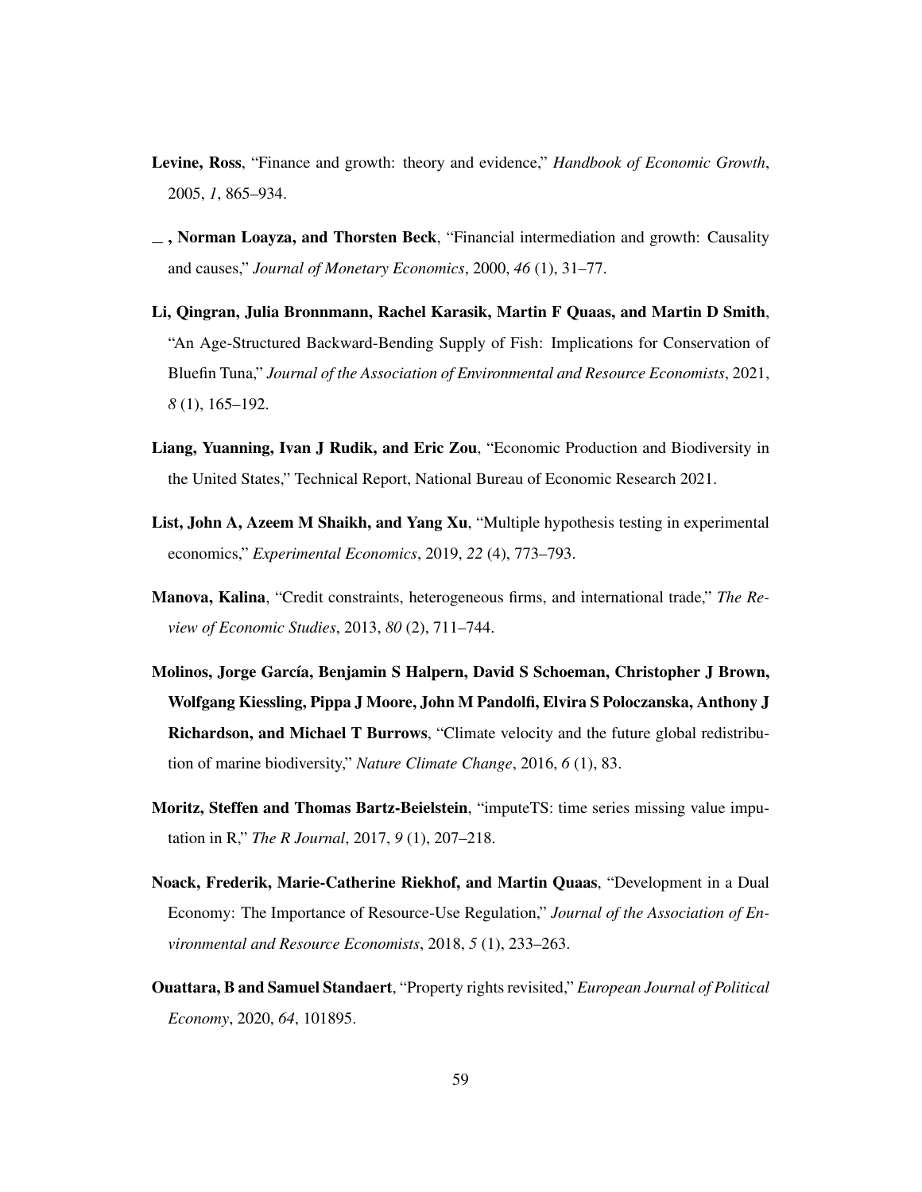**Levine, Ross**, "Finance and growth: theory and evidence," *Handbook of Economic Growth*, 2005, *1*, 865–934.

__ , **Norman Loayza, and Thorsten Beck**, "Financial intermediation and growth: Causality and causes," *Journal of Monetary Economics*, 2000, *46* (1), 31–77.

**Li, Qingran, Julia Bronnmann, Rachel Karasik, Martin F Quaas, and Martin D Smith**, "An Age-Structured Backward-Bending Supply of Fish: Implications for Conservation of Bluefin Tuna," *Journal of the Association of Environmental and Resource Economists*, 2021, *8* (1), 165–192.

**Liang, Yuanning, Ivan J Rudik, and Eric Zou**, "Economic Production and Biodiversity in the United States," Technical Report, National Bureau of Economic Research 2021.

**List, John A, Azeem M Shaikh, and Yang Xu**, "Multiple hypothesis testing in experimental economics," *Experimental Economics*, 2019, *22* (4), 773–793.

**Manova, Kalina**, "Credit constraints, heterogeneous firms, and international trade," *The Review of Economic Studies*, 2013, *80* (2), 711–744.

**Molinos, Jorge García, Benjamin S Halpern, David S Schoeman, Christopher J Brown, Wolfgang Kiessling, Pippa J Moore, John M Pandolfi, Elvira S Poloczanska, Anthony J Richardson, and Michael T Burrows**, "Climate velocity and the future global redistribution of marine biodiversity," *Nature Climate Change*, 2016, *6* (1), 83.

**Moritz, Steffen and Thomas Bartz-Beielstein**, "imputeTS: time series missing value imputation in R," *The R Journal*, 2017, *9* (1), 207–218.

**Noack, Frederik, Marie-Catherine Riekhof, and Martin Quaas**, "Development in a Dual Economy: The Importance of Resource-Use Regulation," *Journal of the Association of Environmental and Resource Economists*, 2018, *5* (1), 233–263.

**Ouattara, B and Samuel Standaert**, "Property rights revisited," *European Journal of Political Economy*, 2020, *64*, 101895.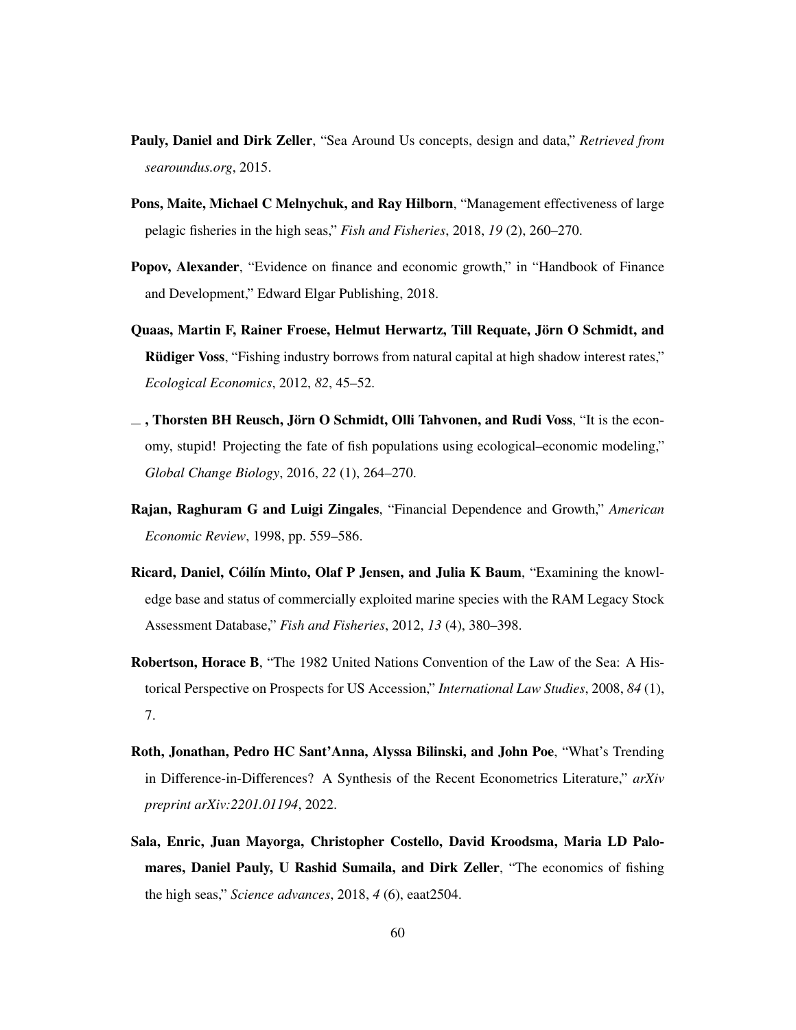**Pauly, Daniel and Dirk Zeller**, "Sea Around Us concepts, design and data," *Retrieved from searoundus.org*, 2015.

**Pons, Maite, Michael C Melnychuk, and Ray Hilborn**, "Management effectiveness of large pelagic fisheries in the high seas," *Fish and Fisheries*, 2018, *19* (2), 260–270.

**Popov, Alexander**, "Evidence on finance and economic growth," in "Handbook of Finance and Development," Edward Elgar Publishing, 2018.

**Quaas, Martin F, Rainer Froese, Helmut Herwartz, Till Requate, Jörn O Schmidt, and Rüdiger Voss**, "Fishing industry borrows from natural capital at high shadow interest rates," *Ecological Economics*, 2012, *82*, 45–52.

**_ , Thorsten BH Reusch, Jörn O Schmidt, Olli Tahvonen, and Rudi Voss**, "It is the economy, stupid! Projecting the fate of fish populations using ecological–economic modeling," *Global Change Biology*, 2016, *22* (1), 264–270.

**Rajan, Raghuram G and Luigi Zingales**, "Financial Dependence and Growth," *American Economic Review*, 1998, pp. 559–586.

**Ricard, Daniel, Cóilín Minto, Olaf P Jensen, and Julia K Baum**, "Examining the knowledge base and status of commercially exploited marine species with the RAM Legacy Stock Assessment Database," *Fish and Fisheries*, 2012, *13* (4), 380–398.

**Robertson, Horace B**, "The 1982 United Nations Convention of the Law of the Sea: A Historical Perspective on Prospects for US Accession," *International Law Studies*, 2008, *84* (1), 7.

**Roth, Jonathan, Pedro HC Sant'Anna, Alyssa Bilinski, and John Poe**, "What's Trending in Difference-in-Differences? A Synthesis of the Recent Econometrics Literature," *arXiv preprint arXiv:2201.01194*, 2022.

**Sala, Enric, Juan Mayorga, Christopher Costello, David Kroodsma, Maria LD Palomares, Daniel Pauly, U Rashid Sumaila, and Dirk Zeller**, "The economics of fishing the high seas," *Science advances*, 2018, *4* (6), eaat2504.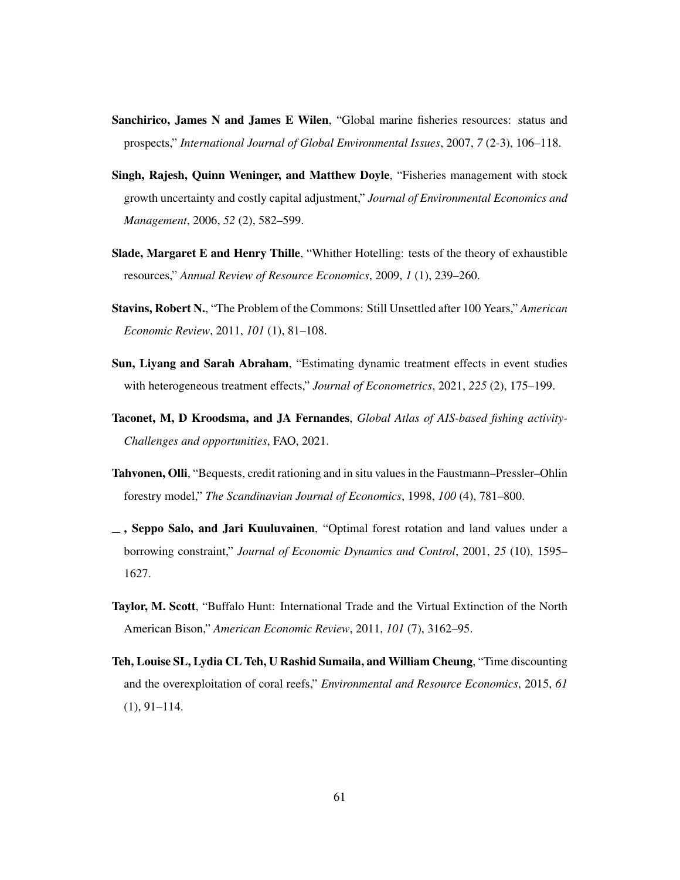**Sanchirico, James N and James E Wilen**, "Global marine fisheries resources: status and prospects," *International Journal of Global Environmental Issues*, 2007, *7* (2-3), 106–118.

**Singh, Rajesh, Quinn Weninger, and Matthew Doyle**, "Fisheries management with stock growth uncertainty and costly capital adjustment," *Journal of Environmental Economics and Management*, 2006, *52* (2), 582–599.

**Slade, Margaret E and Henry Thille**, "Whither Hotelling: tests of the theory of exhaustible resources," *Annual Review of Resource Economics*, 2009, *1* (1), 239–260.

**Stavins, Robert N.**, "The Problem of the Commons: Still Unsettled after 100 Years," *American Economic Review*, 2011, *101* (1), 81–108.

**Sun, Liyang and Sarah Abraham**, "Estimating dynamic treatment effects in event studies with heterogeneous treatment effects," *Journal of Econometrics*, 2021, *225* (2), 175–199.

**Taconet, M, D Kroodsma, and JA Fernandes**, *Global Atlas of AIS-based fishing activity-Challenges and opportunities*, FAO, 2021.

**Tahvonen, Olli**, "Bequests, credit rationing and in situ values in the Faustmann–Pressler–Ohlin forestry model," *The Scandinavian Journal of Economics*, 1998, *100* (4), 781–800.

**_ , Seppo Salo, and Jari Kuuluvainen**, "Optimal forest rotation and land values under a borrowing constraint," *Journal of Economic Dynamics and Control*, 2001, *25* (10), 1595–1627.

**Taylor, M. Scott**, "Buffalo Hunt: International Trade and the Virtual Extinction of the North American Bison," *American Economic Review*, 2011, *101* (7), 3162–95.

**Teh, Louise SL, Lydia CL Teh, U Rashid Sumaila, and William Cheung**, "Time discounting and the overexploitation of coral reefs," *Environmental and Resource Economics*, 2015, *61* (1), 91–114.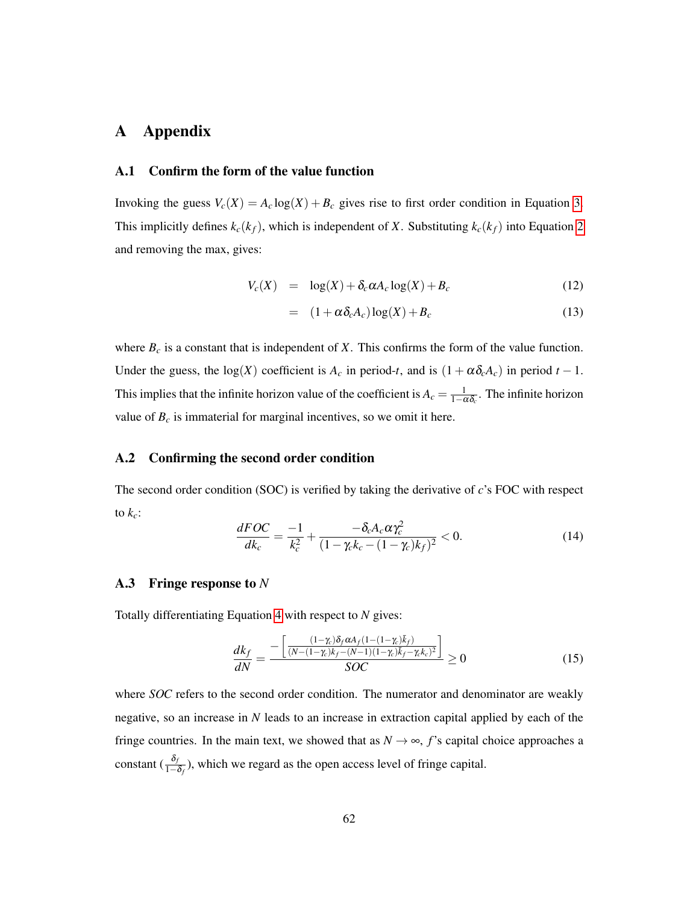# A Appendix

## A.1 Confirm the form of the value function

Invoking the guess $V_c(X) = A_c \log(X) + B_c$ gives rise to first order condition in Equation 3. This implicitly defines $k_c(k_f)$, which is independent of $X$. Substituting $k_c(k_f)$ into Equation 2 and removing the max, gives:

$$
\begin{aligned}
V_c(X) &= \log(X) + \delta_c \alpha A_c \log(X) + B_c && (12) \\
&= (1 + \alpha \delta_c A_c) \log(X) + B_c && (13)
\end{aligned}
$$

where $B_c$ is a constant that is independent of $X$. This confirms the form of the value function. Under the guess, the $\log(X)$ coefficient is $A_c$ in period-$t$, and is $(1 + \alpha \delta_c A_c)$ in period $t-1$. This implies that the infinite horizon value of the coefficient is $A_c = \frac{1}{1-\alpha\delta_c}$. The infinite horizon value of $B_c$ is immaterial for marginal incentives, so we omit it here.

## A.2 Confirming the second order condition

The second order condition (SOC) is verified by taking the derivative of $c$'s FOC with respect to $k_c$:

$$
\frac{dFOC}{dk_c} = \frac{-1}{k_c^2} + \frac{-\delta_c A_c \alpha \gamma_c^2}{(1 - \gamma_c k_c - (1-\gamma_c)k_f)^2} < 0. \tag{14}
$$

## A.3 Fringe response to $N$

Totally differentiating Equation 4 with respect to $N$ gives:

$$
\frac{dk_f}{dN} = \frac{-\left[\frac{(1-\gamma_c)\delta_f \alpha A_f (1-(1-\gamma_c)\bar{k}_f)}{(N-(1-\gamma_c)k_f-(N-1)(1-\gamma_c)\bar{k}_f-\gamma_c k_c)^2}\right]}{SOC} \geq 0 \tag{15}
$$

where *SOC* refers to the second order condition. The numerator and denominator are weakly negative, so an increase in $N$ leads to an increase in extraction capital applied by each of the fringe countries. In the main text, we showed that as $N \to \infty$, $f$'s capital choice approaches a constant ($\frac{\delta_f}{1-\delta_f}$), which we regard as the open access level of fringe capital.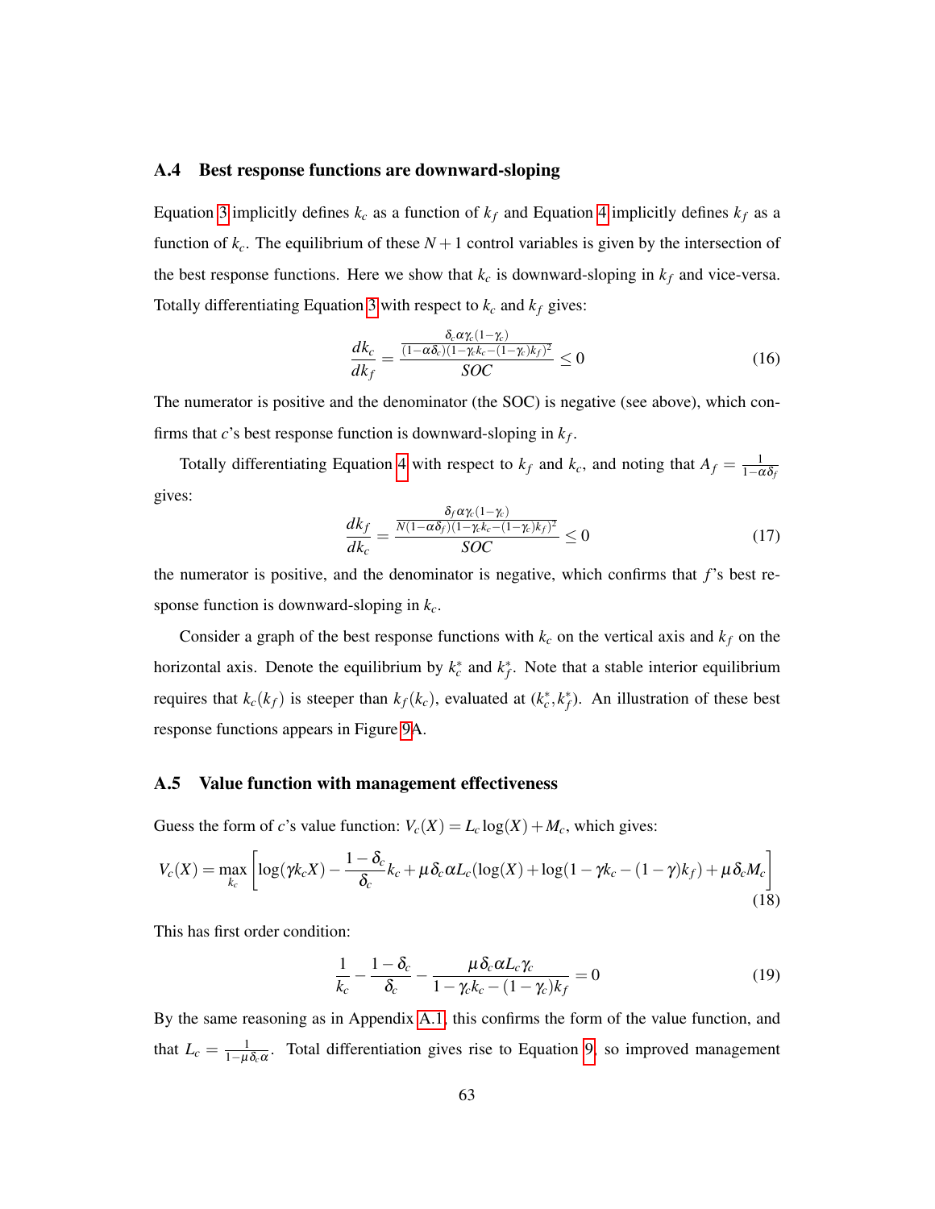### A.4 Best response functions are downward-sloping

Equation 3 implicitly defines $k_c$ as a function of $k_f$ and Equation 4 implicitly defines $k_f$ as a function of $k_c$. The equilibrium of these $N+1$ control variables is given by the intersection of the best response functions. Here we show that $k_c$ is downward-sloping in $k_f$ and vice-versa. Totally differentiating Equation 3 with respect to $k_c$ and $k_f$ gives:

$$\frac{dk_c}{dk_f} = \frac{\frac{\delta_c \alpha \gamma_c (1-\gamma_c)}{(1-\alpha\delta_c)(1-\gamma_c k_c-(1-\gamma_c)k_f)^2}}{SOC} \leq 0 \tag{16}$$

The numerator is positive and the denominator (the SOC) is negative (see above), which confirms that $c$'s best response function is downward-sloping in $k_f$.

Totally differentiating Equation 4 with respect to $k_f$ and $k_c$, and noting that $A_f = \frac{1}{1-\alpha\delta_f}$ gives:

$$\frac{dk_f}{dk_c} = \frac{\frac{\delta_f \alpha \gamma_c (1-\gamma_c)}{N(1-\alpha\delta_f)(1-\gamma_c k_c-(1-\gamma_c)k_f)^2}}{SOC} \leq 0 \tag{17}$$

the numerator is positive, and the denominator is negative, which confirms that $f$'s best response function is downward-sloping in $k_c$.

Consider a graph of the best response functions with $k_c$ on the vertical axis and $k_f$ on the horizontal axis. Denote the equilibrium by $k_c^*$ and $k_f^*$. Note that a stable interior equilibrium requires that $k_c(k_f)$ is steeper than $k_f(k_c)$, evaluated at $(k_c^*, k_f^*)$. An illustration of these best response functions appears in Figure 9A.

### A.5 Value function with management effectiveness

Guess the form of $c$'s value function: $V_c(X) = L_c \log(X) + M_c$, which gives:

$$V_c(X) = \max_{k_c} \left[ \log(\gamma k_c X) - \frac{1-\delta_c}{\delta_c} k_c + \mu \delta_c \alpha L_c (\log(X) + \log(1-\gamma k_c - (1-\gamma)k_f) + \mu \delta_c M_c \right] \tag{18}$$

This has first order condition:

$$\frac{1}{k_c} - \frac{1-\delta_c}{\delta_c} - \frac{\mu \delta_c \alpha L_c \gamma_c}{1-\gamma_c k_c - (1-\gamma_c)k_f} = 0 \tag{19}$$

By the same reasoning as in Appendix A.1, this confirms the form of the value function, and that $L_c = \frac{1}{1-\mu\delta_c\alpha}$. Total differentiation gives rise to Equation 9, so improved management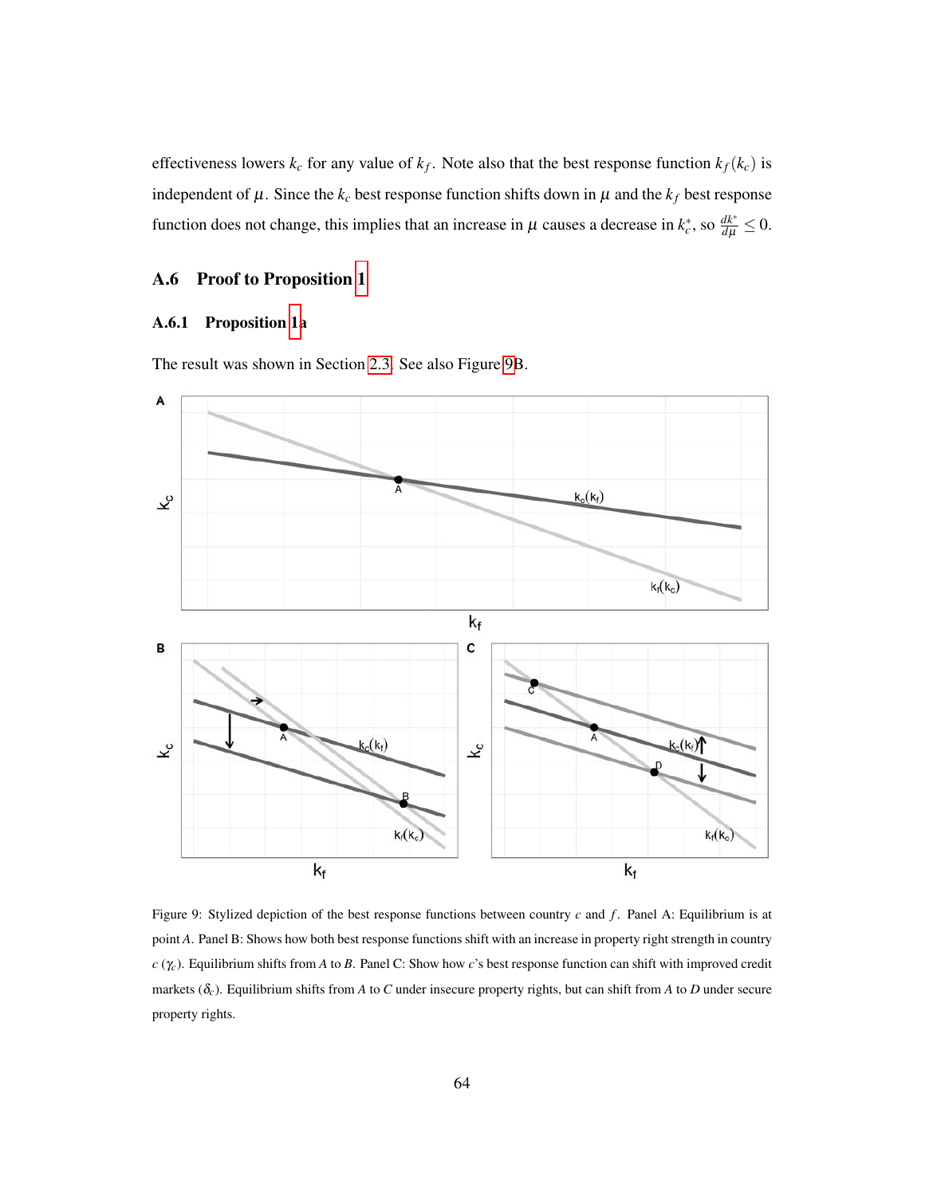effectiveness lowers $k_c$ for any value of $k_f$. Note also that the best response function $k_f(k_c)$ is independent of $\mu$. Since the $k_c$ best response function shifts down in $\mu$ and the $k_f$ best response function does not change, this implies that an increase in $\mu$ causes a decrease in $k_c^*$, so $\frac{dk_c^*}{d\mu} \leq 0$.

## A.6 Proof to Proposition 1

### A.6.1 Proposition 1a

The result was shown in Section 2.3. See also Figure 9B.

Figure 9: Stylized depiction of the best response functions between country $c$ and $f$. Panel A: Equilibrium is at point $A$. Panel B: Shows how both best response functions shift with an increase in property right strength in country $c$ ($\gamma_c$). Equilibrium shifts from $A$ to $B$. Panel C: Show how $c$'s best response function can shift with improved credit markets ($\delta_c$). Equilibrium shifts from $A$ to $C$ under insecure property rights, but can shift from $A$ to $D$ under secure property rights.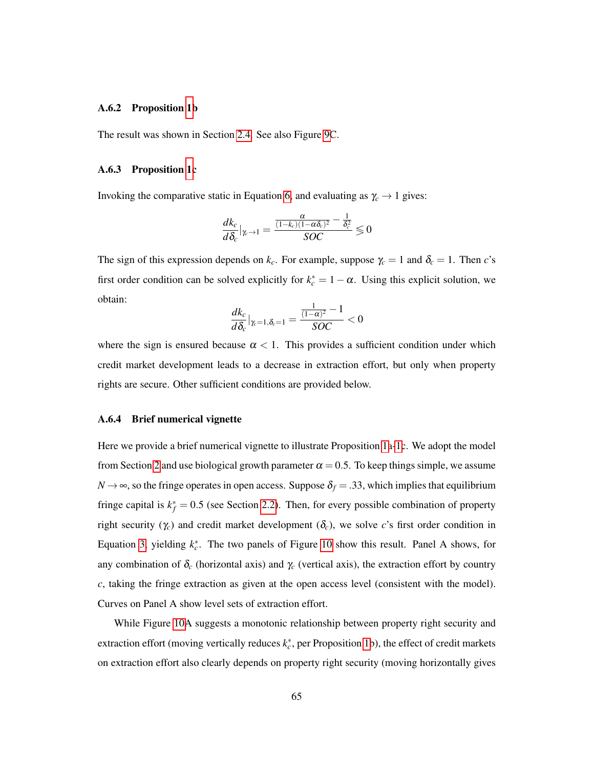### A.6.2 Proposition 1b

The result was shown in Section 2.4. See also Figure 9C.

### A.6.3 Proposition 1c

Invoking the comparative static in Equation 6, and evaluating as $\gamma_c \to 1$ gives:

$$\frac{dk_c}{d\delta_c}|_{\gamma_c \to 1} = \frac{\frac{\alpha}{(1-k_c)(1-\alpha\delta_c)^2} - \frac{1}{\delta_c^2}}{SOC} \lesseqgtr 0$$

The sign of this expression depends on $k_c$. For example, suppose $\gamma_c = 1$ and $\delta_c = 1$. Then $c$'s first order condition can be solved explicitly for $k_c^* = 1 - \alpha$. Using this explicit solution, we obtain:

$$\frac{dk_c}{d\delta_c}|_{\gamma_c=1,\delta_c=1} = \frac{\frac{1}{(1-\alpha)^2} - 1}{SOC} < 0$$

where the sign is ensured because $\alpha < 1$. This provides a sufficient condition under which credit market development leads to a decrease in extraction effort, but only when property rights are secure. Other sufficient conditions are provided below.

### A.6.4 Brief numerical vignette

Here we provide a brief numerical vignette to illustrate Proposition 1a-1c. We adopt the model from Section 2 and use biological growth parameter $\alpha = 0.5$. To keep things simple, we assume $N \to \infty$, so the fringe operates in open access. Suppose $\delta_f = .33$, which implies that equilibrium fringe capital is $k_f^* = 0.5$ (see Section 2.2). Then, for every possible combination of property right security ($\gamma_c$) and credit market development ($\delta_c$), we solve $c$'s first order condition in Equation 3, yielding $k_c^*$. The two panels of Figure 10 show this result. Panel A shows, for any combination of $\delta_c$ (horizontal axis) and $\gamma_c$ (vertical axis), the extraction effort by country $c$, taking the fringe extraction as given at the open access level (consistent with the model). Curves on Panel A show level sets of extraction effort.

While Figure 10A suggests a monotonic relationship between property right security and extraction effort (moving vertically reduces $k_c^*$, per Proposition 1b), the effect of credit markets on extraction effort also clearly depends on property right security (moving horizontally gives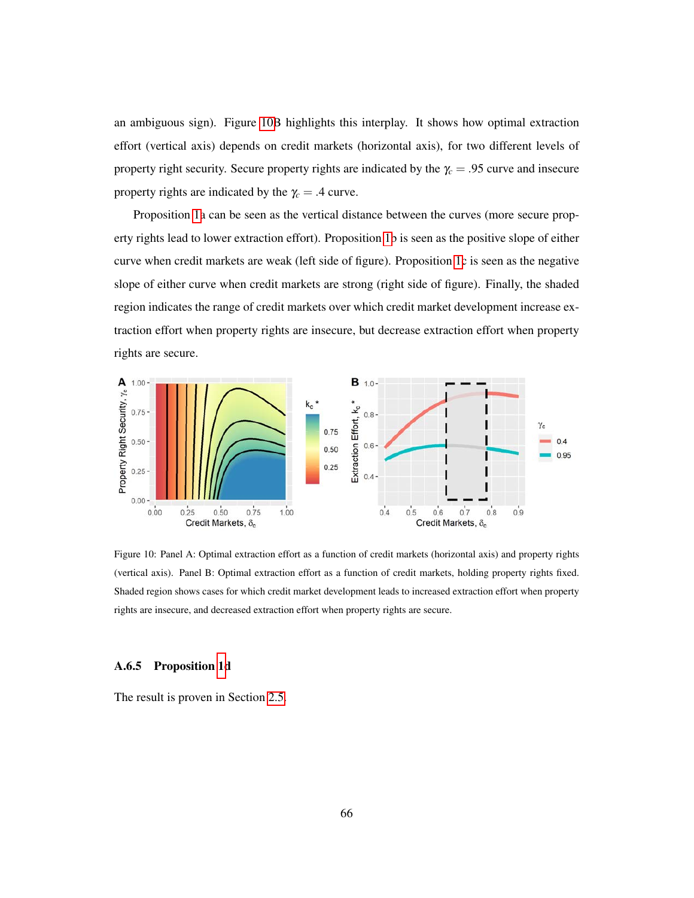an ambiguous sign). Figure 10B highlights this interplay. It shows how optimal extraction effort (vertical axis) depends on credit markets (horizontal axis), for two different levels of property right security. Secure property rights are indicated by the $\gamma_c = .95$ curve and insecure property rights are indicated by the $\gamma_c = .4$ curve.

Proposition 1a can be seen as the vertical distance between the curves (more secure property rights lead to lower extraction effort). Proposition 1b is seen as the positive slope of either curve when credit markets are weak (left side of figure). Proposition 1c is seen as the negative slope of either curve when credit markets are strong (right side of figure). Finally, the shaded region indicates the range of credit markets over which credit market development increase extraction effort when property rights are insecure, but decrease extraction effort when property rights are secure.

Figure 10: Panel A: Optimal extraction effort as a function of credit markets (horizontal axis) and property rights (vertical axis). Panel B: Optimal extraction effort as a function of credit markets, holding property rights fixed. Shaded region shows cases for which credit market development leads to increased extraction effort when property rights are insecure, and decreased extraction effort when property rights are secure.

### A.6.5 Proposition 1d

The result is proven in Section 2.5.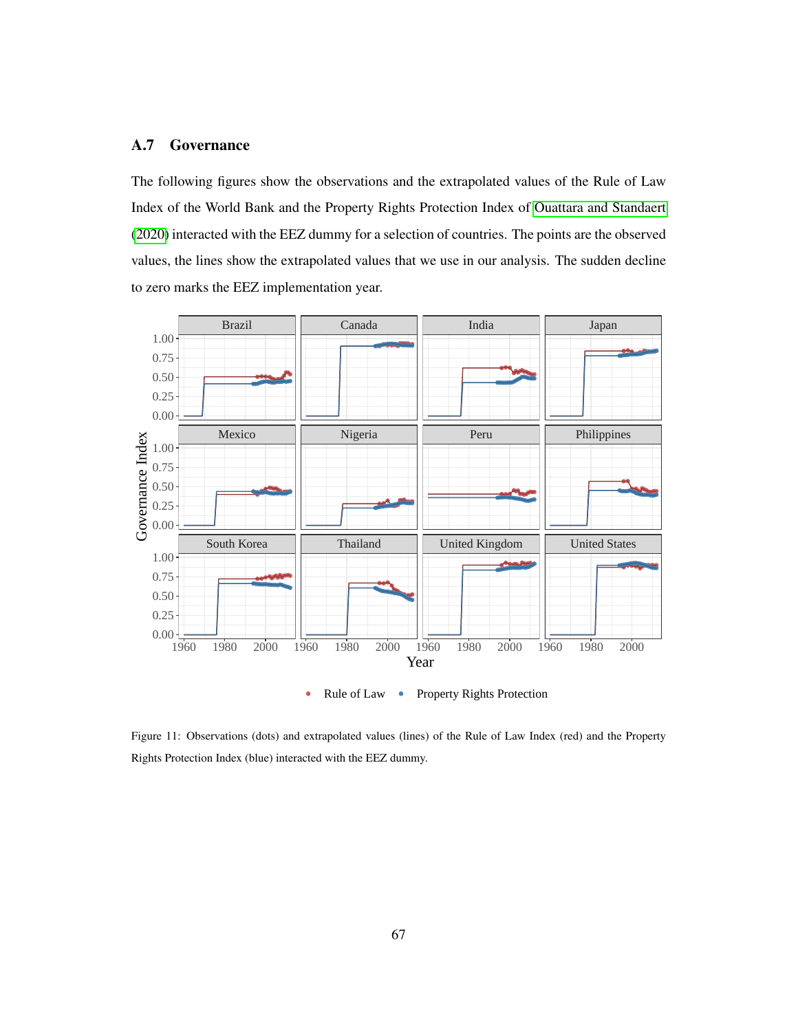### A.7 Governance

The following figures show the observations and the extrapolated values of the Rule of Law Index of the World Bank and the Property Rights Protection Index of Ouattara and Standaert (2020) interacted with the EEZ dummy for a selection of countries. The points are the observed values, the lines show the extrapolated values that we use in our analysis. The sudden decline to zero marks the EEZ implementation year.

Figure 11: Observations (dots) and extrapolated values (lines) of the Rule of Law Index (red) and the Property Rights Protection Index (blue) interacted with the EEZ dummy.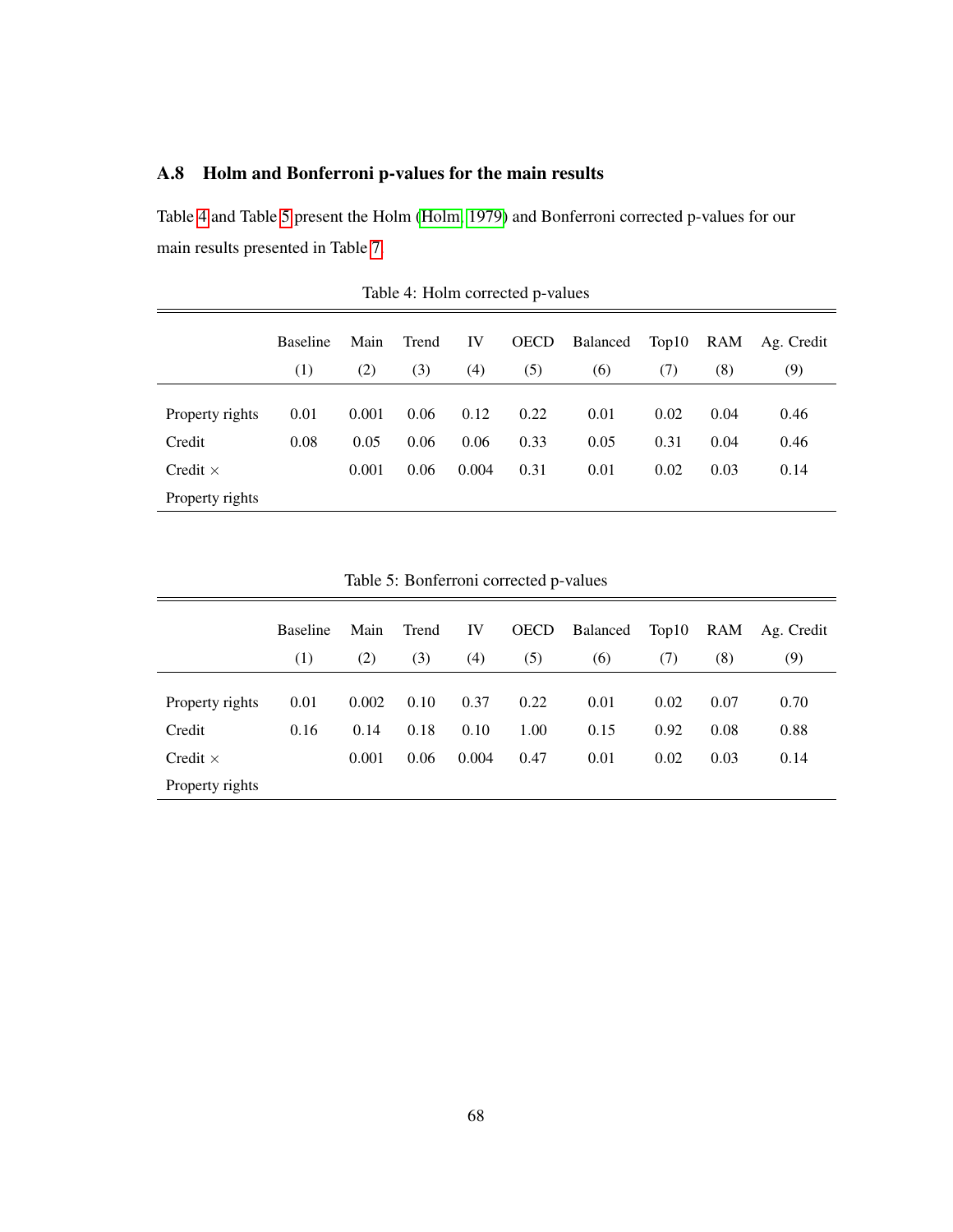### A.8 Holm and Bonferroni p-values for the main results

Table 4 and Table 5 present the Holm (Holm, 1979) and Bonferroni corrected p-values for our main results presented in Table 7.

Table 4: Holm corrected p-values

| | Baseline | Main | Trend | IV | OECD | Balanced | Top10 | RAM | Ag. Credit |
|---|---|---|---|---|---|---|---|---|---|
| | (1) | (2) | (3) | (4) | (5) | (6) | (7) | (8) | (9) |
| Property rights | 0.01 | 0.001 | 0.06 | 0.12 | 0.22 | 0.01 | 0.02 | 0.04 | 0.46 |
| Credit | 0.08 | 0.05 | 0.06 | 0.06 | 0.33 | 0.05 | 0.31 | 0.04 | 0.46 |
| Credit × Property rights | | 0.001 | 0.06 | 0.004 | 0.31 | 0.01 | 0.02 | 0.03 | 0.14 |

Table 5: Bonferroni corrected p-values

| | Baseline | Main | Trend | IV | OECD | Balanced | Top10 | RAM | Ag. Credit |
|---|---|---|---|---|---|---|---|---|---|
| | (1) | (2) | (3) | (4) | (5) | (6) | (7) | (8) | (9) |
| Property rights | 0.01 | 0.002 | 0.10 | 0.37 | 0.22 | 0.01 | 0.02 | 0.07 | 0.70 |
| Credit | 0.16 | 0.14 | 0.18 | 0.10 | 1.00 | 0.15 | 0.92 | 0.08 | 0.88 |
| Credit × Property rights | | 0.001 | 0.06 | 0.004 | 0.47 | 0.01 | 0.02 | 0.03 | 0.14 |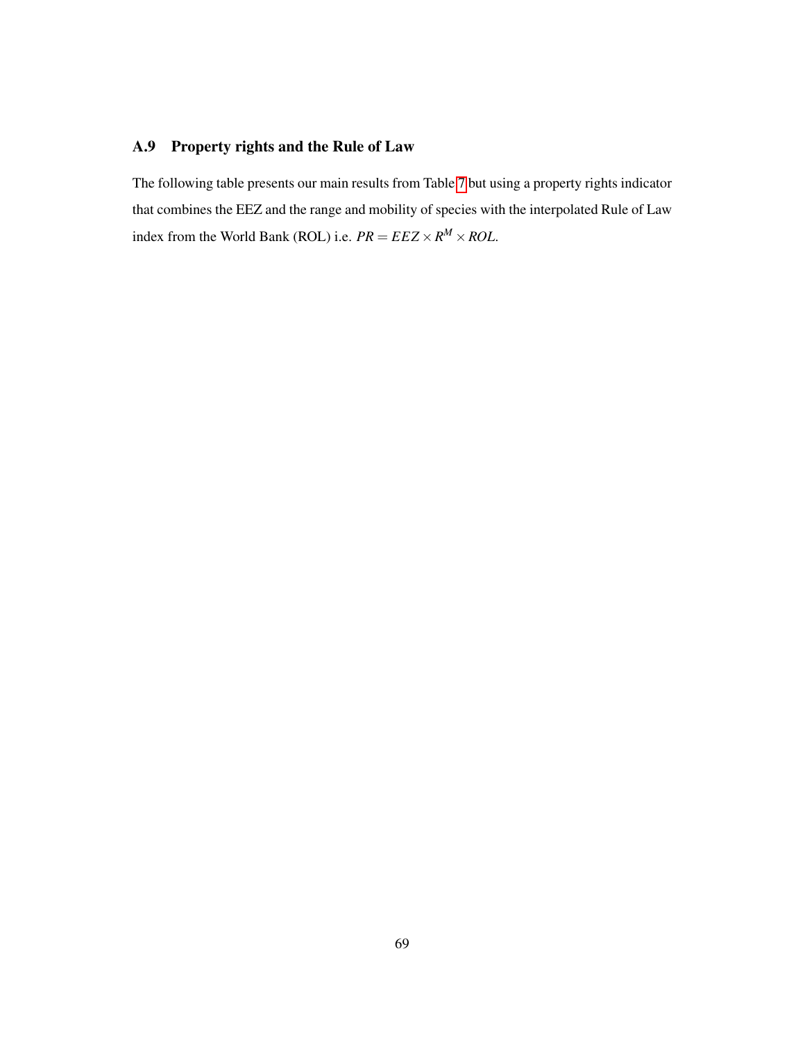## A.9 Property rights and the Rule of Law

The following table presents our main results from Table 7 but using a property rights indicator that combines the EEZ and the range and mobility of species with the interpolated Rule of Law index from the World Bank (ROL) i.e. $PR = EEZ \times R^M \times ROL$.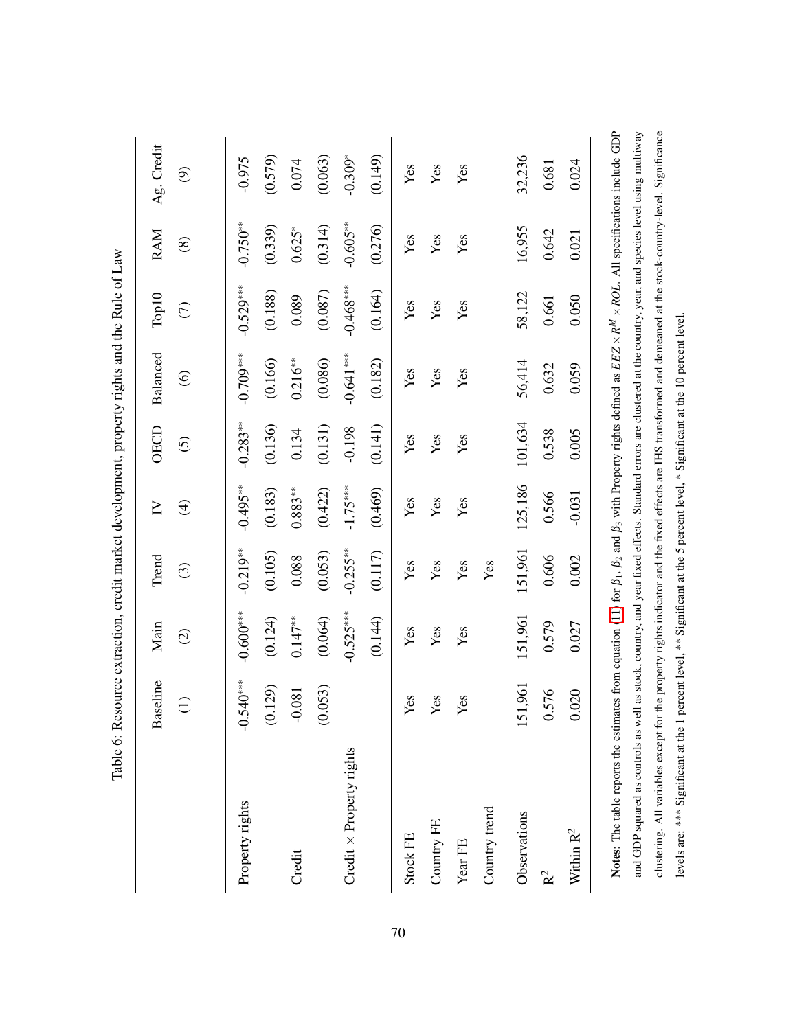Table 6: Resource extraction, credit market development, property rights and the Rule of Law

| | Baseline | Main | Trend | IV | OECD | Balanced | Top10 | RAM | Ag. Credit |
|---|---|---|---|---|---|---|---|---|---|
| | (1) | (2) | (3) | (4) | (5) | (6) | (7) | (8) | (9) |
| Property rights | -0.540*** | -0.600*** | -0.219** | -0.495** | -0.283** | -0.709*** | -0.529*** | -0.750** | -0.975 |
| | (0.129) | (0.124) | (0.105) | (0.183) | (0.136) | (0.166) | (0.188) | (0.339) | (0.579) |
| Credit | -0.081 | 0.147** | 0.088 | 0.883** | 0.134 | 0.216** | 0.089 | 0.625* | 0.074 |
| | (0.053) | (0.064) | (0.053) | (0.422) | (0.131) | (0.086) | (0.087) | (0.314) | (0.063) |
| Credit × Property rights | | -0.525*** | -0.255** | -1.75*** | -0.198 | -0.641*** | -0.468*** | -0.605** | -0.309* |
| | | (0.144) | (0.117) | (0.469) | (0.141) | (0.182) | (0.164) | (0.276) | (0.149) |
| Stock FE | Yes | Yes | Yes | Yes | Yes | Yes | Yes | Yes | Yes |
| Country FE | Yes | Yes | Yes | Yes | Yes | Yes | Yes | Yes | Yes |
| Year FE | Yes | Yes | Yes | Yes | Yes | Yes | Yes | Yes | Yes |
| Country trend | | | Yes | | | | | | |
| Observations | 151,961 | 151,961 | 151,961 | 125,186 | 101,634 | 56,414 | 58,122 | 16,955 | 32,236 |
| $R^2$ | 0.576 | 0.579 | 0.606 | 0.566 | 0.538 | 0.632 | 0.661 | 0.642 | 0.681 |
| Within $R^2$ | 0.020 | 0.027 | 0.002 | -0.031 | 0.005 | 0.059 | 0.050 | 0.021 | 0.024 |

**Notes**: The table reports the estimates from equation [11] for $\beta_1$, $\beta_2$ and $\beta_3$ with Property rights defined as $EEZ \times R^M \times ROL$. All specifications include GDP and GDP squared as controls as well as stock, country, and year fixed effects. Standard errors are clustered at the country, year, and species level using multiway clustering. All variables except for the property rights indicator and the fixed effects are IHS transformed and demeaned at the stock-country-level. Significance levels are: *** Significant at the 1 percent level, ** Significant at the 5 percent level, * Significant at the 10 percent level.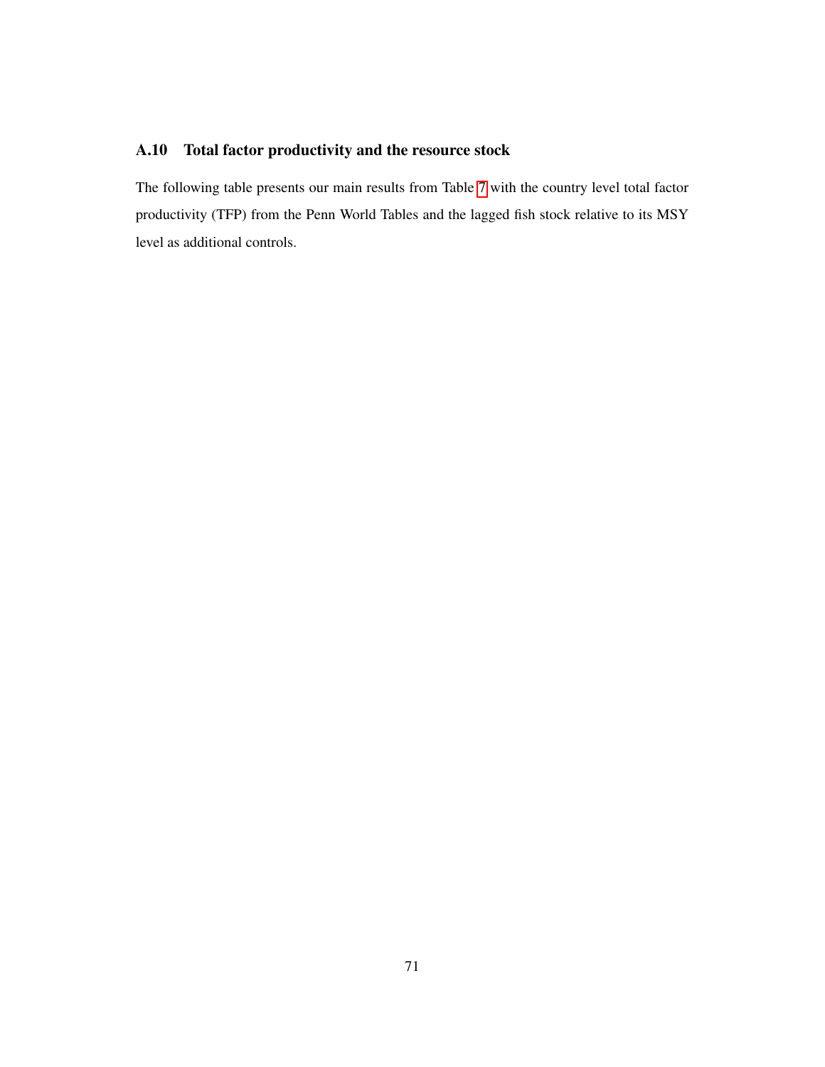### A.10 Total factor productivity and the resource stock

The following table presents our main results from Table 7 with the country level total factor productivity (TFP) from the Penn World Tables and the lagged fish stock relative to its MSY level as additional controls.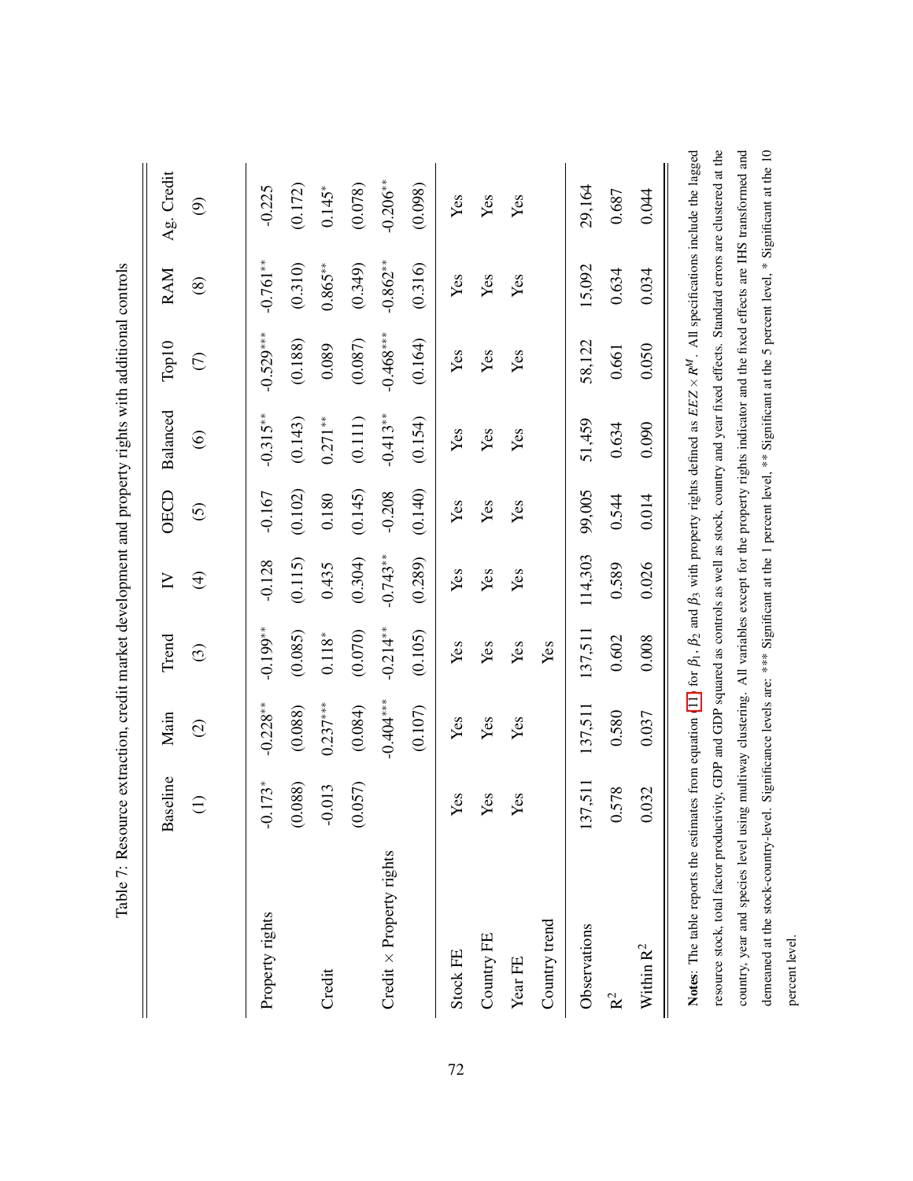Table 7: Resource extraction, credit market development and property rights with additional controls

| | Baseline | Main | Trend | IV | OECD | Balanced | Top10 | RAM | Ag. Credit |
|---|---|---|---|---|---|---|---|---|---|
| | (1) | (2) | (3) | (4) | (5) | (6) | (7) | (8) | (9) |
| Property rights | -0.173* | -0.228** | -0.199** | -0.128 | -0.167 | -0.315** | -0.529*** | -0.761** | -0.225 |
| | (0.088) | (0.088) | (0.085) | (0.115) | (0.102) | (0.143) | (0.188) | (0.310) | (0.172) |
| Credit | -0.013 | 0.237*** | 0.118* | 0.435 | 0.180 | 0.271** | 0.089 | 0.865** | 0.145* |
| | (0.057) | (0.084) | (0.070) | (0.304) | (0.145) | (0.111) | (0.087) | (0.349) | (0.078) |
| Credit × Property rights | | -0.404*** | -0.214** | -0.743** | -0.208 | -0.413** | -0.468*** | -0.862** | -0.206** |
| | | (0.107) | (0.105) | (0.289) | (0.140) | (0.154) | (0.164) | (0.316) | (0.098) |
| Stock FE | Yes | Yes | Yes | Yes | Yes | Yes | Yes | Yes | Yes |
| Country FE | Yes | Yes | Yes | Yes | Yes | Yes | Yes | Yes | Yes |
| Year FE | Yes | Yes | Yes | Yes | Yes | Yes | Yes | Yes | Yes |
| Country trend | | | Yes | | | | | | |
| Observations | 137,511 | 137,511 | 137,511 | 114,303 | 99,005 | 51,459 | 58,122 | 15,092 | 29,164 |
| $R^2$ | 0.578 | 0.580 | 0.602 | 0.589 | 0.544 | 0.634 | 0.661 | 0.634 | 0.687 |
| Within $R^2$ | 0.032 | 0.037 | 0.008 | 0.026 | 0.014 | 0.090 | 0.050 | 0.034 | 0.044 |

**Notes**: The table reports the estimates from equation (11) for $\beta_1$, $\beta_2$ and $\beta_3$ with property rights defined as $EEZ \times R^M$. All specifications include the lagged resource stock, total factor productivity, GDP and GDP squared as controls as well as stock, country and year fixed effects. Standard errors are clustered at the country, year and species level using multiway clustering. All variables except for the property rights indicator and the fixed effects are IHS transformed and demeaned at the stock-country-level. Significance levels are: *** Significant at the 1 percent level, ** Significant at the 5 percent level, * Significant at the 10 percent level.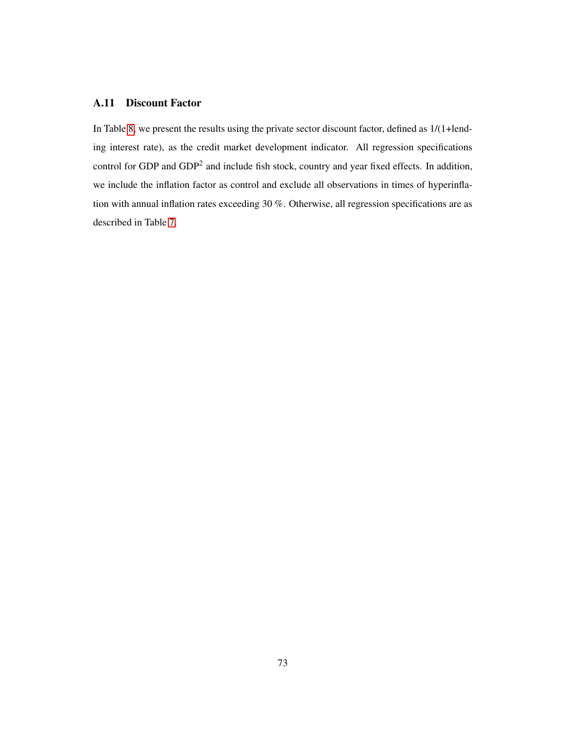### A.11 Discount Factor

In Table 8, we present the results using the private sector discount factor, defined as 1/(1+lending interest rate), as the credit market development indicator. All regression specifications control for GDP and GDP$^2$ and include fish stock, country and year fixed effects. In addition, we include the inflation factor as control and exclude all observations in times of hyperinflation with annual inflation rates exceeding 30 %. Otherwise, all regression specifications are as described in Table 7.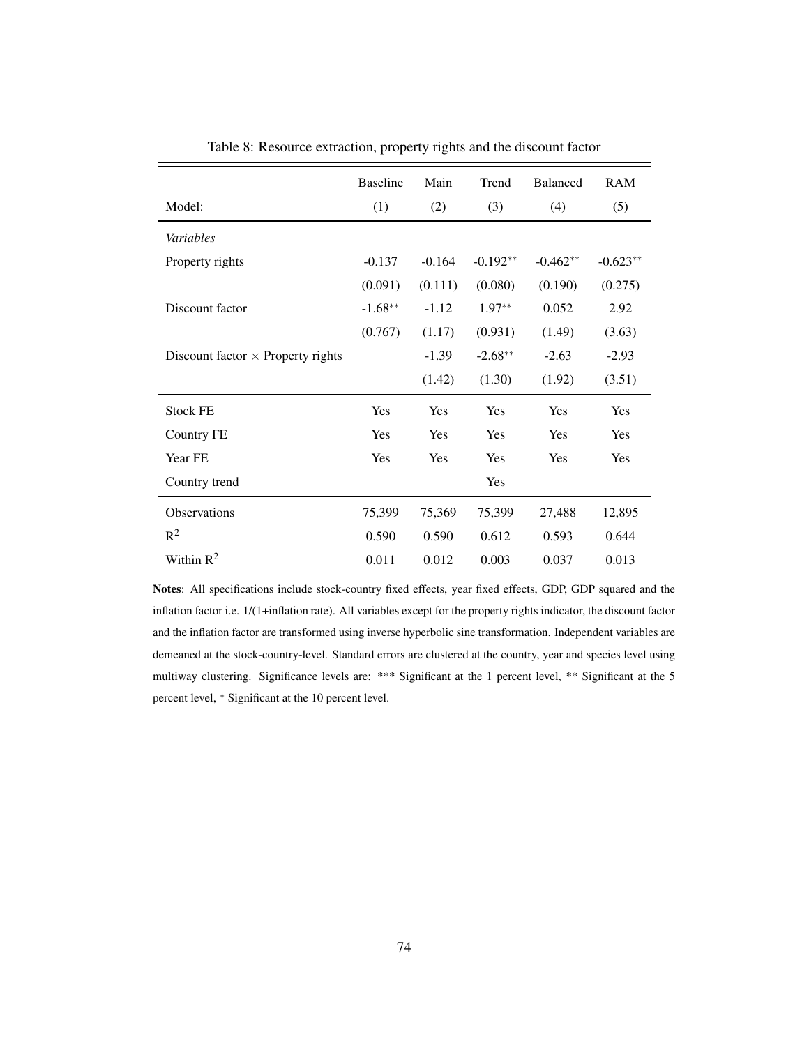Table 8: Resource extraction, property rights and the discount factor

| | Baseline | Main | Trend | Balanced | RAM |
|---|---|---|---|---|---|
| Model: | (1) | (2) | (3) | (4) | (5) |
| *Variables* | | | | | |
| Property rights | -0.137 | -0.164 | -0.192** | -0.462** | -0.623** |
| | (0.091) | (0.111) | (0.080) | (0.190) | (0.275) |
| Discount factor | -1.68** | -1.12 | 1.97** | 0.052 | 2.92 |
| | (0.767) | (1.17) | (0.931) | (1.49) | (3.63) |
| Discount factor × Property rights | | -1.39 | -2.68** | -2.63 | -2.93 |
| | | (1.42) | (1.30) | (1.92) | (3.51) |
| Stock FE | Yes | Yes | Yes | Yes | Yes |
| Country FE | Yes | Yes | Yes | Yes | Yes |
| Year FE | Yes | Yes | Yes | Yes | Yes |
| Country trend | | | Yes | | |
| Observations | 75,399 | 75,369 | 75,399 | 27,488 | 12,895 |
| $R^2$ | 0.590 | 0.590 | 0.612 | 0.593 | 0.644 |
| Within $R^2$ | 0.011 | 0.012 | 0.003 | 0.037 | 0.013 |

**Notes**: All specifications include stock-country fixed effects, year fixed effects, GDP, GDP squared and the inflation factor i.e. 1/(1+inflation rate). All variables except for the property rights indicator, the discount factor and the inflation factor are transformed using inverse hyperbolic sine transformation. Independent variables are demeaned at the stock-country-level. Standard errors are clustered at the country, year and species level using multiway clustering. Significance levels are: *** Significant at the 1 percent level, ** Significant at the 5 percent level, * Significant at the 10 percent level.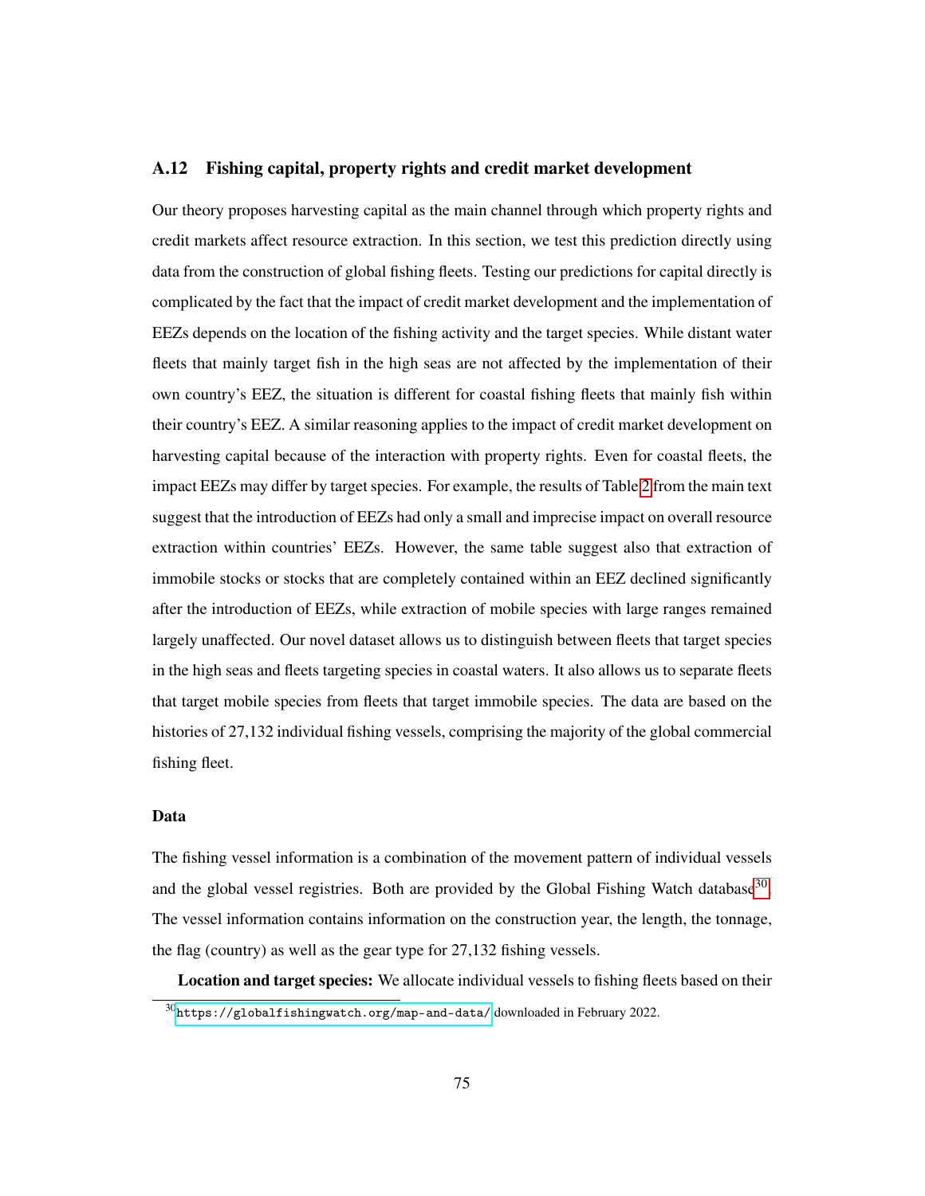## A.12 Fishing capital, property rights and credit market development

Our theory proposes harvesting capital as the main channel through which property rights and credit markets affect resource extraction. In this section, we test this prediction directly using data from the construction of global fishing fleets. Testing our predictions for capital directly is complicated by the fact that the impact of credit market development and the implementation of EEZs depends on the location of the fishing activity and the target species. While distant water fleets that mainly target fish in the high seas are not affected by the implementation of their own country's EEZ, the situation is different for coastal fishing fleets that mainly fish within their country's EEZ. A similar reasoning applies to the impact of credit market development on harvesting capital because of the interaction with property rights. Even for coastal fleets, the impact EEZs may differ by target species. For example, the results of Table 2 from the main text suggest that the introduction of EEZs had only a small and imprecise impact on overall resource extraction within countries' EEZs. However, the same table suggest also that extraction of immobile stocks or stocks that are completely contained within an EEZ declined significantly after the introduction of EEZs, while extraction of mobile species with large ranges remained largely unaffected. Our novel dataset allows us to distinguish between fleets that target species in the high seas and fleets targeting species in coastal waters. It also allows us to separate fleets that target mobile species from fleets that target immobile species. The data are based on the histories of 27,132 individual fishing vessels, comprising the majority of the global commercial fishing fleet.

### Data

The fishing vessel information is a combination of the movement pattern of individual vessels and the global vessel registries. Both are provided by the Global Fishing Watch database[30]. The vessel information contains information on the construction year, the length, the tonnage, the flag (country) as well as the gear type for 27,132 fishing vessels.

**Location and target species:** We allocate individual vessels to fishing fleets based on their

[30] https://globalfishingwatch.org/map-and-data/ downloaded in February 2022.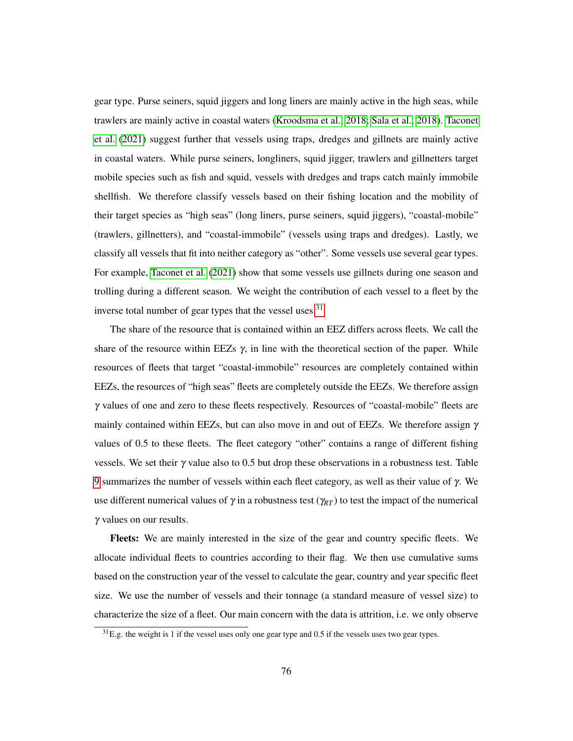gear type. Purse seiners, squid jiggers and long liners are mainly active in the high seas, while trawlers are mainly active in coastal waters (Kroodsma et al., 2018; Sala et al., 2018). Taconet et al. (2021) suggest further that vessels using traps, dredges and gillnets are mainly active in coastal waters. While purse seiners, longliners, squid jigger, trawlers and gillnetters target mobile species such as fish and squid, vessels with dredges and traps catch mainly immobile shellfish. We therefore classify vessels based on their fishing location and the mobility of their target species as "high seas" (long liners, purse seiners, squid jiggers), "coastal-mobile" (trawlers, gillnetters), and "coastal-immobile" (vessels using traps and dredges). Lastly, we classify all vessels that fit into neither category as "other". Some vessels use several gear types. For example, Taconet et al. (2021) show that some vessels use gillnets during one season and trolling during a different season. We weight the contribution of each vessel to a fleet by the inverse total number of gear types that the vessel uses.[31]

The share of the resource that is contained within an EEZ differs across fleets. We call the share of the resource within EEZs $\gamma$, in line with the theoretical section of the paper. While resources of fleets that target "coastal-immobile" resources are completely contained within EEZs, the resources of "high seas" fleets are completely outside the EEZs. We therefore assign $\gamma$ values of one and zero to these fleets respectively. Resources of "coastal-mobile" fleets are mainly contained within EEZs, but can also move in and out of EEZs. We therefore assign $\gamma$ values of 0.5 to these fleets. The fleet category "other" contains a range of different fishing vessels. We set their $\gamma$ value also to 0.5 but drop these observations in a robustness test. Table 9 summarizes the number of vessels within each fleet category, as well as their value of $\gamma$. We use different numerical values of $\gamma$ in a robustness test ($\gamma_{RT}$) to test the impact of the numerical $\gamma$ values on our results.

**Fleets:** We are mainly interested in the size of the gear and country specific fleets. We allocate individual fleets to countries according to their flag. We then use cumulative sums based on the construction year of the vessel to calculate the gear, country and year specific fleet size. We use the number of vessels and their tonnage (a standard measure of vessel size) to characterize the size of a fleet. Our main concern with the data is attrition, i.e. we only observe

[31] E.g. the weight is 1 if the vessel uses only one gear type and 0.5 if the vessels uses two gear types.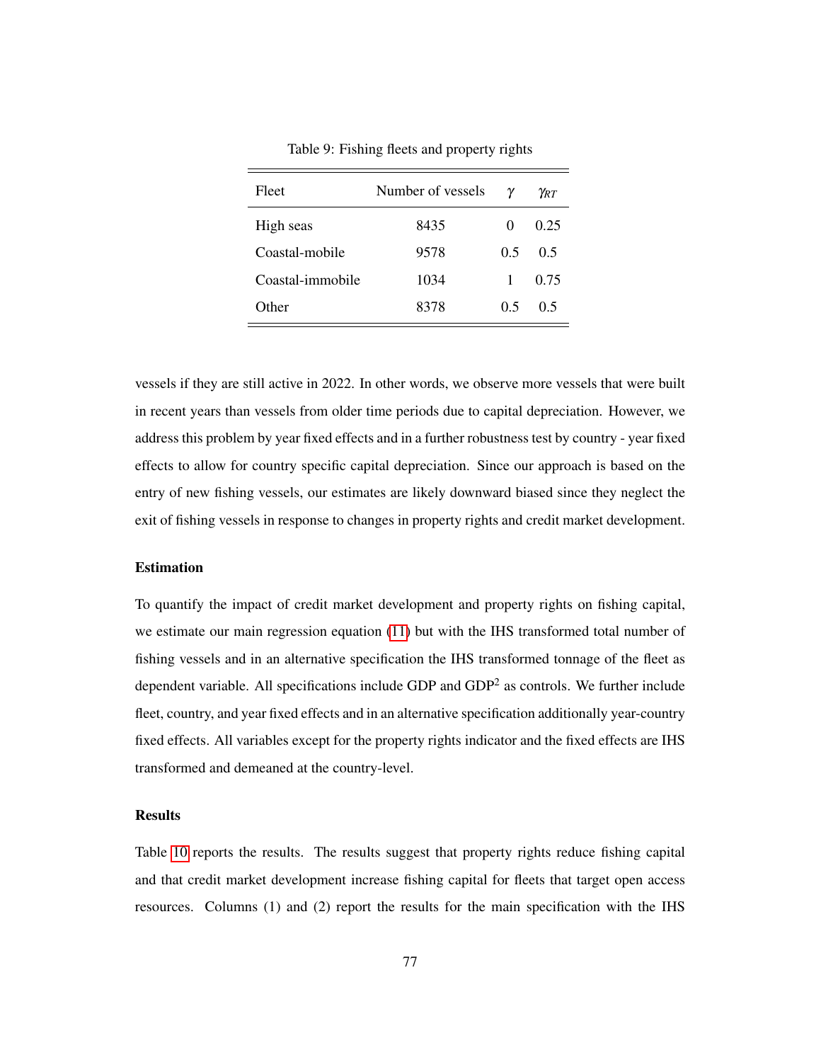Table 9: Fishing fleets and property rights

| Fleet | Number of vessels | $\gamma$ | $\gamma_{RT}$ |
|---|---|---|---|
| High seas | 8435 | 0 | 0.25 |
| Coastal-mobile | 9578 | 0.5 | 0.5 |
| Coastal-immobile | 1034 | 1 | 0.75 |
| Other | 8378 | 0.5 | 0.5 |

vessels if they are still active in 2022. In other words, we observe more vessels that were built in recent years than vessels from older time periods due to capital depreciation. However, we address this problem by year fixed effects and in a further robustness test by country - year fixed effects to allow for country specific capital depreciation. Since our approach is based on the entry of new fishing vessels, our estimates are likely downward biased since they neglect the exit of fishing vessels in response to changes in property rights and credit market development.

### Estimation

To quantify the impact of credit market development and property rights on fishing capital, we estimate our main regression equation (11) but with the IHS transformed total number of fishing vessels and in an alternative specification the IHS transformed tonnage of the fleet as dependent variable. All specifications include GDP and GDP$^2$ as controls. We further include fleet, country, and year fixed effects and in an alternative specification additionally year-country fixed effects. All variables except for the property rights indicator and the fixed effects are IHS transformed and demeaned at the country-level.

### Results

Table 10 reports the results. The results suggest that property rights reduce fishing capital and that credit market development increase fishing capital for fleets that target open access resources. Columns (1) and (2) report the results for the main specification with the IHS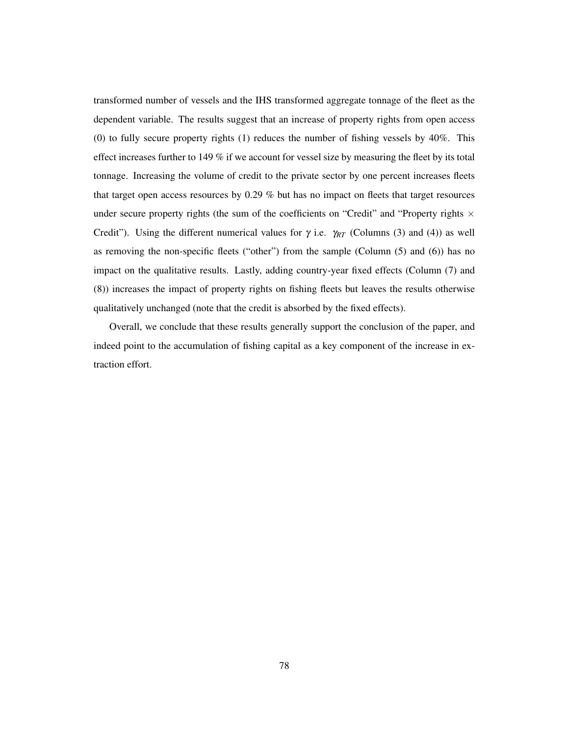transformed number of vessels and the IHS transformed aggregate tonnage of the fleet as the dependent variable. The results suggest that an increase of property rights from open access (0) to fully secure property rights (1) reduces the number of fishing vessels by 40%. This effect increases further to 149 % if we account for vessel size by measuring the fleet by its total tonnage. Increasing the volume of credit to the private sector by one percent increases fleets that target open access resources by 0.29 % but has no impact on fleets that target resources under secure property rights (the sum of the coefficients on "Credit" and "Property rights $\times$ Credit"). Using the different numerical values for $\gamma$ i.e. $\gamma_{RT}$ (Columns (3) and (4)) as well as removing the non-specific fleets ("other") from the sample (Column (5) and (6)) has no impact on the qualitative results. Lastly, adding country-year fixed effects (Column (7) and (8)) increases the impact of property rights on fishing fleets but leaves the results otherwise qualitatively unchanged (note that the credit is absorbed by the fixed effects).

Overall, we conclude that these results generally support the conclusion of the paper, and indeed point to the accumulation of fishing capital as a key component of the increase in extraction effort.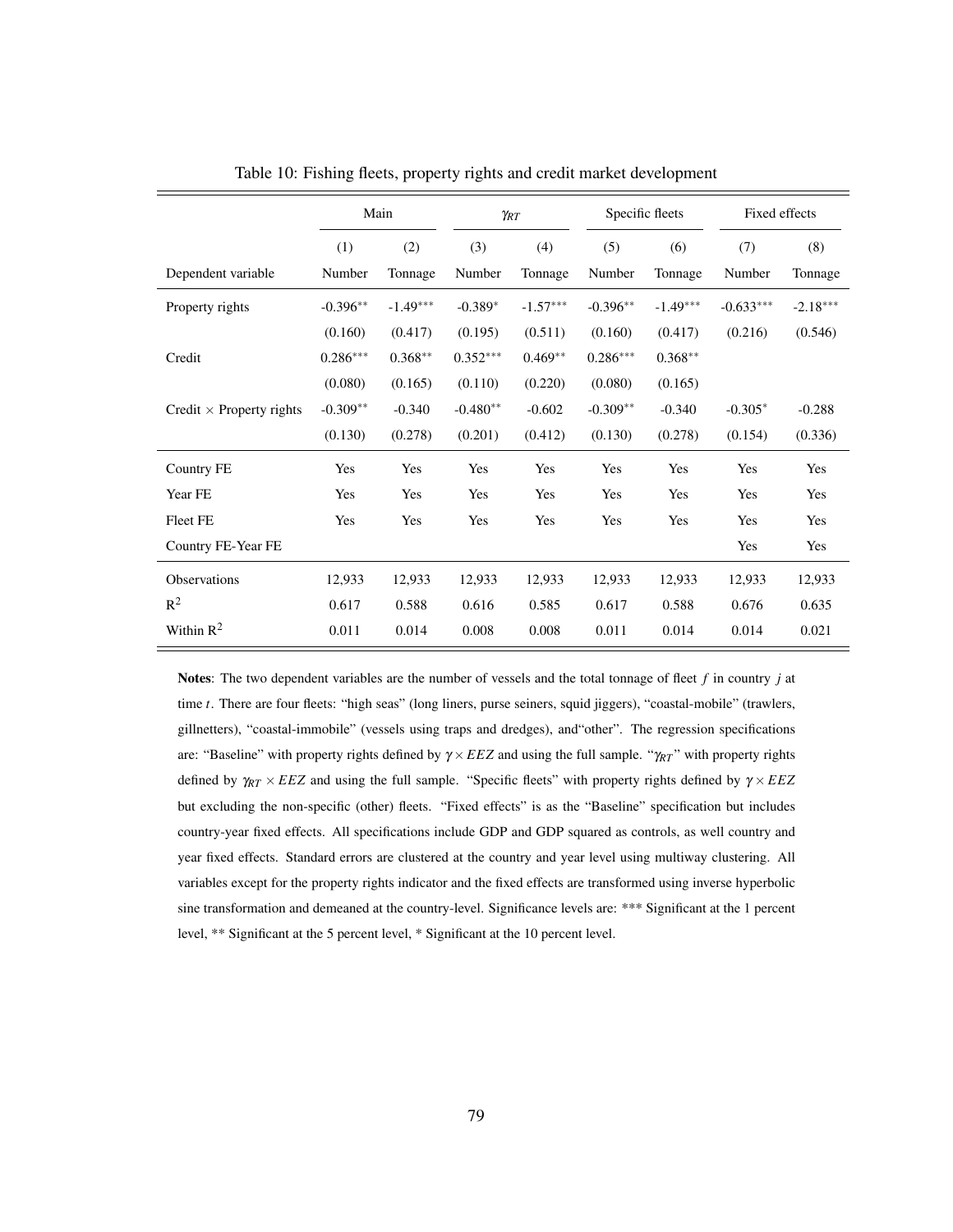Table 10: Fishing fleets, property rights and credit market development

| | Main | | $\gamma_{RT}$ | | Specific fleets | | Fixed effects | |
|---|---|---|---|---|---|---|---|---|
| | (1) | (2) | (3) | (4) | (5) | (6) | (7) | (8) |
| Dependent variable | Number | Tonnage | Number | Tonnage | Number | Tonnage | Number | Tonnage |
| Property rights | -0.396** | -1.49*** | -0.389* | -1.57*** | -0.396** | -1.49*** | -0.633*** | -2.18*** |
| | (0.160) | (0.417) | (0.195) | (0.511) | (0.160) | (0.417) | (0.216) | (0.546) |
| Credit | 0.286*** | 0.368** | 0.352*** | 0.469** | 0.286*** | 0.368** | | |
| | (0.080) | (0.165) | (0.110) | (0.220) | (0.080) | (0.165) | | |
| Credit × Property rights | -0.309** | -0.340 | -0.480** | -0.602 | -0.309** | -0.340 | -0.305* | -0.288 |
| | (0.130) | (0.278) | (0.201) | (0.412) | (0.130) | (0.278) | (0.154) | (0.336) |
| Country FE | Yes | Yes | Yes | Yes | Yes | Yes | Yes | Yes |
| Year FE | Yes | Yes | Yes | Yes | Yes | Yes | Yes | Yes |
| Fleet FE | Yes | Yes | Yes | Yes | Yes | Yes | Yes | Yes |
| Country FE-Year FE | | | | | | | Yes | Yes |
| Observations | 12,933 | 12,933 | 12,933 | 12,933 | 12,933 | 12,933 | 12,933 | 12,933 |
| $R^2$ | 0.617 | 0.588 | 0.616 | 0.585 | 0.617 | 0.588 | 0.676 | 0.635 |
| Within $R^2$ | 0.011 | 0.014 | 0.008 | 0.008 | 0.011 | 0.014 | 0.014 | 0.021 |

**Notes**: The two dependent variables are the number of vessels and the total tonnage of fleet $f$ in country $j$ at time $t$. There are four fleets: "high seas" (long liners, purse seiners, squid jiggers), "coastal-mobile" (trawlers, gillnetters), "coastal-immobile" (vessels using traps and dredges), and"other". The regression specifications are: "Baseline" with property rights defined by $\gamma \times EEZ$ and using the full sample. "$\gamma_{RT}$" with property rights defined by $\gamma_{RT} \times EEZ$ and using the full sample. "Specific fleets" with property rights defined by $\gamma \times EEZ$ but excluding the non-specific (other) fleets. "Fixed effects" is as the "Baseline" specification but includes country-year fixed effects. All specifications include GDP and GDP squared as controls, as well country and year fixed effects. Standard errors are clustered at the country and year level using multiway clustering. All variables except for the property rights indicator and the fixed effects are transformed using inverse hyperbolic sine transformation and demeaned at the country-level. Significance levels are: *** Significant at the 1 percent level, ** Significant at the 5 percent level, * Significant at the 10 percent level.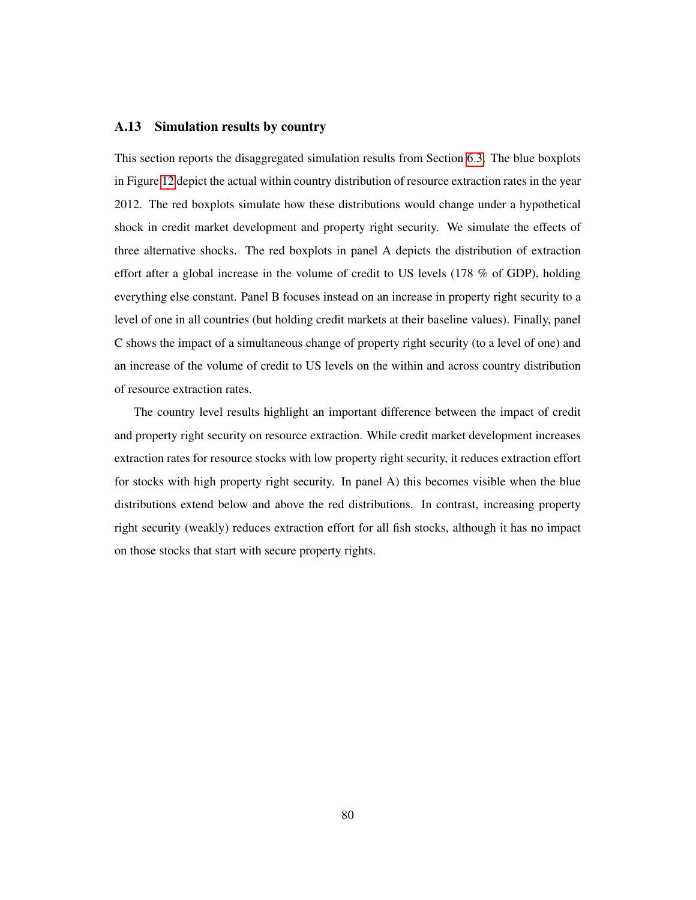### A.13 Simulation results by country

This section reports the disaggregated simulation results from Section 6.3. The blue boxplots in Figure 12 depict the actual within country distribution of resource extraction rates in the year 2012. The red boxplots simulate how these distributions would change under a hypothetical shock in credit market development and property right security. We simulate the effects of three alternative shocks. The red boxplots in panel A depicts the distribution of extraction effort after a global increase in the volume of credit to US levels (178 % of GDP), holding everything else constant. Panel B focuses instead on an increase in property right security to a level of one in all countries (but holding credit markets at their baseline values). Finally, panel C shows the impact of a simultaneous change of property right security (to a level of one) and an increase of the volume of credit to US levels on the within and across country distribution of resource extraction rates.

The country level results highlight an important difference between the impact of credit and property right security on resource extraction. While credit market development increases extraction rates for resource stocks with low property right security, it reduces extraction effort for stocks with high property right security. In panel A) this becomes visible when the blue distributions extend below and above the red distributions. In contrast, increasing property right security (weakly) reduces extraction effort for all fish stocks, although it has no impact on those stocks that start with secure property rights.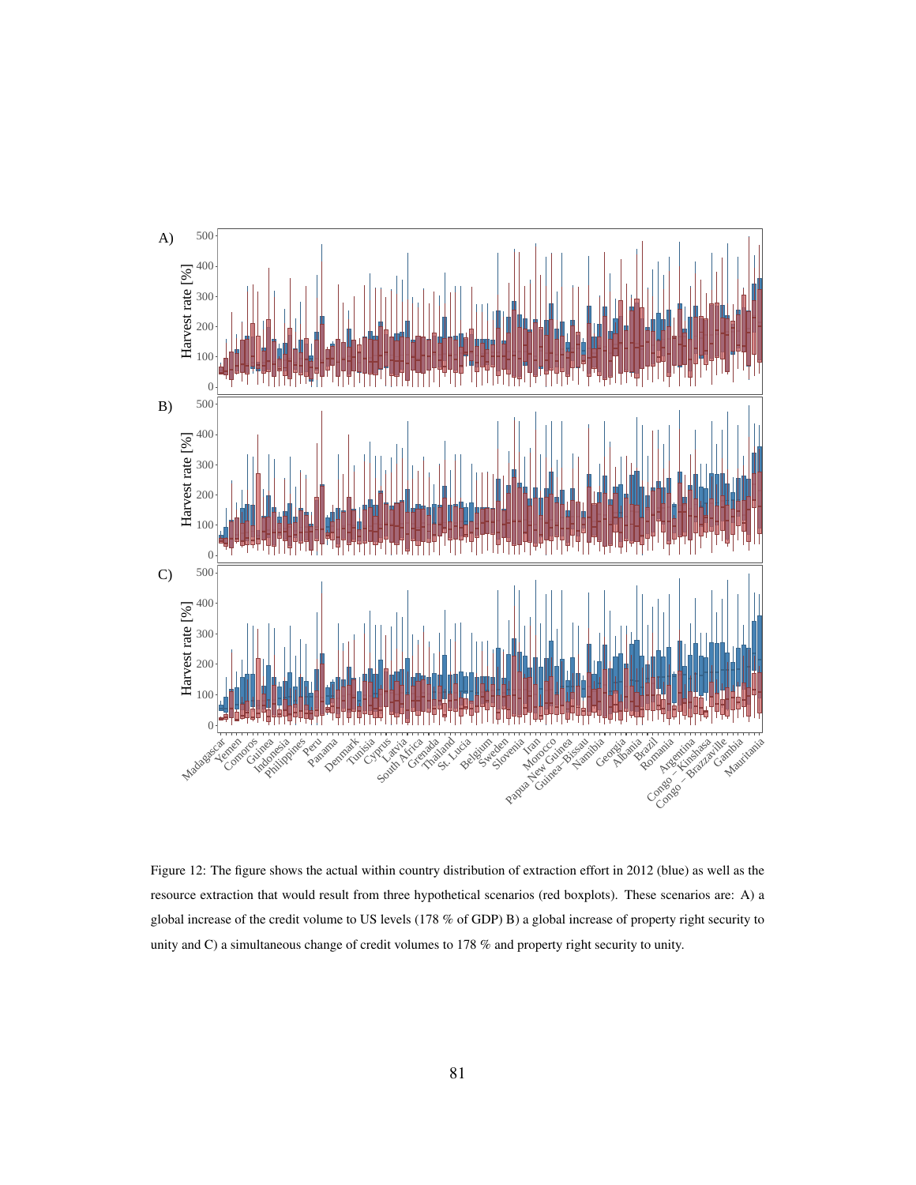A)

Harvest rate [%]

0
100
200
300
400
500

B)

Harvest rate [%]

0
100
200
300
400
500

C)

Harvest rate [%]

0
100
200
300
400
500

Madagascar
Yemen
Comoros
Guinea
Indonesia
Philippines
Peru
Panama
Denmark
Tunisia
Cyprus
Latvia
South Africa
Grenada
Thailand
St. Lucia
Belgium
Sweden
Slovenia
Iran
Morocco
Papua New Guinea
Guinea–Bissau
Namibia
Georgia
Albania
Brazil
Romania
Argentina
Congo – Kinshasa
Congo – Brazzaville
Gambia
Mauritania

Figure 12: The figure shows the actual within country distribution of extraction effort in 2012 (blue) as well as the resource extraction that would result from three hypothetical scenarios (red boxplots). These scenarios are: A) a global increase of the credit volume to US levels (178 % of GDP) B) a global increase of property right security to unity and C) a simultaneous change of credit volumes to 178 % and property right security to unity.